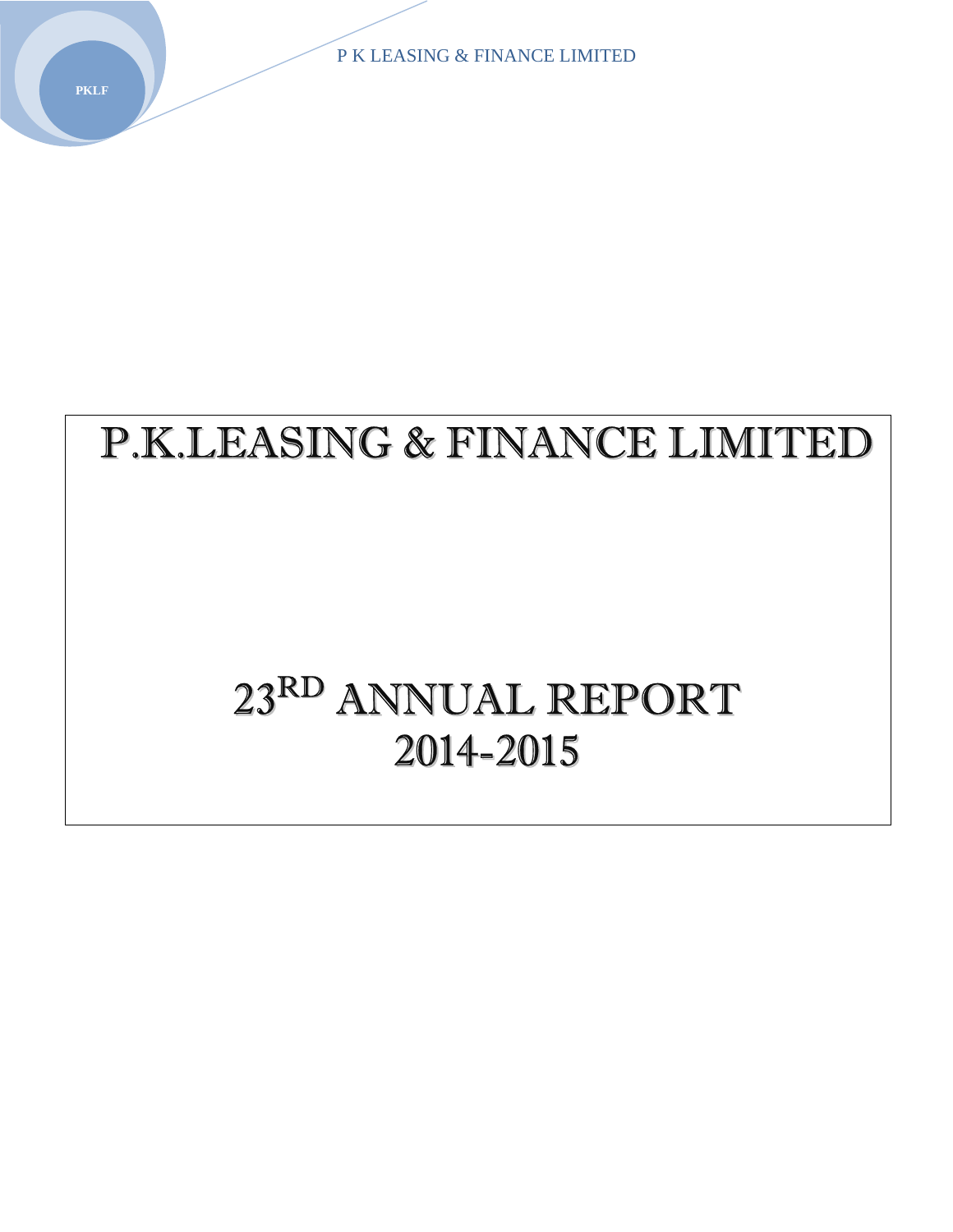# P.K.LEASING & FINANCE LIMITED

# 23RD ANNUAL REPORT 2014-2015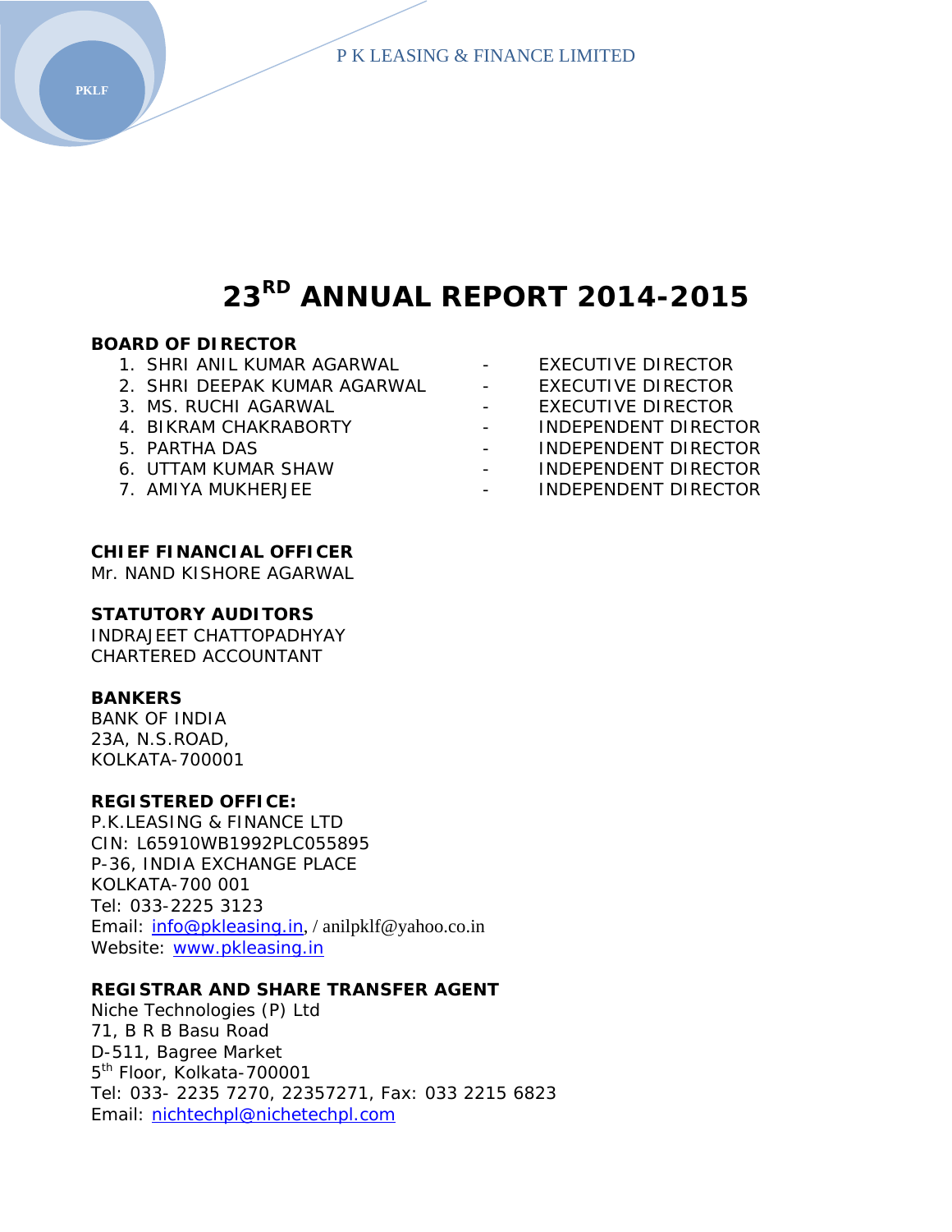# 23RD ANNUAL REPORT 2014-2015

**BOARD OF DIRECTOR**

1. SHRI ANIL KUMAR AGARWAL - EXECUTIVE DIRECTOR
2. SHRI DEEPAK KUMAR AGARWAL - EXECUTIVE DIRECTOR
3. MS. RUCHI AGARWAL - EXECUTIVE DIRECTOR
4. BIKRAM CHAKRABORTY - INDEPENDENT DIRECTOR
5. PARTHA DAS - INDEPENDENT DIRECTOR
6. UTTAM KUMAR SHAW - INDEPENDENT DIRECTOR
7. AMIYA MUKHERJEE - INDEPENDENT DIRECTOR

**CHIEF FINANCIAL OFFICER**
Mr. NAND KISHORE AGARWAL

**STATUTORY AUDITORS**
INDRAJEET CHATTOPADHYAY
CHARTERED ACCOUNTANT

**BANKERS**
BANK OF INDIA
23A, N.S.ROAD,
KOLKATA-700001

**REGISTERED OFFICE:**
P.K.LEASING & FINANCE LTD
CIN: L65910WB1992PLC055895
P-36, INDIA EXCHANGE PLACE
KOLKATA-700 001
Tel: 033-2225 3123
Email: info@pkleasing.in, / anilpklf@yahoo.co.in
Website: www.pkleasing.in

**REGISTRAR AND SHARE TRANSFER AGENT**
Niche Technologies (P) Ltd
71, B R B Basu Road
D-511, Bagree Market
5th Floor, Kolkata-700001
Tel: 033- 2235 7270, 22357271, Fax: 033 2215 6823
Email: nichtechpl@nichetechpl.com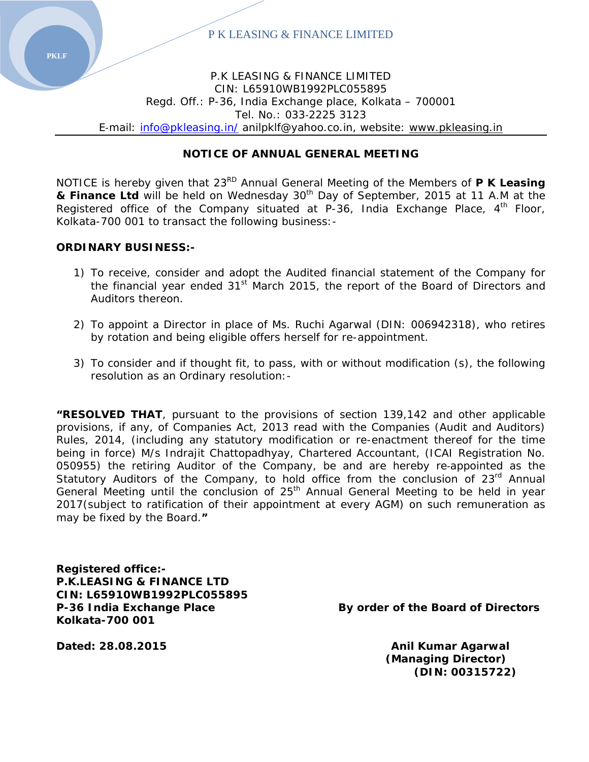P K LEASING & FINANCE LIMITED

P.K LEASING & FINANCE LIMITED
CIN: L65910WB1992PLC055895
Regd. Off.: P-36, India Exchange place, Kolkata – 700001
Tel. No.: 033-2225 3123
E-mail: info@pkleasing.in/ anilpklf@yahoo.co.in, website: www.pkleasing.in

## NOTICE OF ANNUAL GENERAL MEETING

NOTICE is hereby given that 23RD Annual General Meeting of the Members of **P K Leasing & Finance Ltd** will be held on Wednesday 30th Day of September, 2015 at 11 A.M at the Registered office of the Company situated at P-36, India Exchange Place, 4th Floor, Kolkata-700 001 to transact the following business:-

**ORDINARY BUSINESS:-**

1) To receive, consider and adopt the Audited financial statement of the Company for the financial year ended 31st March 2015, the report of the Board of Directors and Auditors thereon.

2) To appoint a Director in place of Ms. Ruchi Agarwal (DIN: 006942318), who retires by rotation and being eligible offers herself for re-appointment.

3) To consider and if thought fit, to pass, with or without modification (s), the following resolution as an Ordinary resolution:-

**"RESOLVED THAT**, pursuant to the provisions of section 139,142 and other applicable provisions, if any, of Companies Act, 2013 read with the Companies (Audit and Auditors) Rules, 2014, (including any statutory modification or re-enactment thereof for the time being in force) M/s Indrajit Chattopadhyay, Chartered Accountant, (ICAI Registration No. 050955) the retiring Auditor of the Company, be and are hereby re-appointed as the Statutory Auditors of the Company, to hold office from the conclusion of 23rd Annual General Meeting until the conclusion of 25th Annual General Meeting to be held in year 2017(subject to ratification of their appointment at every AGM) on such remuneration as may be fixed by the Board.**"**

**Registered office:-**
**P.K.LEASING & FINANCE LTD**
**CIN: L65910WB1992PLC055895**
**P-36 India Exchange Place**
**Kolkata-700 001**

**By order of the Board of Directors**

**Dated: 28.08.2015**

**Anil Kumar Agarwal**
**(Managing Director)**
**(DIN: 00315722)**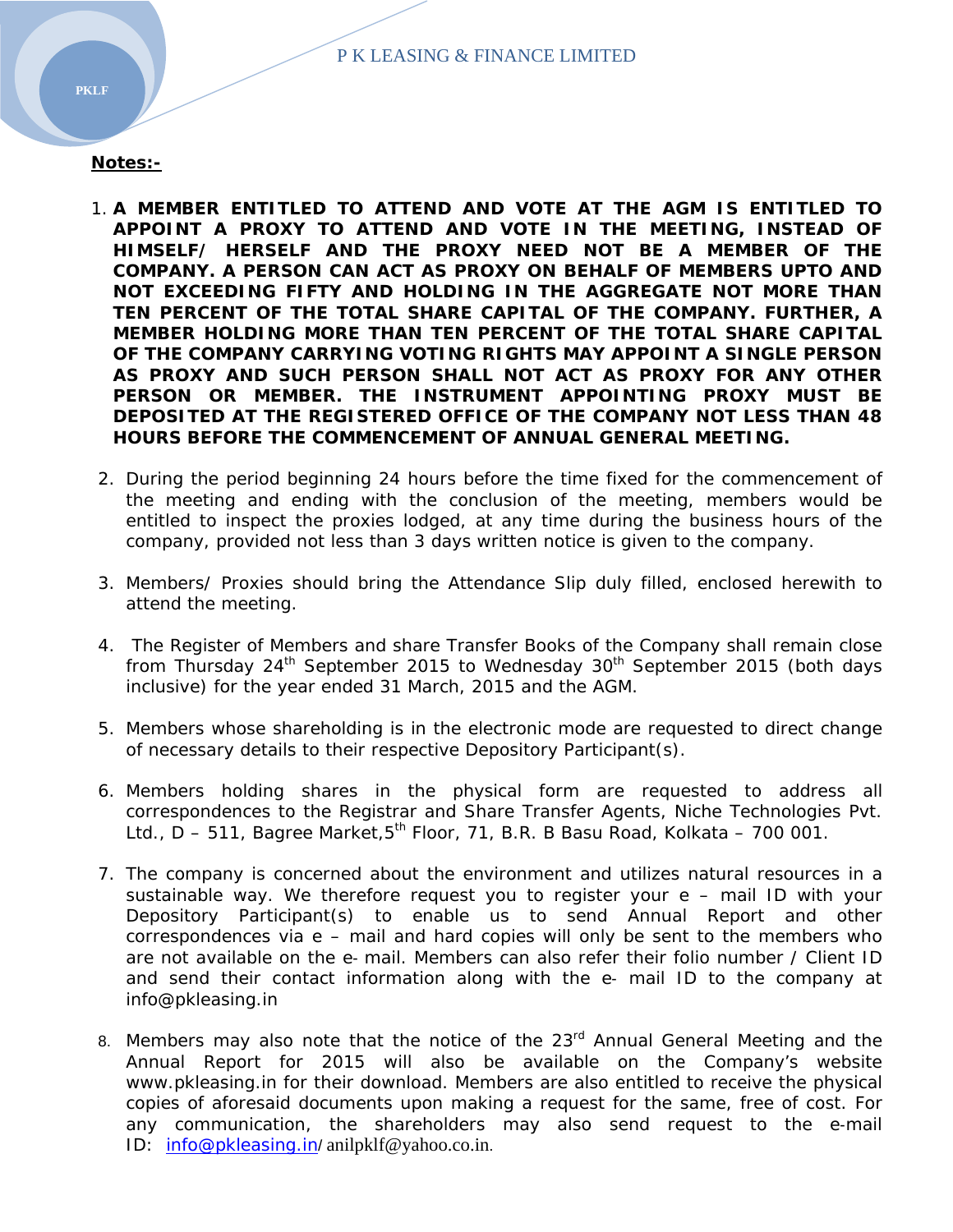**Notes:-**

1. **A MEMBER ENTITLED TO ATTEND AND VOTE AT THE AGM IS ENTITLED TO APPOINT A PROXY TO ATTEND AND VOTE IN THE MEETING, INSTEAD OF HIMSELF/ HERSELF AND THE PROXY NEED NOT BE A MEMBER OF THE COMPANY. A PERSON CAN ACT AS PROXY ON BEHALF OF MEMBERS UPTO AND NOT EXCEEDING FIFTY AND HOLDING IN THE AGGREGATE NOT MORE THAN TEN PERCENT OF THE TOTAL SHARE CAPITAL OF THE COMPANY. FURTHER, A MEMBER HOLDING MORE THAN TEN PERCENT OF THE TOTAL SHARE CAPITAL OF THE COMPANY CARRYING VOTING RIGHTS MAY APPOINT A SINGLE PERSON AS PROXY AND SUCH PERSON SHALL NOT ACT AS PROXY FOR ANY OTHER PERSON OR MEMBER. THE INSTRUMENT APPOINTING PROXY MUST BE DEPOSITED AT THE REGISTERED OFFICE OF THE COMPANY NOT LESS THAN 48 HOURS BEFORE THE COMMENCEMENT OF ANNUAL GENERAL MEETING.**

2. During the period beginning 24 hours before the time fixed for the commencement of the meeting and ending with the conclusion of the meeting, members would be entitled to inspect the proxies lodged, at any time during the business hours of the company, provided not less than 3 days written notice is given to the company.

3. Members/ Proxies should bring the Attendance Slip duly filled, enclosed herewith to attend the meeting.

4. The Register of Members and share Transfer Books of the Company shall remain close from Thursday 24th September 2015 to Wednesday 30th September 2015 (both days inclusive) for the year ended 31 March, 2015 and the AGM.

5. Members whose shareholding is in the electronic mode are requested to direct change of necessary details to their respective Depository Participant(s).

6. Members holding shares in the physical form are requested to address all correspondences to the Registrar and Share Transfer Agents, Niche Technologies Pvt. Ltd., D – 511, Bagree Market,5th Floor, 71, B.R. B Basu Road, Kolkata – 700 001.

7. The company is concerned about the environment and utilizes natural resources in a sustainable way. We therefore request you to register your e – mail ID with your Depository Participant(s) to enable us to send Annual Report and other correspondences via e – mail and hard copies will only be sent to the members who are not available on the e- mail. Members can also refer their folio number / Client ID and send their contact information along with the e- mail ID to the company at info@pkleasing.in

8. Members may also note that the notice of the 23rd Annual General Meeting and the Annual Report for 2015 will also be available on the Company's website www.pkleasing.in for their download. Members are also entitled to receive the physical copies of aforesaid documents upon making a request for the same, free of cost. For any communication, the shareholders may also send request to the e-mail ID: info@pkleasing.in/ anilpklf@yahoo.co.in.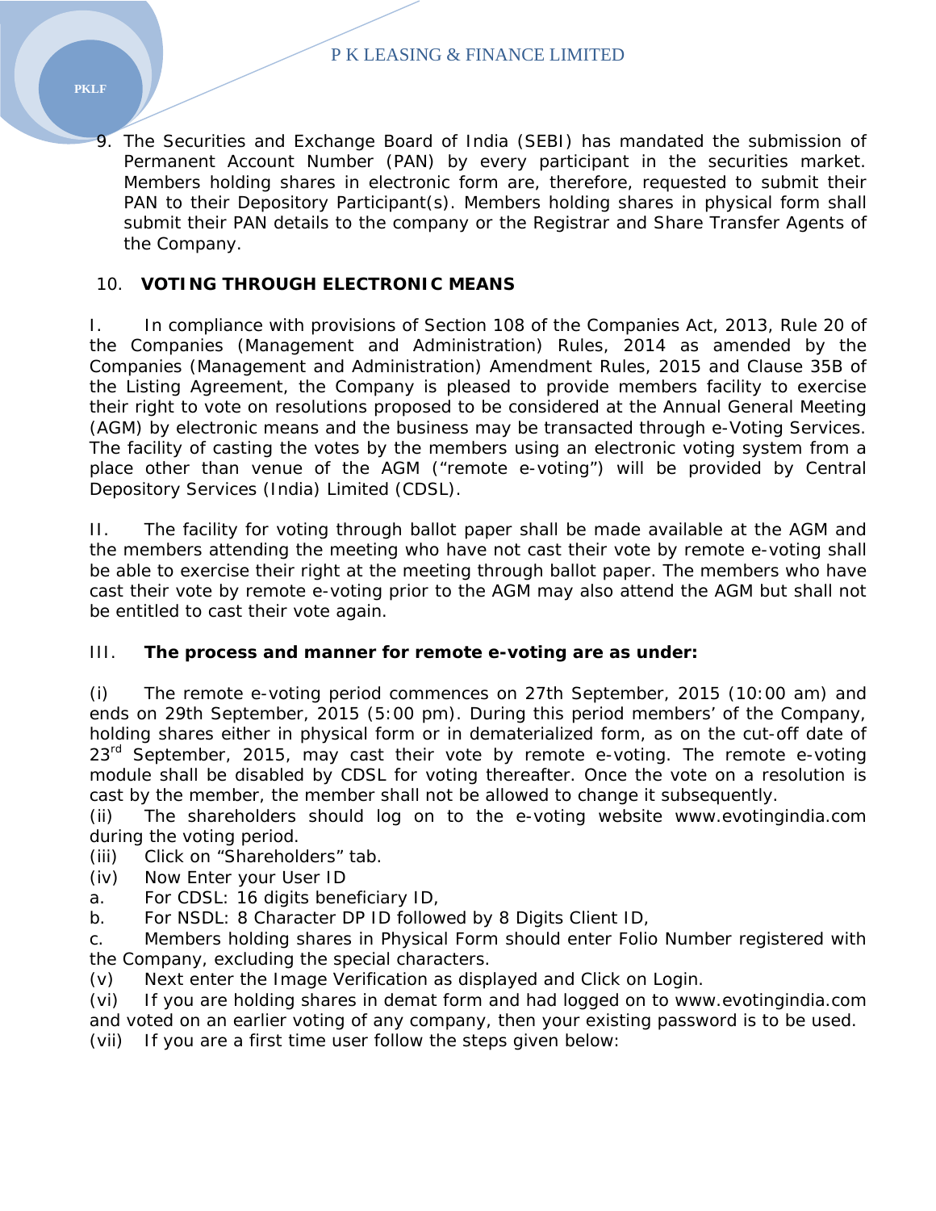9. The Securities and Exchange Board of India (SEBI) has mandated the submission of Permanent Account Number (PAN) by every participant in the securities market. Members holding shares in electronic form are, therefore, requested to submit their PAN to their Depository Participant(s). Members holding shares in physical form shall submit their PAN details to the company or the Registrar and Share Transfer Agents of the Company.

10. **VOTING THROUGH ELECTRONIC MEANS**

I. In compliance with provisions of Section 108 of the Companies Act, 2013, Rule 20 of the Companies (Management and Administration) Rules, 2014 as amended by the Companies (Management and Administration) Amendment Rules, 2015 and Clause 35B of the Listing Agreement, the Company is pleased to provide members facility to exercise their right to vote on resolutions proposed to be considered at the Annual General Meeting (AGM) by electronic means and the business may be transacted through e-Voting Services. The facility of casting the votes by the members using an electronic voting system from a place other than venue of the AGM ("remote e-voting") will be provided by Central Depository Services (India) Limited (CDSL).

II. The facility for voting through ballot paper shall be made available at the AGM and the members attending the meeting who have not cast their vote by remote e-voting shall be able to exercise their right at the meeting through ballot paper. The members who have cast their vote by remote e-voting prior to the AGM may also attend the AGM but shall not be entitled to cast their vote again.

III. **The process and manner for remote e-voting are as under:**

(i) The remote e-voting period commences on 27th September, 2015 (10:00 am) and ends on 29th September, 2015 (5:00 pm). During this period members' of the Company, holding shares either in physical form or in dematerialized form, as on the cut-off date of 23rd September, 2015, may cast their vote by remote e-voting. The remote e-voting module shall be disabled by CDSL for voting thereafter. Once the vote on a resolution is cast by the member, the member shall not be allowed to change it subsequently.

(ii) The shareholders should log on to the e-voting website www.evotingindia.com during the voting period.

(iii) Click on "Shareholders" tab.

(iv) Now Enter your User ID

a. For CDSL: 16 digits beneficiary ID,

b. For NSDL: 8 Character DP ID followed by 8 Digits Client ID,

c. Members holding shares in Physical Form should enter Folio Number registered with the Company, excluding the special characters.

(v) Next enter the Image Verification as displayed and Click on Login.

(vi) If you are holding shares in demat form and had logged on to www.evotingindia.com and voted on an earlier voting of any company, then your existing password is to be used.

(vii) If you are a first time user follow the steps given below: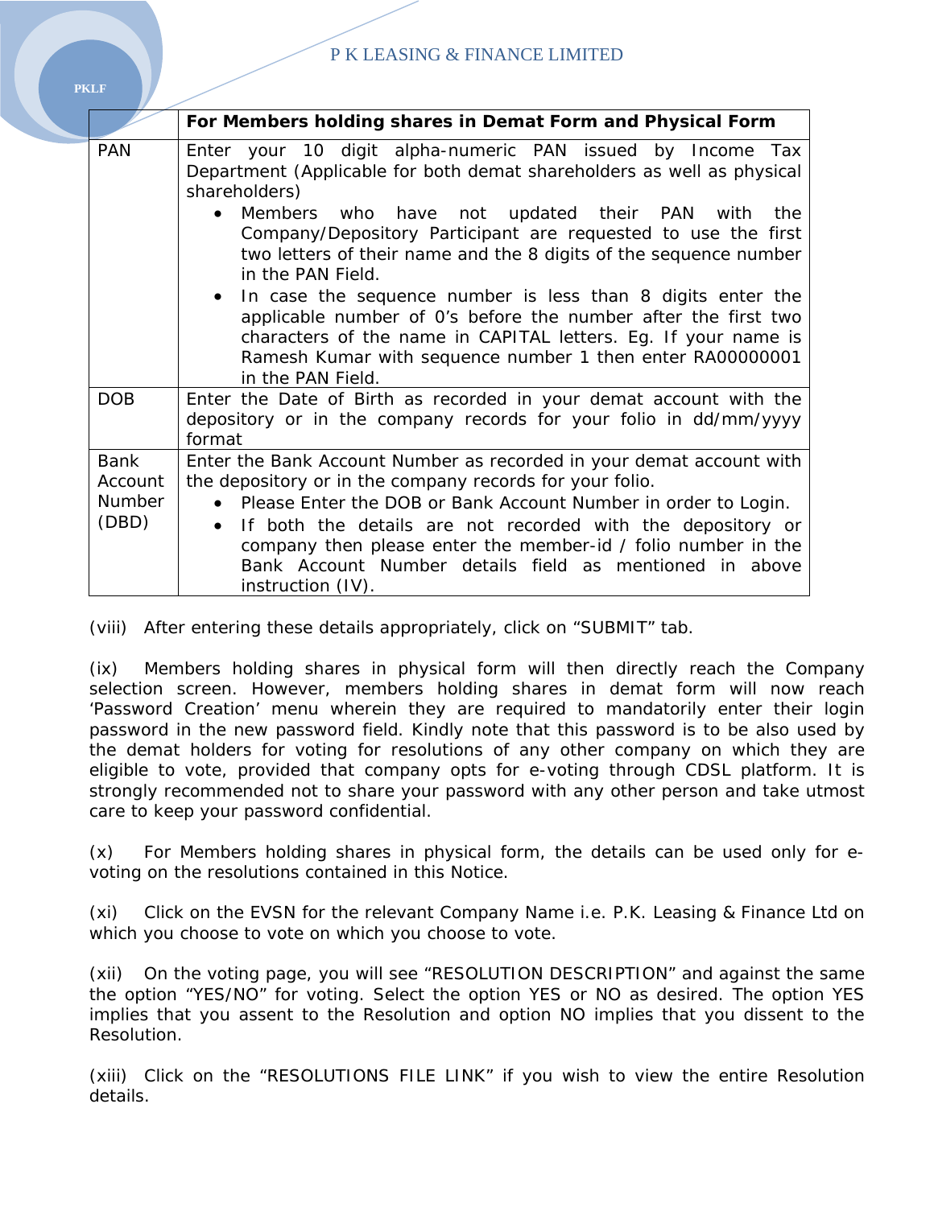| | For Members holding shares in Demat Form and Physical Form |
|---|---|
| PAN | Enter your 10 digit alpha-numeric PAN issued by Income Tax Department (Applicable for both demat shareholders as well as physical shareholders)<br>• Members who have not updated their PAN with the Company/Depository Participant are requested to use the first two letters of their name and the 8 digits of the sequence number in the PAN Field.<br>• In case the sequence number is less than 8 digits enter the applicable number of 0's before the number after the first two characters of the name in CAPITAL letters. Eg. If your name is Ramesh Kumar with sequence number 1 then enter RA00000001 in the PAN Field. |
| DOB | Enter the Date of Birth as recorded in your demat account with the depository or in the company records for your folio in dd/mm/yyyy format |
| Bank Account Number (DBD) | Enter the Bank Account Number as recorded in your demat account with the depository or in the company records for your folio.<br>• Please Enter the DOB or Bank Account Number in order to Login.<br>• If both the details are not recorded with the depository or company then please enter the member-id / folio number in the Bank Account Number details field as mentioned in above instruction (IV). |

(viii) After entering these details appropriately, click on "SUBMIT" tab.

(ix) Members holding shares in physical form will then directly reach the Company selection screen. However, members holding shares in demat form will now reach 'Password Creation' menu wherein they are required to mandatorily enter their login password in the new password field. Kindly note that this password is to be also used by the demat holders for voting for resolutions of any other company on which they are eligible to vote, provided that company opts for e-voting through CDSL platform. It is strongly recommended not to share your password with any other person and take utmost care to keep your password confidential.

(x) For Members holding shares in physical form, the details can be used only for e-voting on the resolutions contained in this Notice.

(xi) Click on the EVSN for the relevant Company Name i.e. P.K. Leasing & Finance Ltd on which you choose to vote on which you choose to vote.

(xii) On the voting page, you will see "RESOLUTION DESCRIPTION" and against the same the option "YES/NO" for voting. Select the option YES or NO as desired. The option YES implies that you assent to the Resolution and option NO implies that you dissent to the Resolution.

(xiii) Click on the "RESOLUTIONS FILE LINK" if you wish to view the entire Resolution details.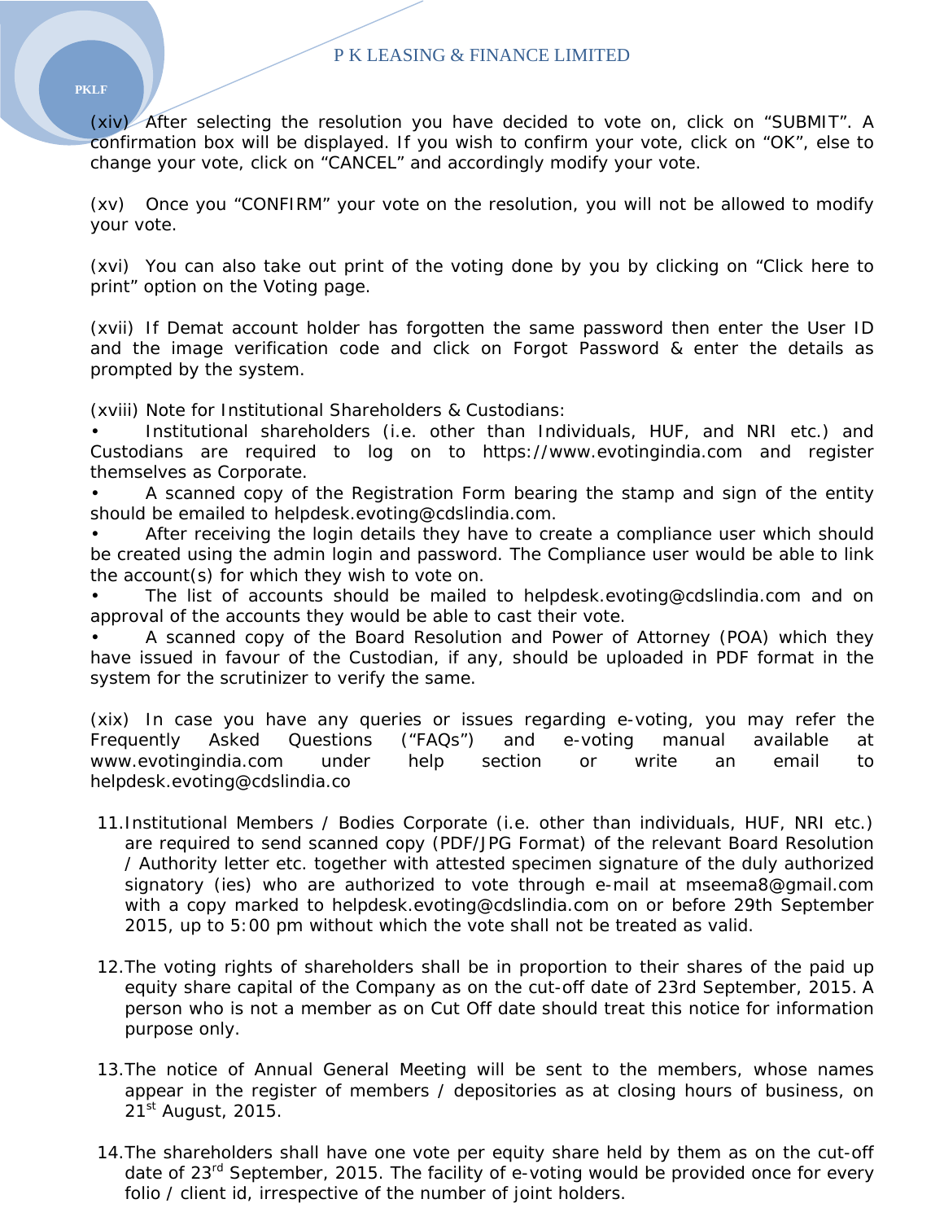(xiv) After selecting the resolution you have decided to vote on, click on “SUBMIT”. A confirmation box will be displayed. If you wish to confirm your vote, click on “OK”, else to change your vote, click on “CANCEL” and accordingly modify your vote.

(xv) Once you “CONFIRM” your vote on the resolution, you will not be allowed to modify your vote.

(xvi) You can also take out print of the voting done by you by clicking on “Click here to print” option on the Voting page.

(xvii) If Demat account holder has forgotten the same password then enter the User ID and the image verification code and click on Forgot Password & enter the details as prompted by the system.

(xviii) Note for Institutional Shareholders & Custodians:

- Institutional shareholders (i.e. other than Individuals, HUF, and NRI etc.) and Custodians are required to log on to https://www.evotingindia.com and register themselves as Corporate.
- A scanned copy of the Registration Form bearing the stamp and sign of the entity should be emailed to helpdesk.evoting@cdslindia.com.
- After receiving the login details they have to create a compliance user which should be created using the admin login and password. The Compliance user would be able to link the account(s) for which they wish to vote on.
- The list of accounts should be mailed to helpdesk.evoting@cdslindia.com and on approval of the accounts they would be able to cast their vote.
- A scanned copy of the Board Resolution and Power of Attorney (POA) which they have issued in favour of the Custodian, if any, should be uploaded in PDF format in the system for the scrutinizer to verify the same.

(xix) In case you have any queries or issues regarding e-voting, you may refer the Frequently Asked Questions (“FAQs”) and e-voting manual available at www.evotingindia.com under help section or write an email to helpdesk.evoting@cdslindia.co

11. Institutional Members / Bodies Corporate (i.e. other than individuals, HUF, NRI etc.) are required to send scanned copy (PDF/JPG Format) of the relevant Board Resolution / Authority letter etc. together with attested specimen signature of the duly authorized signatory (ies) who are authorized to vote through e-mail at mseema8@gmail.com with a copy marked to helpdesk.evoting@cdslindia.com on or before 29th September 2015, up to 5:00 pm without which the vote shall not be treated as valid.

12. The voting rights of shareholders shall be in proportion to their shares of the paid up equity share capital of the Company as on the cut-off date of 23rd September, 2015. A person who is not a member as on Cut Off date should treat this notice for information purpose only.

13. The notice of Annual General Meeting will be sent to the members, whose names appear in the register of members / depositories as at closing hours of business, on 21st August, 2015.

14. The shareholders shall have one vote per equity share held by them as on the cut-off date of 23rd September, 2015. The facility of e-voting would be provided once for every folio / client id, irrespective of the number of joint holders.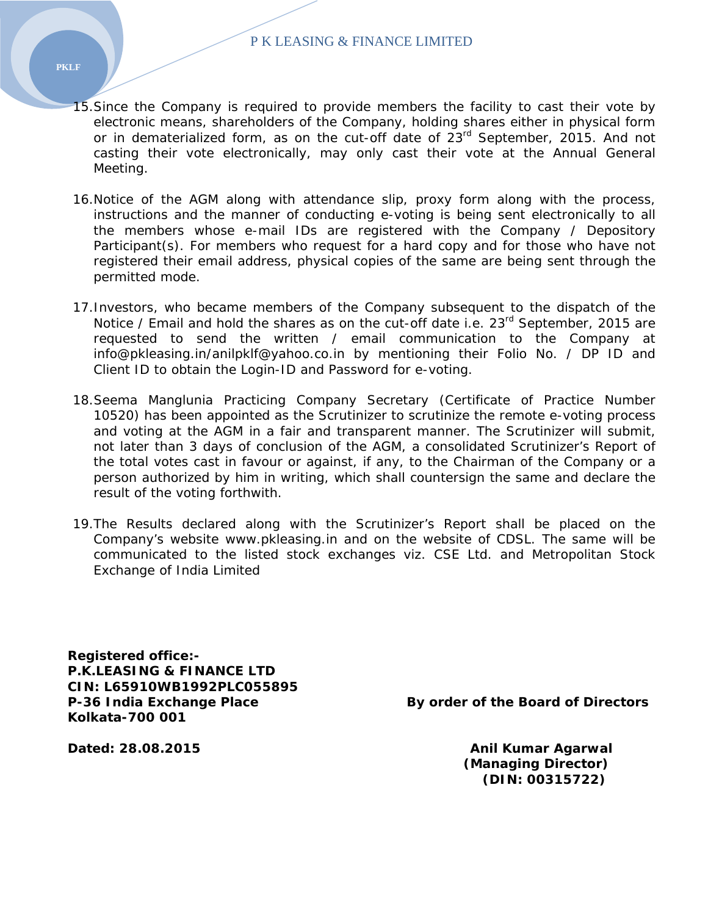15. Since the Company is required to provide members the facility to cast their vote by electronic means, shareholders of the Company, holding shares either in physical form or in dematerialized form, as on the cut-off date of 23rd September, 2015. And not casting their vote electronically, may only cast their vote at the Annual General Meeting.

16. Notice of the AGM along with attendance slip, proxy form along with the process, instructions and the manner of conducting e-voting is being sent electronically to all the members whose e-mail IDs are registered with the Company / Depository Participant(s). For members who request for a hard copy and for those who have not registered their email address, physical copies of the same are being sent through the permitted mode.

17. Investors, who became members of the Company subsequent to the dispatch of the Notice / Email and hold the shares as on the cut-off date i.e. 23rd September, 2015 are requested to send the written / email communication to the Company at info@pkleasing.in/anilpklf@yahoo.co.in by mentioning their Folio No. / DP ID and Client ID to obtain the Login-ID and Password for e-voting.

18. Seema Manglunia Practicing Company Secretary (Certificate of Practice Number 10520) has been appointed as the Scrutinizer to scrutinize the remote e-voting process and voting at the AGM in a fair and transparent manner. The Scrutinizer will submit, not later than 3 days of conclusion of the AGM, a consolidated Scrutinizer's Report of the total votes cast in favour or against, if any, to the Chairman of the Company or a person authorized by him in writing, which shall countersign the same and declare the result of the voting forthwith.

19. The Results declared along with the Scrutinizer's Report shall be placed on the Company's website www.pkleasing.in and on the website of CDSL. The same will be communicated to the listed stock exchanges viz. CSE Ltd. and Metropolitan Stock Exchange of India Limited

**Registered office:-**
**P.K.LEASING & FINANCE LTD**
**CIN: L65910WB1992PLC055895**
**P-36 India Exchange Place**
**Kolkata-700 001**

**By order of the Board of Directors**

**Dated: 28.08.2015**

**Anil Kumar Agarwal**
**(Managing Director)**
**(DIN: 00315722)**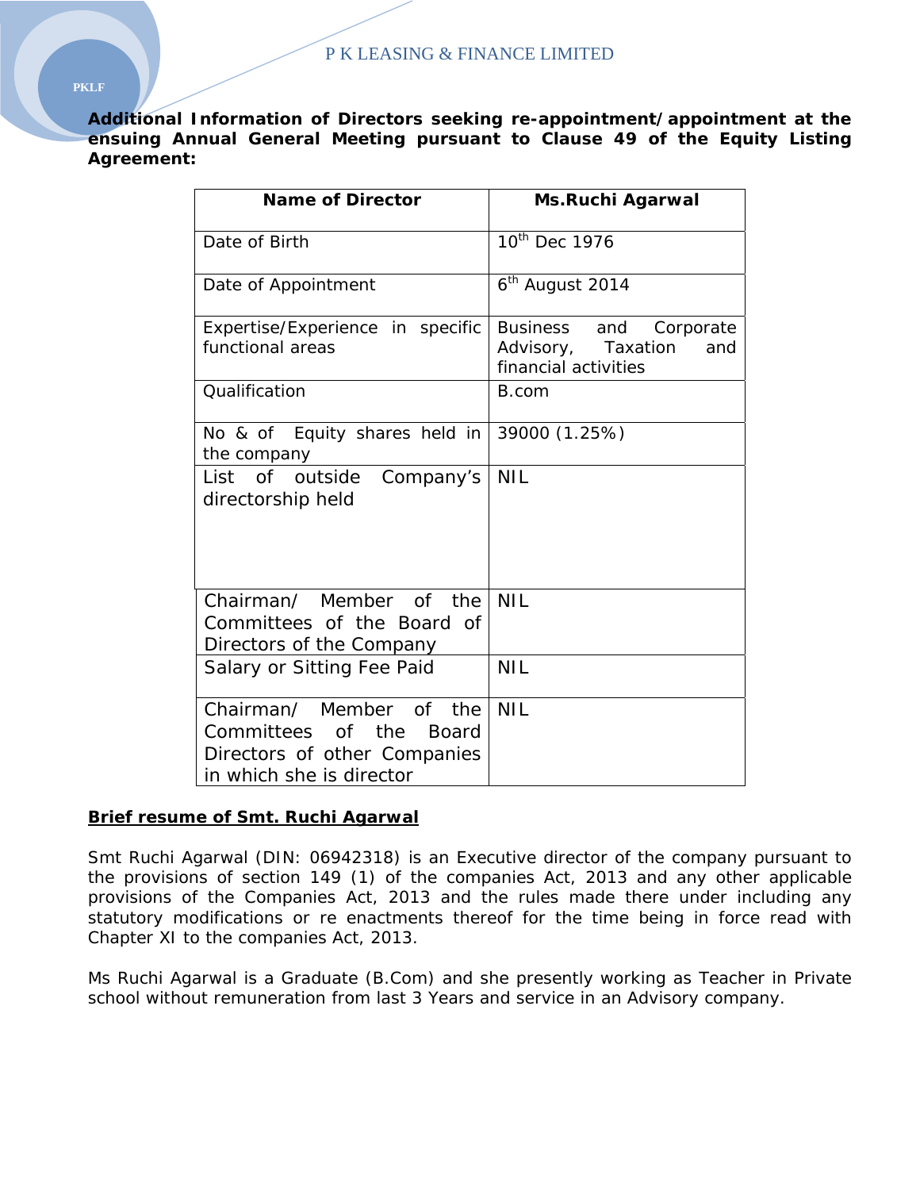**Additional Information of Directors seeking re-appointment/appointment at the ensuing Annual General Meeting pursuant to Clause 49 of the Equity Listing Agreement:**

| Name of Director | Ms.Ruchi Agarwal |
|---|---|
| Date of Birth | 10th Dec 1976 |
| Date of Appointment | 6th August 2014 |
| Expertise/Experience in specific functional areas | Business and Corporate Advisory, Taxation and financial activities |
| Qualification | B.com |
| No & of Equity shares held in the company | 39000 (1.25%) |
| List of outside Company's directorship held | NIL |
| Chairman/ Member of the Committees of the Board of Directors of the Company | NIL |
| Salary or Sitting Fee Paid | NIL |
| Chairman/ Member of the Committees of the Board Directors of other Companies in which she is director | NIL |

**Brief resume of Smt. Ruchi Agarwal**

Smt Ruchi Agarwal (DIN: 06942318) is an Executive director of the company pursuant to the provisions of section 149 (1) of the companies Act, 2013 and any other applicable provisions of the Companies Act, 2013 and the rules made there under including any statutory modifications or re enactments thereof for the time being in force read with Chapter XI to the companies Act, 2013.

Ms Ruchi Agarwal is a Graduate (B.Com) and she presently working as Teacher in Private school without remuneration from last 3 Years and service in an Advisory company.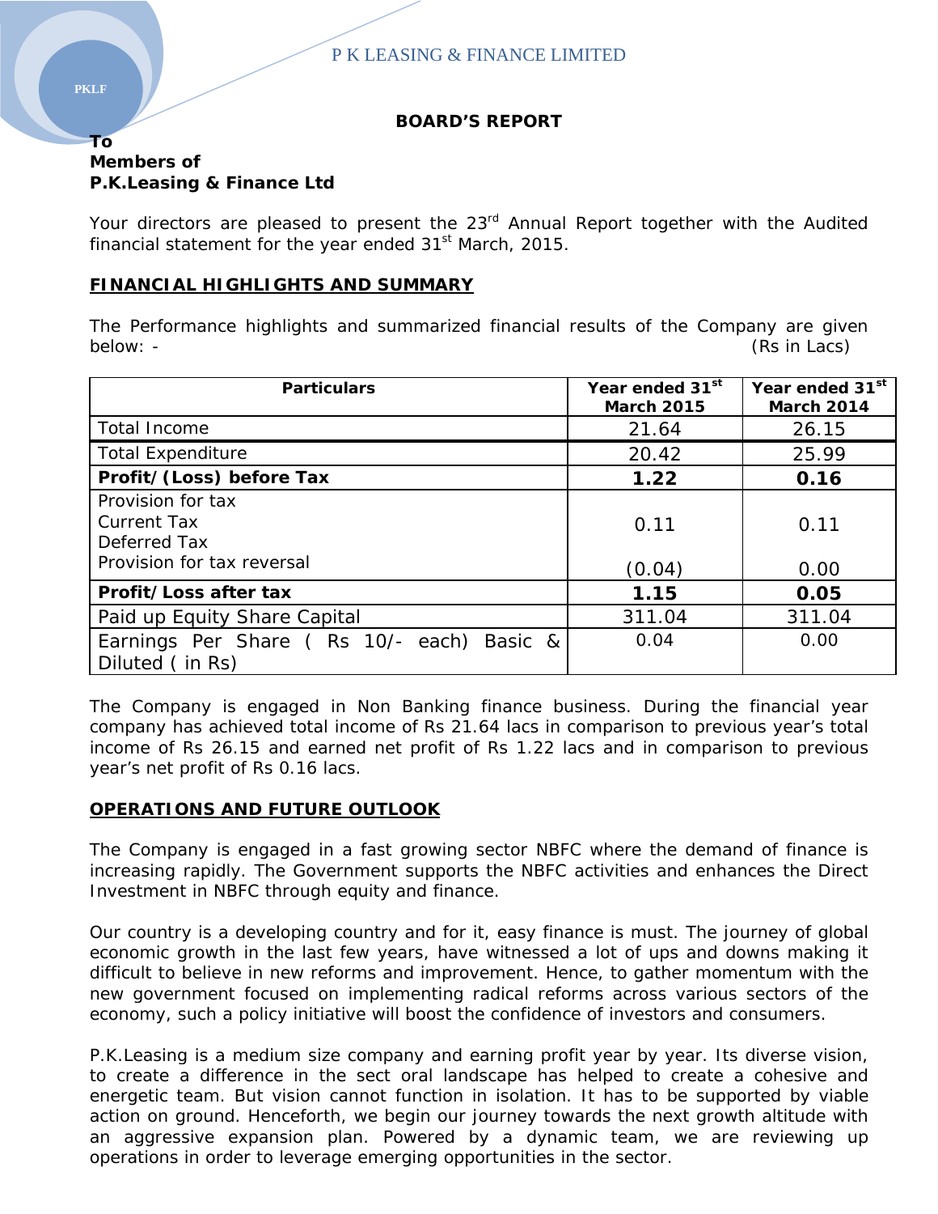P K LEASING & FINANCE LIMITED

## BOARD'S REPORT

**To**
**Members of**
**P.K.Leasing & Finance Ltd**

Your directors are pleased to present the 23rd Annual Report together with the Audited financial statement for the year ended 31st March, 2015.

### FINANCIAL HIGHLIGHTS AND SUMMARY

The Performance highlights and summarized financial results of the Company are given below: - (Rs in Lacs)

| Particulars | Year ended 31st March 2015 | Year ended 31st March 2014 |
|---|---|---|
| Total Income | 21.64 | 26.15 |
| Total Expenditure | 20.42 | 25.99 |
| **Profit/(Loss) before Tax** | **1.22** | **0.16** |
| Provision for tax<br>Current Tax<br>Deferred Tax<br>Provision for tax reversal | 0.11<br><br>(0.04) | 0.11<br><br>0.00 |
| **Profit/Loss after tax** | **1.15** | **0.05** |
| Paid up Equity Share Capital | 311.04 | 311.04 |
| Earnings Per Share ( Rs 10/- each) Basic & Diluted ( in Rs) | 0.04 | 0.00 |

The Company is engaged in Non Banking finance business. During the financial year company has achieved total income of Rs 21.64 lacs in comparison to previous year's total income of Rs 26.15 and earned net profit of Rs 1.22 lacs and in comparison to previous year's net profit of Rs 0.16 lacs.

### OPERATIONS AND FUTURE OUTLOOK

The Company is engaged in a fast growing sector NBFC where the demand of finance is increasing rapidly. The Government supports the NBFC activities and enhances the Direct Investment in NBFC through equity and finance.

Our country is a developing country and for it, easy finance is must. The journey of global economic growth in the last few years, have witnessed a lot of ups and downs making it difficult to believe in new reforms and improvement. Hence, to gather momentum with the new government focused on implementing radical reforms across various sectors of the economy, such a policy initiative will boost the confidence of investors and consumers.

P.K.Leasing is a medium size company and earning profit year by year. Its diverse vision, to create a difference in the sect oral landscape has helped to create a cohesive and energetic team. But vision cannot function in isolation. It has to be supported by viable action on ground. Henceforth, we begin our journey towards the next growth altitude with an aggressive expansion plan. Powered by a dynamic team, we are reviewing up operations in order to leverage emerging opportunities in the sector.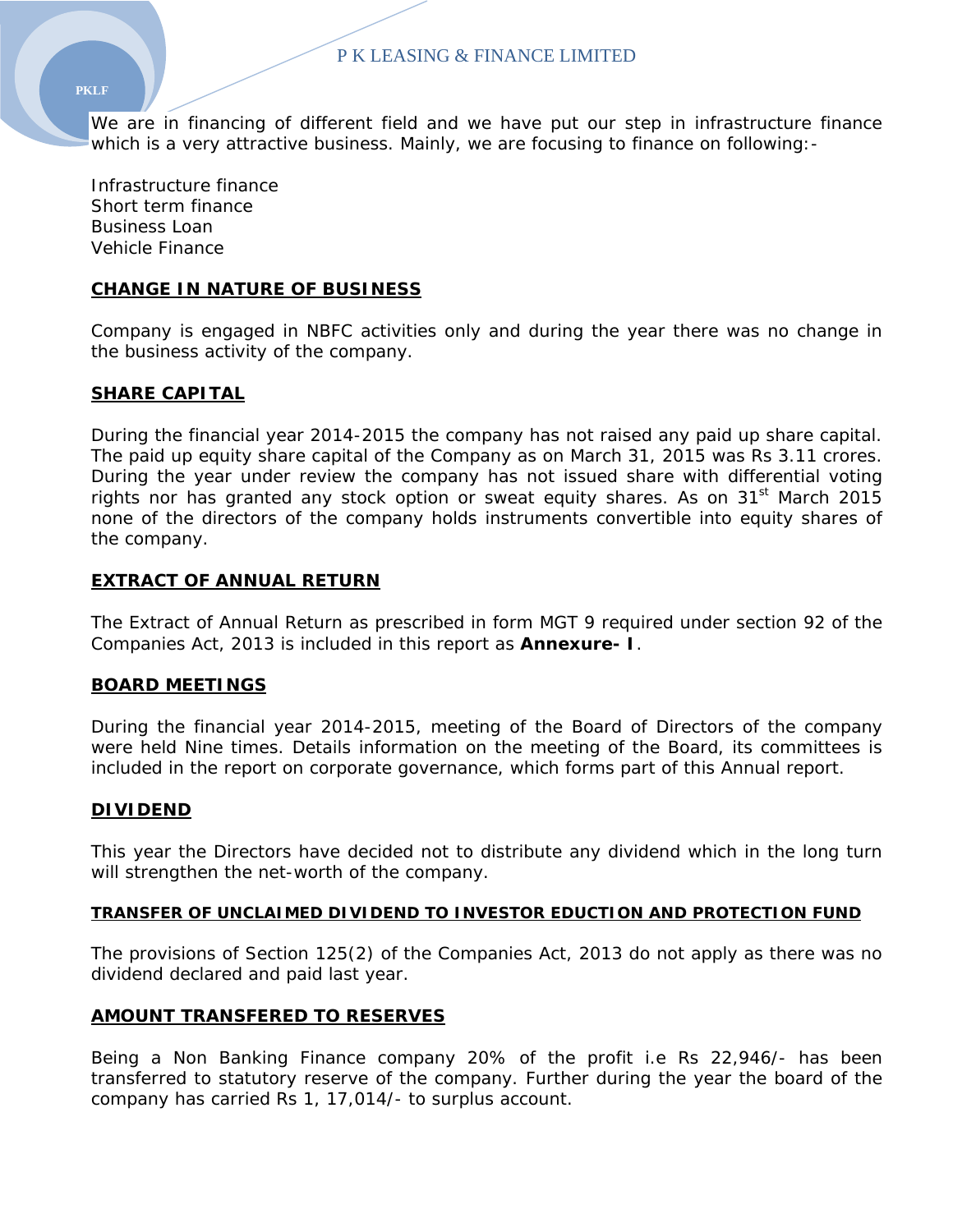We are in financing of different field and we have put our step in infrastructure finance which is a very attractive business. Mainly, we are focusing to finance on following:-

Infrastructure finance
Short term finance
Business Loan
Vehicle Finance

## CHANGE IN NATURE OF BUSINESS

Company is engaged in NBFC activities only and during the year there was no change in the business activity of the company.

## SHARE CAPITAL

During the financial year 2014-2015 the company has not raised any paid up share capital. The paid up equity share capital of the Company as on March 31, 2015 was Rs 3.11 crores. During the year under review the company has not issued share with differential voting rights nor has granted any stock option or sweat equity shares. As on 31st March 2015 none of the directors of the company holds instruments convertible into equity shares of the company.

## EXTRACT OF ANNUAL RETURN

The Extract of Annual Return as prescribed in form MGT 9 required under section 92 of the Companies Act, 2013 is included in this report as **Annexure- I**.

## BOARD MEETINGS

During the financial year 2014-2015, meeting of the Board of Directors of the company were held Nine times. Details information on the meeting of the Board, its committees is included in the report on corporate governance, which forms part of this Annual report.

## DIVIDEND

This year the Directors have decided not to distribute any dividend which in the long turn will strengthen the net-worth of the company.

## TRANSFER OF UNCLAIMED DIVIDEND TO INVESTOR EDUCTION AND PROTECTION FUND

The provisions of Section 125(2) of the Companies Act, 2013 do not apply as there was no dividend declared and paid last year.

## AMOUNT TRANSFERED TO RESERVES

Being a Non Banking Finance company 20% of the profit i.e Rs 22,946/- has been transferred to statutory reserve of the company. Further during the year the board of the company has carried Rs 1, 17,014/- to surplus account.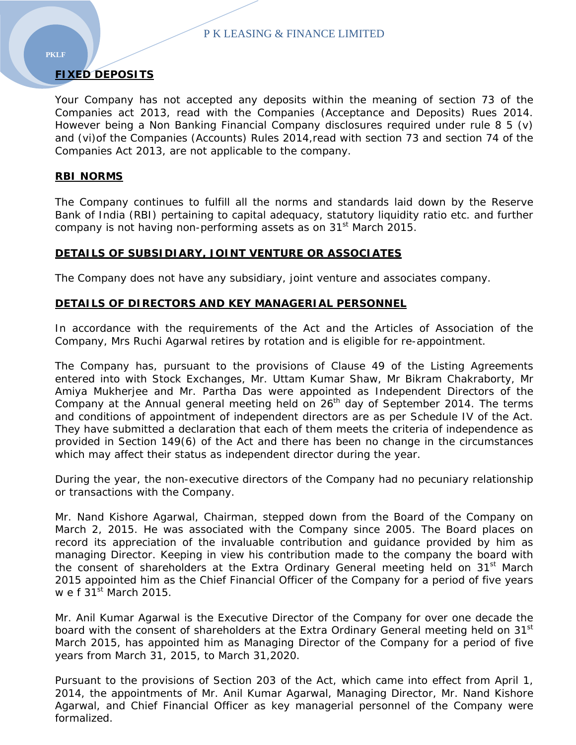## FIXED DEPOSITS

Your Company has not accepted any deposits within the meaning of section 73 of the Companies act 2013, read with the Companies (Acceptance and Deposits) Rues 2014. However being a Non Banking Financial Company disclosures required under rule 8 5 (v) and (vi)of the Companies (Accounts) Rules 2014,read with section 73 and section 74 of the Companies Act 2013, are not applicable to the company.

## RBI NORMS

The Company continues to fulfill all the norms and standards laid down by the Reserve Bank of India (RBI) pertaining to capital adequacy, statutory liquidity ratio etc. and further company is not having non-performing assets as on 31st March 2015.

## DETAILS OF SUBSIDIARY, JOINT VENTURE OR ASSOCIATES

The Company does not have any subsidiary, joint venture and associates company.

## DETAILS OF DIRECTORS AND KEY MANAGERIAL PERSONNEL

In accordance with the requirements of the Act and the Articles of Association of the Company, Mrs Ruchi Agarwal retires by rotation and is eligible for re-appointment.

The Company has, pursuant to the provisions of Clause 49 of the Listing Agreements entered into with Stock Exchanges, Mr. Uttam Kumar Shaw, Mr Bikram Chakraborty, Mr Amiya Mukherjee and Mr. Partha Das were appointed as Independent Directors of the Company at the Annual general meeting held on 26th day of September 2014. The terms and conditions of appointment of independent directors are as per Schedule IV of the Act. They have submitted a declaration that each of them meets the criteria of independence as provided in Section 149(6) of the Act and there has been no change in the circumstances which may affect their status as independent director during the year.

During the year, the non-executive directors of the Company had no pecuniary relationship or transactions with the Company.

Mr. Nand Kishore Agarwal, Chairman, stepped down from the Board of the Company on March 2, 2015. He was associated with the Company since 2005. The Board places on record its appreciation of the invaluable contribution and guidance provided by him as managing Director. Keeping in view his contribution made to the company the board with the consent of shareholders at the Extra Ordinary General meeting held on 31st March 2015 appointed him as the Chief Financial Officer of the Company for a period of five years w e f 31st March 2015.

Mr. Anil Kumar Agarwal is the Executive Director of the Company for over one decade the board with the consent of shareholders at the Extra Ordinary General meeting held on 31st March 2015, has appointed him as Managing Director of the Company for a period of five years from March 31, 2015, to March 31,2020.

Pursuant to the provisions of Section 203 of the Act, which came into effect from April 1, 2014, the appointments of Mr. Anil Kumar Agarwal, Managing Director, Mr. Nand Kishore Agarwal, and Chief Financial Officer as key managerial personnel of the Company were formalized.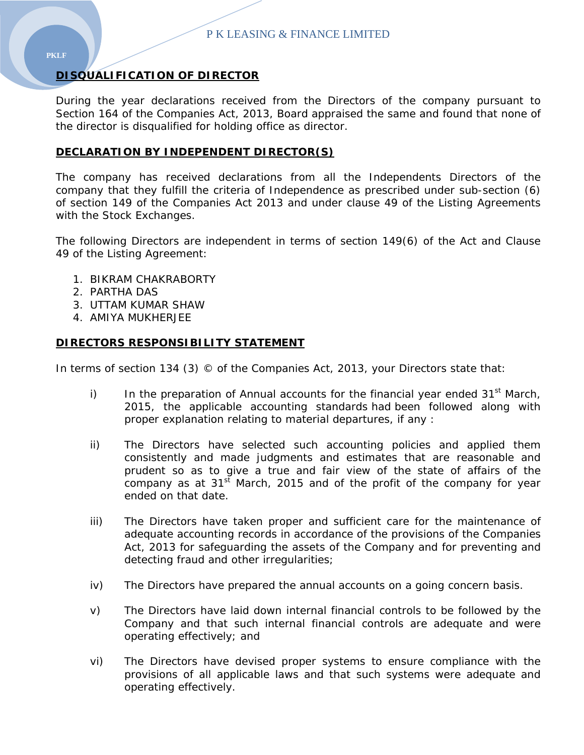## DISQUALIFICATION OF DIRECTOR

During the year declarations received from the Directors of the company pursuant to Section 164 of the Companies Act, 2013, Board appraised the same and found that none of the director is disqualified for holding office as director.

## DECLARATION BY INDEPENDENT DIRECTOR(S)

The company has received declarations from all the Independents Directors of the company that they fulfill the criteria of Independence as prescribed under sub-section (6) of section 149 of the Companies Act 2013 and under clause 49 of the Listing Agreements with the Stock Exchanges.

The following Directors are independent in terms of section 149(6) of the Act and Clause 49 of the Listing Agreement:

1. BIKRAM CHAKRABORTY
2. PARTHA DAS
3. UTTAM KUMAR SHAW
4. AMIYA MUKHERJEE

## DIRECTORS RESPONSIBILITY STATEMENT

In terms of section 134 (3) © of the Companies Act, 2013, your Directors state that:

i) In the preparation of Annual accounts for the financial year ended 31st March, 2015, the applicable accounting standards had been followed along with proper explanation relating to material departures, if any :

ii) The Directors have selected such accounting policies and applied them consistently and made judgments and estimates that are reasonable and prudent so as to give a true and fair view of the state of affairs of the company as at 31st March, 2015 and of the profit of the company for year ended on that date.

iii) The Directors have taken proper and sufficient care for the maintenance of adequate accounting records in accordance of the provisions of the Companies Act, 2013 for safeguarding the assets of the Company and for preventing and detecting fraud and other irregularities;

iv) The Directors have prepared the annual accounts on a going concern basis.

v) The Directors have laid down internal financial controls to be followed by the Company and that such internal financial controls are adequate and were operating effectively; and

vi) The Directors have devised proper systems to ensure compliance with the provisions of all applicable laws and that such systems were adequate and operating effectively.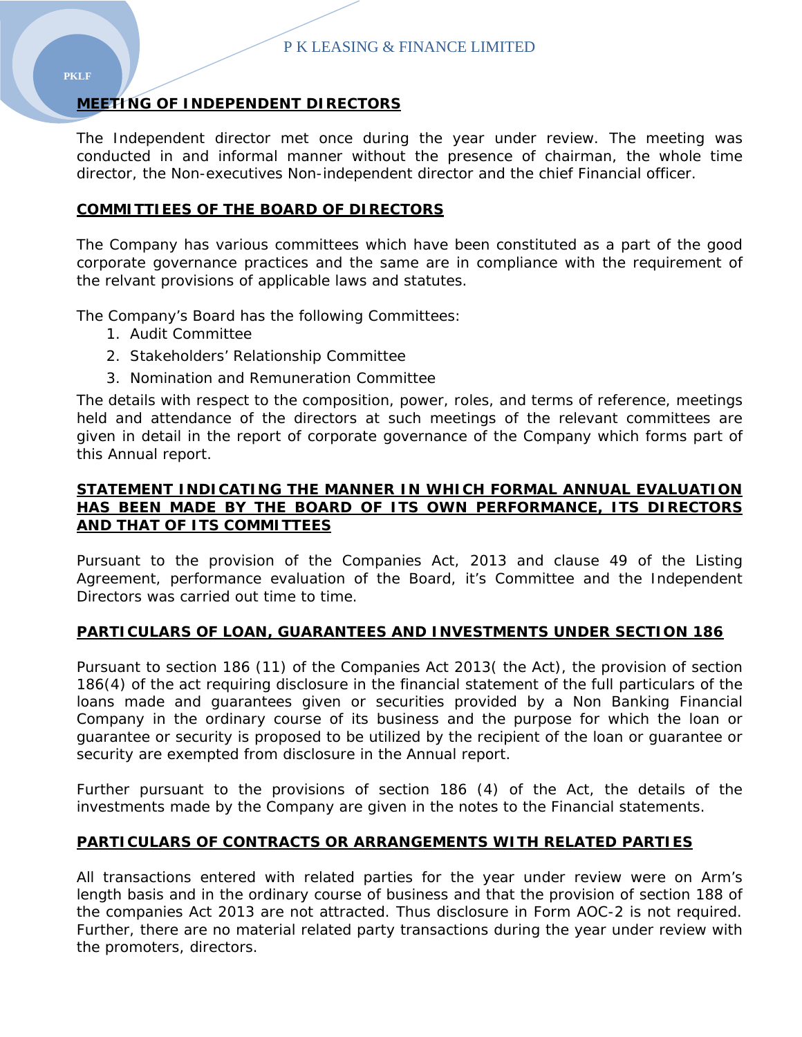**MEETING OF INDEPENDENT DIRECTORS**

The Independent director met once during the year under review. The meeting was conducted in and informal manner without the presence of chairman, the whole time director, the Non-executives Non-independent director and the chief Financial officer.

**COMMITTIEES OF THE BOARD OF DIRECTORS**

The Company has various committees which have been constituted as a part of the good corporate governance practices and the same are in compliance with the requirement of the relvant provisions of applicable laws and statutes.

The Company's Board has the following Committees:

1. Audit Committee
2. Stakeholders' Relationship Committee
3. Nomination and Remuneration Committee

The details with respect to the composition, power, roles, and terms of reference, meetings held and attendance of the directors at such meetings of the relevant committees are given in detail in the report of corporate governance of the Company which forms part of this Annual report.

**STATEMENT INDICATING THE MANNER IN WHICH FORMAL ANNUAL EVALUATION HAS BEEN MADE BY THE BOARD OF ITS OWN PERFORMANCE, ITS DIRECTORS AND THAT OF ITS COMMITTEES**

Pursuant to the provision of the Companies Act, 2013 and clause 49 of the Listing Agreement, performance evaluation of the Board, it's Committee and the Independent Directors was carried out time to time.

**PARTICULARS OF LOAN, GUARANTEES AND INVESTMENTS UNDER SECTION 186**

Pursuant to section 186 (11) of the Companies Act 2013( the Act), the provision of section 186(4) of the act requiring disclosure in the financial statement of the full particulars of the loans made and guarantees given or securities provided by a Non Banking Financial Company in the ordinary course of its business and the purpose for which the loan or guarantee or security is proposed to be utilized by the recipient of the loan or guarantee or security are exempted from disclosure in the Annual report.

Further pursuant to the provisions of section 186 (4) of the Act, the details of the investments made by the Company are given in the notes to the Financial statements.

**PARTICULARS OF CONTRACTS OR ARRANGEMENTS WITH RELATED PARTIES**

All transactions entered with related parties for the year under review were on Arm's length basis and in the ordinary course of business and that the provision of section 188 of the companies Act 2013 are not attracted. Thus disclosure in Form AOC-2 is not required. Further, there are no material related party transactions during the year under review with the promoters, directors.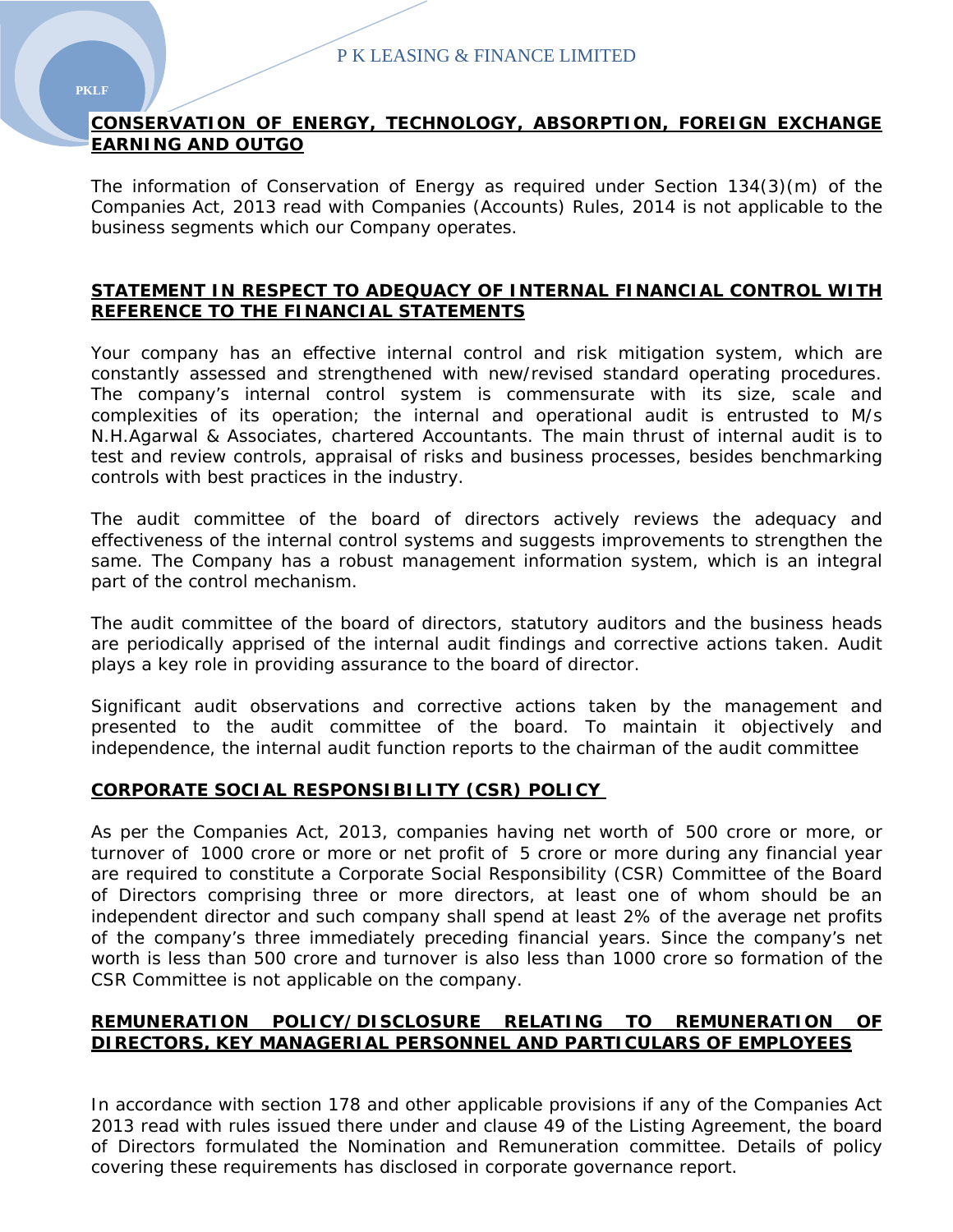## CONSERVATION OF ENERGY, TECHNOLOGY, ABSORPTION, FOREIGN EXCHANGE EARNING AND OUTGO

The information of Conservation of Energy as required under Section 134(3)(m) of the Companies Act, 2013 read with Companies (Accounts) Rules, 2014 is not applicable to the business segments which our Company operates.

## STATEMENT IN RESPECT TO ADEQUACY OF INTERNAL FINANCIAL CONTROL WITH REFERENCE TO THE FINANCIAL STATEMENTS

Your company has an effective internal control and risk mitigation system, which are constantly assessed and strengthened with new/revised standard operating procedures. The company's internal control system is commensurate with its size, scale and complexities of its operation; the internal and operational audit is entrusted to M/s N.H.Agarwal & Associates, chartered Accountants. The main thrust of internal audit is to test and review controls, appraisal of risks and business processes, besides benchmarking controls with best practices in the industry.

The audit committee of the board of directors actively reviews the adequacy and effectiveness of the internal control systems and suggests improvements to strengthen the same. The Company has a robust management information system, which is an integral part of the control mechanism.

The audit committee of the board of directors, statutory auditors and the business heads are periodically apprised of the internal audit findings and corrective actions taken. Audit plays a key role in providing assurance to the board of director.

Significant audit observations and corrective actions taken by the management and presented to the audit committee of the board. To maintain it objectively and independence, the internal audit function reports to the chairman of the audit committee

## CORPORATE SOCIAL RESPONSIBILITY (CSR) POLICY

As per the Companies Act, 2013, companies having net worth of  500 crore or more, or turnover of  1000 crore or more or net profit of  5 crore or more during any financial year are required to constitute a Corporate Social Responsibility (CSR) Committee of the Board of Directors comprising three or more directors, at least one of whom should be an independent director and such company shall spend at least 2% of the average net profits of the company's three immediately preceding financial years. Since the company's net worth is less than 500 crore and turnover is also less than 1000 crore so formation of the CSR Committee is not applicable on the company.

## REMUNERATION POLICY/DISCLOSURE RELATING TO REMUNERATION OF DIRECTORS, KEY MANAGERIAL PERSONNEL AND PARTICULARS OF EMPLOYEES

In accordance with section 178 and other applicable provisions if any of the Companies Act 2013 read with rules issued there under and clause 49 of the Listing Agreement, the board of Directors formulated the Nomination and Remuneration committee. Details of policy covering these requirements has disclosed in corporate governance report.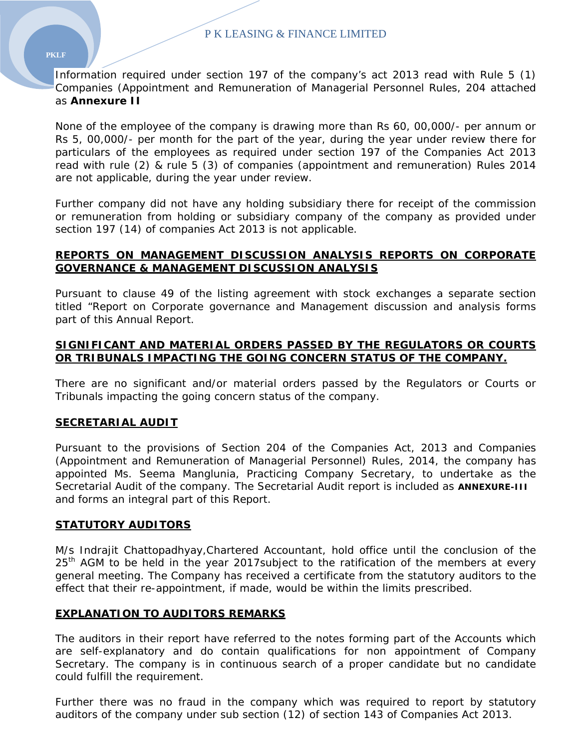Information required under section 197 of the company's act 2013 read with Rule 5 (1) Companies (Appointment and Remuneration of Managerial Personnel Rules, 204 attached as **Annexure II**

None of the employee of the company is drawing more than Rs 60, 00,000/- per annum or Rs 5, 00,000/- per month for the part of the year, during the year under review there for particulars of the employees as required under section 197 of the Companies Act 2013 read with rule (2) & rule 5 (3) of companies (appointment and remuneration) Rules 2014 are not applicable, during the year under review.

Further company did not have any holding subsidiary there for receipt of the commission or remuneration from holding or subsidiary company of the company as provided under section 197 (14) of companies Act 2013 is not applicable.

## REPORTS ON MANAGEMENT DISCUSSION ANALYSIS REPORTS ON CORPORATE GOVERNANCE & MANAGEMENT DISCUSSION ANALYSIS

Pursuant to clause 49 of the listing agreement with stock exchanges a separate section titled "Report on Corporate governance and Management discussion and analysis forms part of this Annual Report.

## SIGNIFICANT AND MATERIAL ORDERS PASSED BY THE REGULATORS OR COURTS OR TRIBUNALS IMPACTING THE GOING CONCERN STATUS OF THE COMPANY.

There are no significant and/or material orders passed by the Regulators or Courts or Tribunals impacting the going concern status of the company.

## SECRETARIAL AUDIT

Pursuant to the provisions of Section 204 of the Companies Act, 2013 and Companies (Appointment and Remuneration of Managerial Personnel) Rules, 2014, the company has appointed Ms. Seema Manglunia, Practicing Company Secretary, to undertake as the Secretarial Audit of the company. The Secretarial Audit report is included as **ANNEXURE-III** and forms an integral part of this Report.

## STATUTORY AUDITORS

M/s Indrajit Chattopadhyay,Chartered Accountant, hold office until the conclusion of the 25th AGM to be held in the year 2017subject to the ratification of the members at every general meeting. The Company has received a certificate from the statutory auditors to the effect that their re-appointment, if made, would be within the limits prescribed.

## EXPLANATION TO AUDITORS REMARKS

The auditors in their report have referred to the notes forming part of the Accounts which are self-explanatory and do contain qualifications for non appointment of Company Secretary. The company is in continuous search of a proper candidate but no candidate could fulfill the requirement.

Further there was no fraud in the company which was required to report by statutory auditors of the company under sub section (12) of section 143 of Companies Act 2013.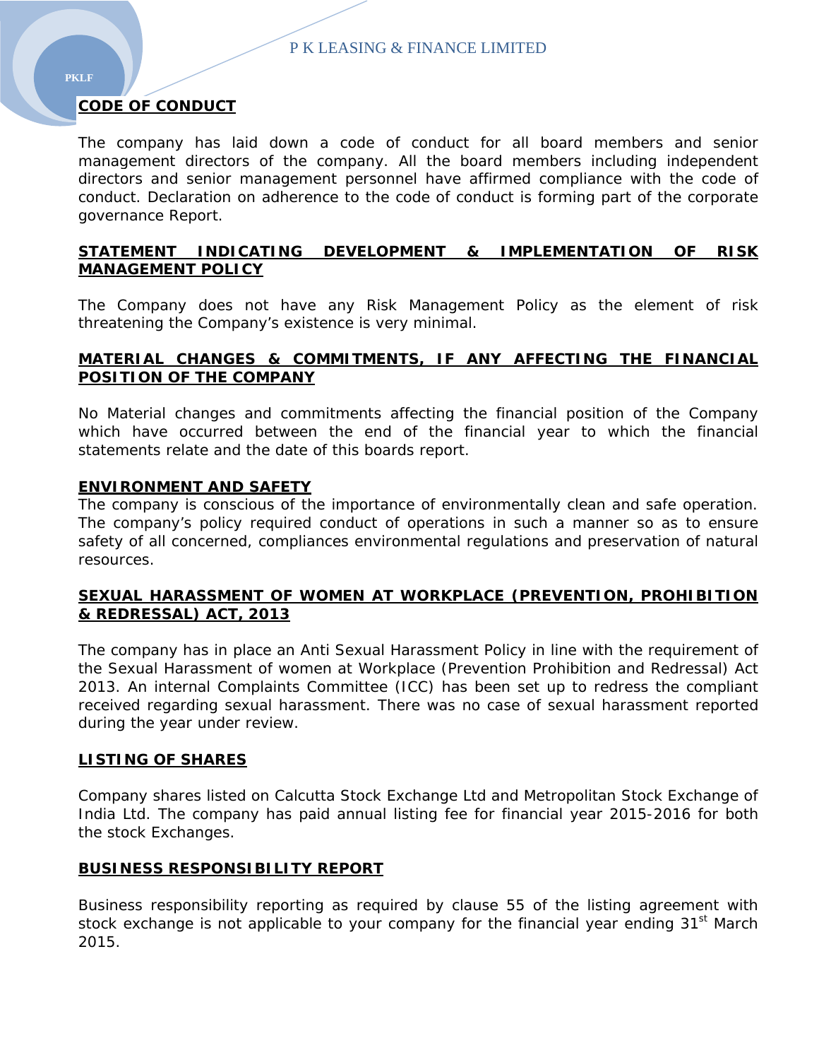## CODE OF CONDUCT

The company has laid down a code of conduct for all board members and senior management directors of the company. All the board members including independent directors and senior management personnel have affirmed compliance with the code of conduct. Declaration on adherence to the code of conduct is forming part of the corporate governance Report.

## STATEMENT INDICATING DEVELOPMENT & IMPLEMENTATION OF RISK MANAGEMENT POLICY

The Company does not have any Risk Management Policy as the element of risk threatening the Company's existence is very minimal.

## MATERIAL CHANGES & COMMITMENTS, IF ANY AFFECTING THE FINANCIAL POSITION OF THE COMPANY

No Material changes and commitments affecting the financial position of the Company which have occurred between the end of the financial year to which the financial statements relate and the date of this boards report.

## ENVIRONMENT AND SAFETY

The company is conscious of the importance of environmentally clean and safe operation. The company's policy required conduct of operations in such a manner so as to ensure safety of all concerned, compliances environmental regulations and preservation of natural resources.

## SEXUAL HARASSMENT OF WOMEN AT WORKPLACE (PREVENTION, PROHIBITION & REDRESSAL) ACT, 2013

The company has in place an Anti Sexual Harassment Policy in line with the requirement of the Sexual Harassment of women at Workplace (Prevention Prohibition and Redressal) Act 2013. An internal Complaints Committee (ICC) has been set up to redress the compliant received regarding sexual harassment. There was no case of sexual harassment reported during the year under review.

## LISTING OF SHARES

Company shares listed on Calcutta Stock Exchange Ltd and Metropolitan Stock Exchange of India Ltd. The company has paid annual listing fee for financial year 2015-2016 for both the stock Exchanges.

## BUSINESS RESPONSIBILITY REPORT

Business responsibility reporting as required by clause 55 of the listing agreement with stock exchange is not applicable to your company for the financial year ending 31st March 2015.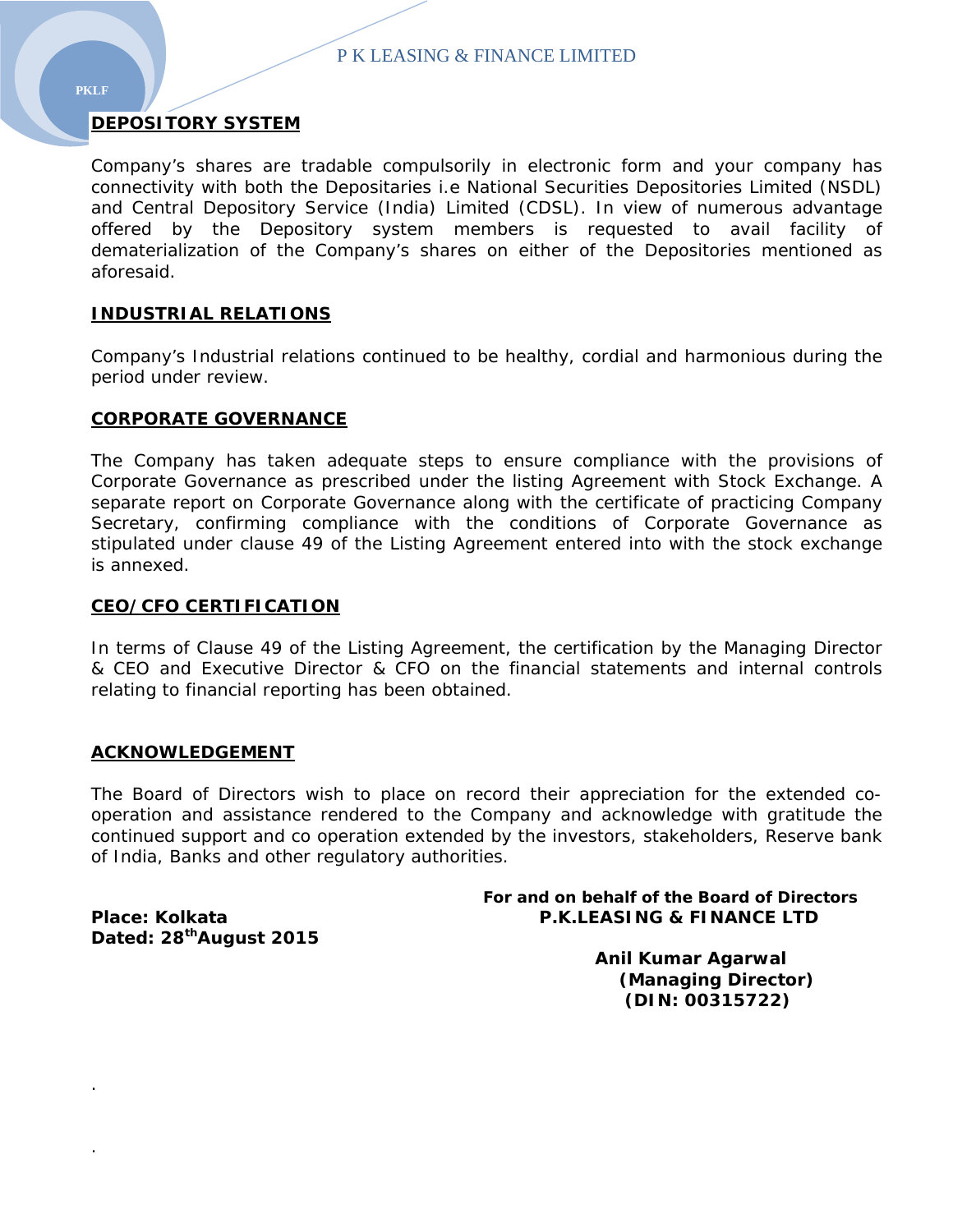## DEPOSITORY SYSTEM

Company's shares are tradable compulsorily in electronic form and your company has connectivity with both the Depositaries i.e National Securities Depositories Limited (NSDL) and Central Depository Service (India) Limited (CDSL). In view of numerous advantage offered by the Depository system members is requested to avail facility of dematerialization of the Company's shares on either of the Depositories mentioned as aforesaid.

## INDUSTRIAL RELATIONS

Company's Industrial relations continued to be healthy, cordial and harmonious during the period under review.

## CORPORATE GOVERNANCE

The Company has taken adequate steps to ensure compliance with the provisions of Corporate Governance as prescribed under the listing Agreement with Stock Exchange. A separate report on Corporate Governance along with the certificate of practicing Company Secretary, confirming compliance with the conditions of Corporate Governance as stipulated under clause 49 of the Listing Agreement entered into with the stock exchange is annexed.

## CEO/CFO CERTIFICATION

In terms of Clause 49 of the Listing Agreement, the certification by the Managing Director & CEO and Executive Director & CFO on the financial statements and internal controls relating to financial reporting has been obtained.

## ACKNOWLEDGEMENT

The Board of Directors wish to place on record their appreciation for the extended co-operation and assistance rendered to the Company and acknowledge with gratitude the continued support and co operation extended by the investors, stakeholders, Reserve bank of India, Banks and other regulatory authorities.

**For and on behalf of the Board of Directors**
**P.K.LEASING & FINANCE LTD**

**Place: Kolkata**
**Dated: 28th August 2015**

**Anil Kumar Agarwal**
**(Managing Director)**
**(DIN: 00315722)**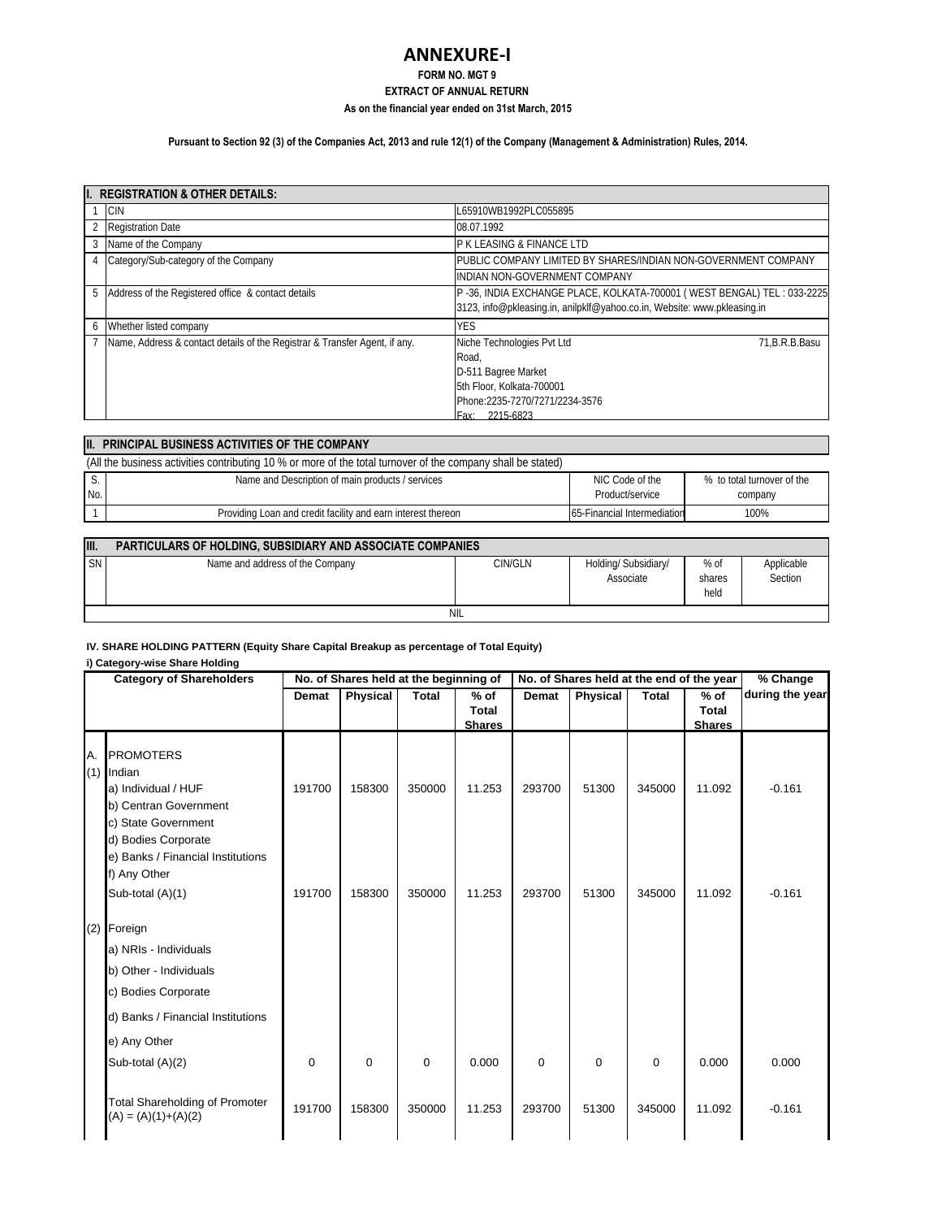# ANNEXURE-I

**FORM NO. MGT 9**

**EXTRACT OF ANNUAL RETURN**

**As on the financial year ended on 31st March, 2015**

**Pursuant to Section 92 (3) of the Companies Act, 2013 and rule 12(1) of the Company (Management & Administration) Rules, 2014.**

| **I. REGISTRATION & OTHER DETAILS:** | | |
|---|---|---|
| 1 | CIN | L65910WB1992PLC055895 |
| 2 | Registration Date | 08.07.1992 |
| 3 | Name of the Company | P K LEASING & FINANCE LTD |
| 4 | Category/Sub-category of the Company | PUBLIC COMPANY LIMITED BY SHARES/INDIAN NON-GOVERNMENT COMPANY<br>INDIAN NON-GOVERNMENT COMPANY |
| 5 | Address of the Registered office & contact details | P -36, INDIA EXCHANGE PLACE, KOLKATA-700001 ( WEST BENGAL) TEL : 033-2225 3123, info@pkleasing.in, anilpklf@yahoo.co.in, Website: www.pkleasing.in |
| 6 | Whether listed company | YES |
| 7 | Name, Address & contact details of the Registrar & Transfer Agent, if any. | Niche Technologies Pvt Ltd 71,B.R.B.Basu Road,<br>D-511 Bagree Market<br>5th Floor, Kolkata-700001<br>Phone:2235-7270/7271/2234-3576<br>Fax: 2215-6823 |

**II. PRINCIPAL BUSINESS ACTIVITIES OF THE COMPANY**

(All the business activities contributing 10 % or more of the total turnover of the company shall be stated)

| S. No. | Name and Description of main products / services | NIC Code of the Product/service | % to total turnover of the company |
|---|---|---|---|
| 1 | Providing Loan and credit facility and earn interest thereon | 65-Financial Intermediation | 100% |

**III. PARTICULARS OF HOLDING, SUBSIDIARY AND ASSOCIATE COMPANIES**

| SN | Name and address of the Company | CIN/GLN | Holding/ Subsidiary/ Associate | % of shares held | Applicable Section |
|---|---|---|---|---|---|
| | | NIL | | | |

**IV. SHARE HOLDING PATTERN (Equity Share Capital Breakup as percentage of Total Equity)**

**i) Category-wise Share Holding**

| | Category of Shareholders | No. of Shares held at the beginning of the year | | | | No. of Shares held at the end of the year | | | | % Change during the year |
|---|---|---|---|---|---|---|---|---|---|---|
| | | Demat | Physical | Total | % of Total Shares | Demat | Physical | Total | % of Total Shares | |
| A. | PROMOTERS | | | | | | | | | |
| (1) | Indian | | | | | | | | | |
| | a) Individual / HUF | 191700 | 158300 | 350000 | 11.253 | 293700 | 51300 | 345000 | 11.092 | -0.161 |
| | b) Centran Government | | | | | | | | | |
| | c) State Government | | | | | | | | | |
| | d) Bodies Corporate | | | | | | | | | |
| | e) Banks / Financial Institutions | | | | | | | | | |
| | f) Any Other | | | | | | | | | |
| | Sub-total (A)(1) | 191700 | 158300 | 350000 | 11.253 | 293700 | 51300 | 345000 | 11.092 | -0.161 |
| (2) | Foreign | | | | | | | | | |
| | a) NRIs - Individuals | | | | | | | | | |
| | b) Other - Individuals | | | | | | | | | |
| | c) Bodies Corporate | | | | | | | | | |
| | d) Banks / Financial Institutions | | | | | | | | | |
| | e) Any Other | | | | | | | | | |
| | Sub-total (A)(2) | 0 | 0 | 0 | 0.000 | 0 | 0 | 0 | 0.000 | 0.000 |
| | Total Shareholding of Promoter (A) = (A)(1)+(A)(2) | 191700 | 158300 | 350000 | 11.253 | 293700 | 51300 | 345000 | 11.092 | -0.161 |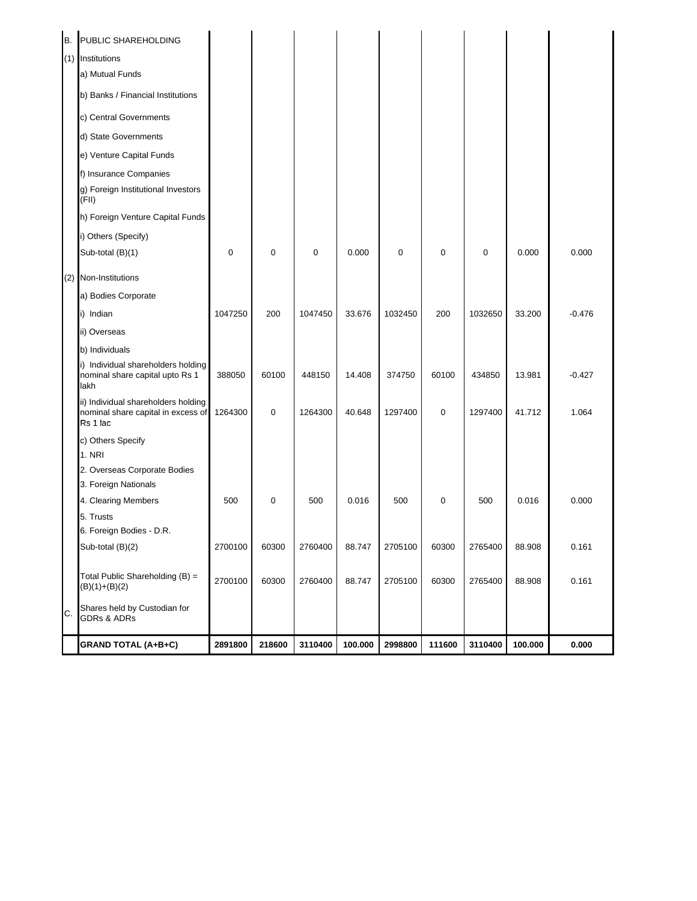| | | | | | | | | | | |
|---|---|---|---|---|---|---|---|---|---|---|
| B. | PUBLIC SHAREHOLDING | | | | | | | | | |
| (1) | Institutions | | | | | | | | | |
| | a) Mutual Funds | | | | | | | | | |
| | b) Banks / Financial Institutions | | | | | | | | | |
| | c) Central Governments | | | | | | | | | |
| | d) State Governments | | | | | | | | | |
| | e) Venture Capital Funds | | | | | | | | | |
| | f) Insurance Companies | | | | | | | | | |
| | g) Foreign Institutional Investors (FII) | | | | | | | | | |
| | h) Foreign Venture Capital Funds | | | | | | | | | |
| | i) Others (Specify) | | | | | | | | | |
| | Sub-total (B)(1) | 0 | 0 | 0 | 0.000 | 0 | 0 | 0 | 0.000 | 0.000 |
| (2) | Non-Institutions | | | | | | | | | |
| | a) Bodies Corporate | | | | | | | | | |
| | i) Indian | 1047250 | 200 | 1047450 | 33.676 | 1032450 | 200 | 1032650 | 33.200 | -0.476 |
| | ii) Overseas | | | | | | | | | |
| | b) Individuals | | | | | | | | | |
| | i) Individual shareholders holding nominal share capital upto Rs 1 lakh | 388050 | 60100 | 448150 | 14.408 | 374750 | 60100 | 434850 | 13.981 | -0.427 |
| | ii) Individual shareholders holding nominal share capital in excess of Rs 1 lac | 1264300 | 0 | 1264300 | 40.648 | 1297400 | 0 | 1297400 | 41.712 | 1.064 |
| | c) Others Specify | | | | | | | | | |
| | 1. NRI | | | | | | | | | |
| | 2. Overseas Corporate Bodies | | | | | | | | | |
| | 3. Foreign Nationals | | | | | | | | | |
| | 4. Clearing Members | 500 | 0 | 500 | 0.016 | 500 | 0 | 500 | 0.016 | 0.000 |
| | 5. Trusts | | | | | | | | | |
| | 6. Foreign Bodies - D.R. | | | | | | | | | |
| | Sub-total (B)(2) | 2700100 | 60300 | 2760400 | 88.747 | 2705100 | 60300 | 2765400 | 88.908 | 0.161 |
| | Total Public Shareholding (B) = (B)(1)+(B)(2) | 2700100 | 60300 | 2760400 | 88.747 | 2705100 | 60300 | 2765400 | 88.908 | 0.161 |
| C. | Shares held by Custodian for GDRs & ADRs | | | | | | | | | |
| | **GRAND TOTAL (A+B+C)** | **2891800** | **218600** | **3110400** | **100.000** | **2998800** | **111600** | **3110400** | **100.000** | **0.000** |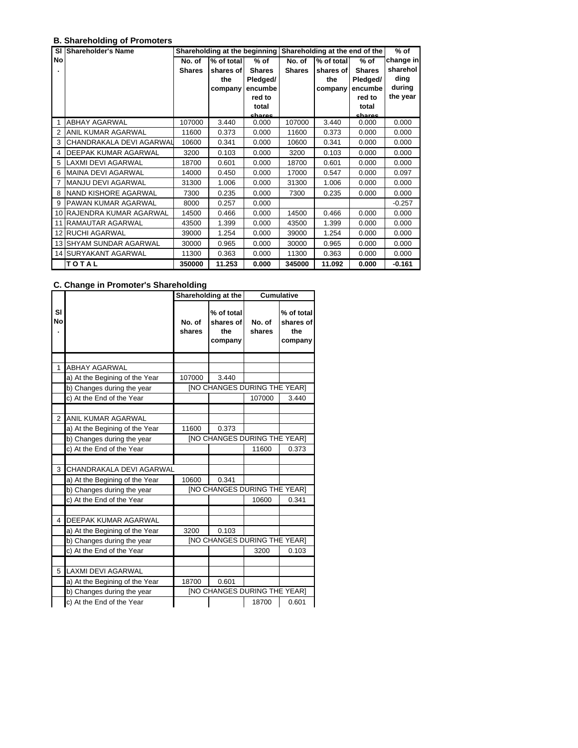### B. Shareholding of Promoters

| Sl No. | Shareholder's Name | Shareholding at the beginning | | | Shareholding at the end of the | | | % of change in shareholding during the year |
|---|---|---|---|---|---|---|---|---|
| | | No. of Shares | % of total shares of the company | % of Shares Pledged/ encumbered to total shares | No. of Shares | % of total shares of the company | % of Shares Pledged/ encumbered to total shares | |
| 1 | ABHAY AGARWAL | 107000 | 3.440 | 0.000 | 107000 | 3.440 | 0.000 | 0.000 |
| 2 | ANIL KUMAR AGARWAL | 11600 | 0.373 | 0.000 | 11600 | 0.373 | 0.000 | 0.000 |
| 3 | CHANDRAKALA DEVI AGARWAL | 10600 | 0.341 | 0.000 | 10600 | 0.341 | 0.000 | 0.000 |
| 4 | DEEPAK KUMAR AGARWAL | 3200 | 0.103 | 0.000 | 3200 | 0.103 | 0.000 | 0.000 |
| 5 | LAXMI DEVI AGARWAL | 18700 | 0.601 | 0.000 | 18700 | 0.601 | 0.000 | 0.000 |
| 6 | MAINA DEVI AGARWAL | 14000 | 0.450 | 0.000 | 17000 | 0.547 | 0.000 | 0.097 |
| 7 | MANJU DEVI AGARWAL | 31300 | 1.006 | 0.000 | 31300 | 1.006 | 0.000 | 0.000 |
| 8 | NAND KISHORE AGARWAL | 7300 | 0.235 | 0.000 | 7300 | 0.235 | 0.000 | 0.000 |
| 9 | PAWAN KUMAR AGARWAL | 8000 | 0.257 | 0.000 | | | | -0.257 |
| 10 | RAJENDRA KUMAR AGARWAL | 14500 | 0.466 | 0.000 | 14500 | 0.466 | 0.000 | 0.000 |
| 11 | RAMAUTAR AGARWAL | 43500 | 1.399 | 0.000 | 43500 | 1.399 | 0.000 | 0.000 |
| 12 | RUCHI AGARWAL | 39000 | 1.254 | 0.000 | 39000 | 1.254 | 0.000 | 0.000 |
| 13 | SHYAM SUNDAR AGARWAL | 30000 | 0.965 | 0.000 | 30000 | 0.965 | 0.000 | 0.000 |
| 14 | SURYAKANT AGARWAL | 11300 | 0.363 | 0.000 | 11300 | 0.363 | 0.000 | 0.000 |
| | **T O T A L** | **350000** | **11.253** | **0.000** | **345000** | **11.092** | **0.000** | **-0.161** |

### C. Change in Promoter's Shareholding

| Sl No. | | Shareholding at the | | Cumulative | |
|---|---|---|---|---|---|
| | | No. of shares | % of total shares of the company | No. of shares | % of total shares of the company |
| 1 | ABHAY AGARWAL | | | | |
| | a) At the Begining of the Year | 107000 | 3.440 | | |
| | b) Changes during the year | [NO CHANGES DURING THE YEAR] | | | |
| | c) At the End of the Year | | | 107000 | 3.440 |
| 2 | ANIL KUMAR AGARWAL | | | | |
| | a) At the Begining of the Year | 11600 | 0.373 | | |
| | b) Changes during the year | [NO CHANGES DURING THE YEAR] | | | |
| | c) At the End of the Year | | | 11600 | 0.373 |
| 3 | CHANDRAKALA DEVI AGARWAL | | | | |
| | a) At the Begining of the Year | 10600 | 0.341 | | |
| | b) Changes during the year | [NO CHANGES DURING THE YEAR] | | | |
| | c) At the End of the Year | | | 10600 | 0.341 |
| 4 | DEEPAK KUMAR AGARWAL | | | | |
| | a) At the Begining of the Year | 3200 | 0.103 | | |
| | b) Changes during the year | [NO CHANGES DURING THE YEAR] | | | |
| | c) At the End of the Year | | | 3200 | 0.103 |
| 5 | LAXMI DEVI AGARWAL | | | | |
| | a) At the Begining of the Year | 18700 | 0.601 | | |
| | b) Changes during the year | [NO CHANGES DURING THE YEAR] | | | |
| | c) At the End of the Year | | | 18700 | 0.601 |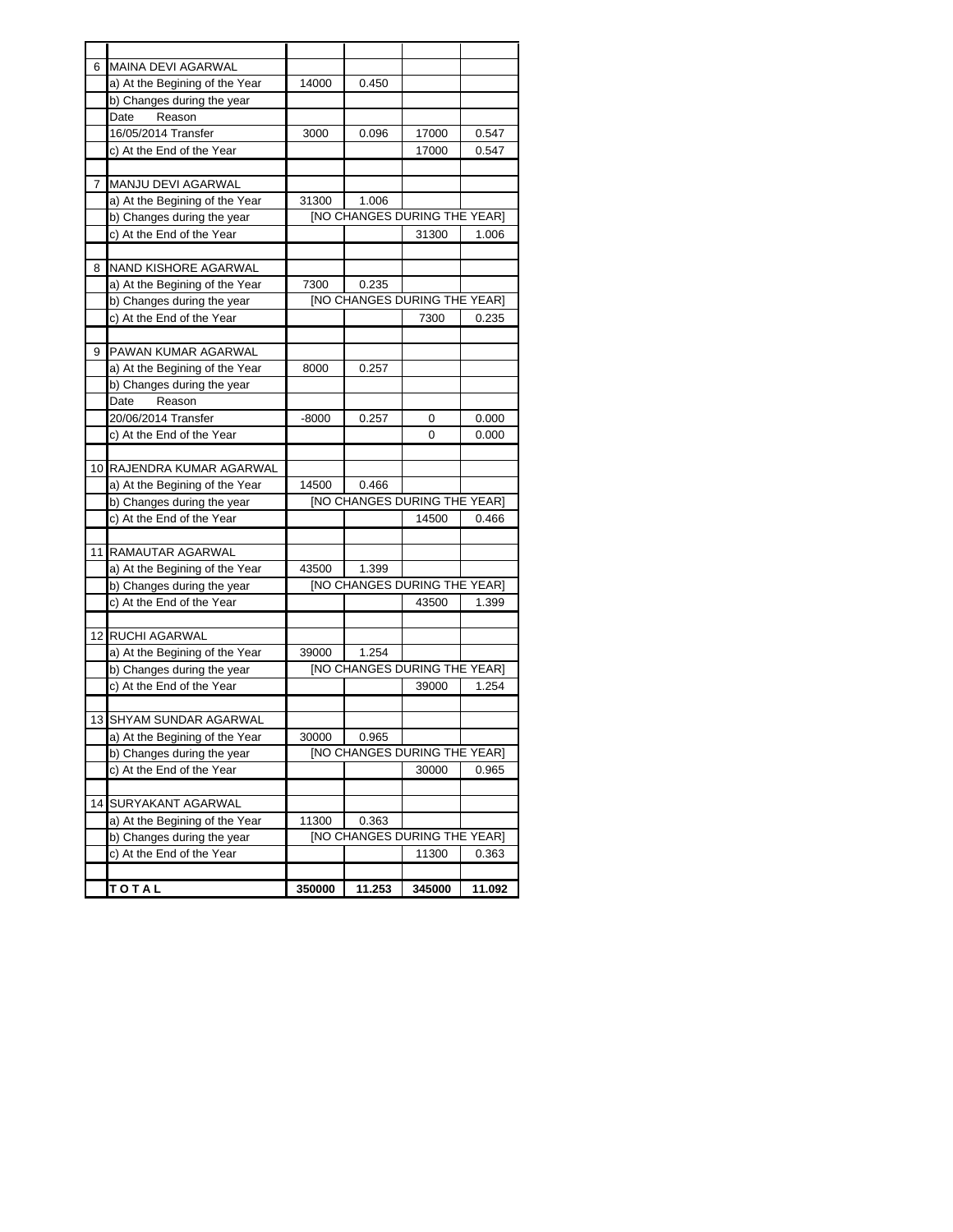| | | | | | |
|---|---|---|---|---|---|
| 6 | MAINA DEVI AGARWAL | | | | |
| | a) At the Begining of the Year | 14000 | 0.450 | | |
| | b) Changes during the year | | | | |
| | Date Reason | | | | |
| | 16/05/2014 Transfer | 3000 | 0.096 | 17000 | 0.547 |
| | c) At the End of the Year | | | 17000 | 0.547 |
| | | | | | |
| 7 | MANJU DEVI AGARWAL | | | | |
| | a) At the Begining of the Year | 31300 | 1.006 | | |
| | b) Changes during the year | [NO CHANGES DURING THE YEAR] | | | |
| | c) At the End of the Year | | | 31300 | 1.006 |
| | | | | | |
| 8 | NAND KISHORE AGARWAL | | | | |
| | a) At the Begining of the Year | 7300 | 0.235 | | |
| | b) Changes during the year | [NO CHANGES DURING THE YEAR] | | | |
| | c) At the End of the Year | | | 7300 | 0.235 |
| | | | | | |
| 9 | PAWAN KUMAR AGARWAL | | | | |
| | a) At the Begining of the Year | 8000 | 0.257 | | |
| | b) Changes during the year | | | | |
| | Date Reason | | | | |
| | 20/06/2014 Transfer | -8000 | 0.257 | 0 | 0.000 |
| | c) At the End of the Year | | | 0 | 0.000 |
| | | | | | |
| 10 | RAJENDRA KUMAR AGARWAL | | | | |
| | a) At the Begining of the Year | 14500 | 0.466 | | |
| | b) Changes during the year | [NO CHANGES DURING THE YEAR] | | | |
| | c) At the End of the Year | | | 14500 | 0.466 |
| | | | | | |
| 11 | RAMAUTAR AGARWAL | | | | |
| | a) At the Begining of the Year | 43500 | 1.399 | | |
| | b) Changes during the year | [NO CHANGES DURING THE YEAR] | | | |
| | c) At the End of the Year | | | 43500 | 1.399 |
| | | | | | |
| 12 | RUCHI AGARWAL | | | | |
| | a) At the Begining of the Year | 39000 | 1.254 | | |
| | b) Changes during the year | [NO CHANGES DURING THE YEAR] | | | |
| | c) At the End of the Year | | | 39000 | 1.254 |
| | | | | | |
| 13 | SHYAM SUNDAR AGARWAL | | | | |
| | a) At the Begining of the Year | 30000 | 0.965 | | |
| | b) Changes during the year | [NO CHANGES DURING THE YEAR] | | | |
| | c) At the End of the Year | | | 30000 | 0.965 |
| | | | | | |
| 14 | SURYAKANT AGARWAL | | | | |
| | a) At the Begining of the Year | 11300 | 0.363 | | |
| | b) Changes during the year | [NO CHANGES DURING THE YEAR] | | | |
| | c) At the End of the Year | | | 11300 | 0.363 |
| | | | | | |
| | **T O T A L** | **350000** | **11.253** | **345000** | **11.092** |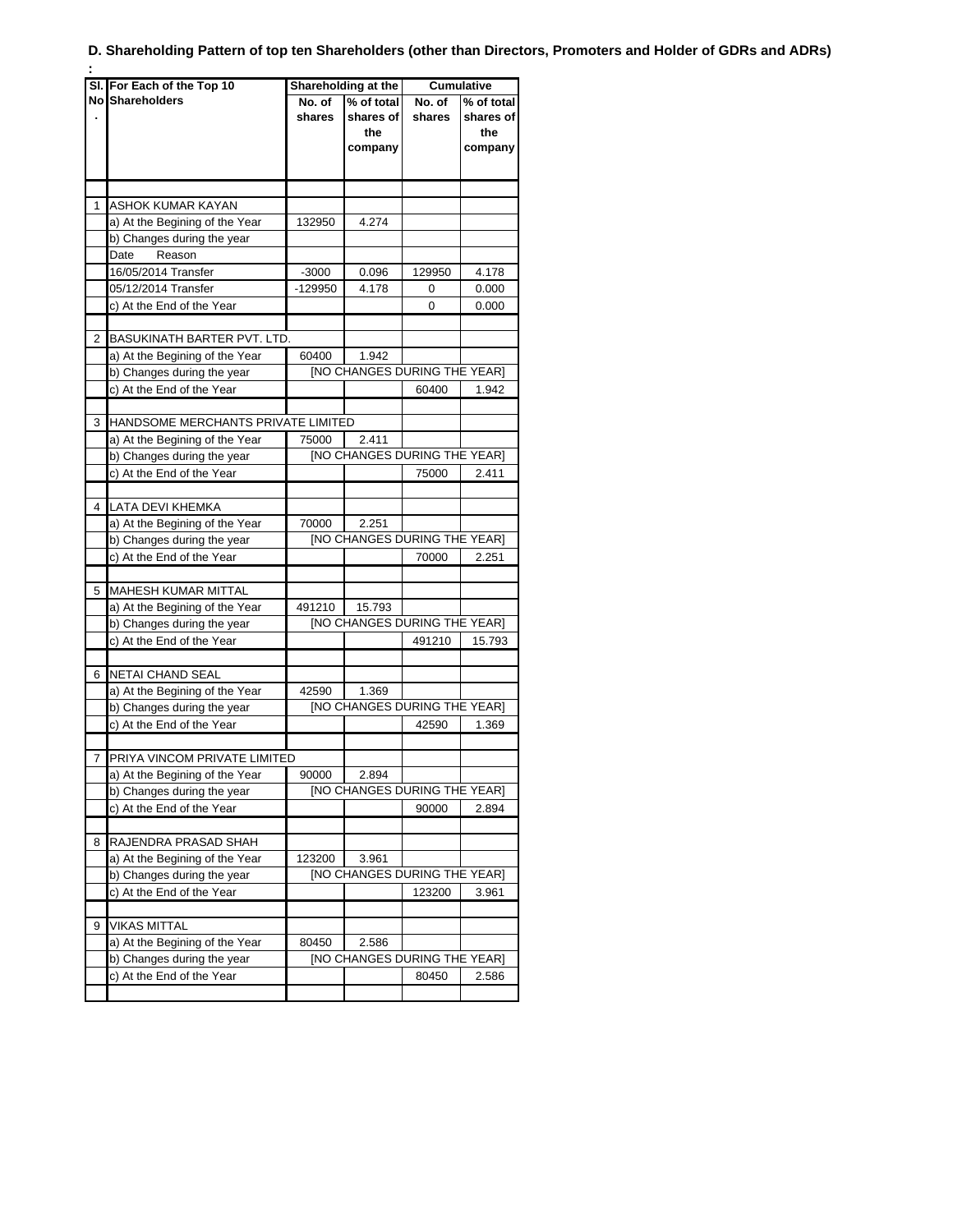**D. Shareholding Pattern of top ten Shareholders (other than Directors, Promoters and Holder of GDRs and ADRs) :**

| Sl. No. | For Each of the Top 10 Shareholders | Shareholding at the | | Cumulative | |
|---|---|---|---|---|---|
| | | No. of shares | % of total shares of the company | No. of shares | % of total shares of the company |
| | | | | | |
| 1 | ASHOK KUMAR KAYAN | | | | |
| | a) At the Begining of the Year | 132950 | 4.274 | | |
| | b) Changes during the year | | | | |
| | Date Reason | | | | |
| | 16/05/2014 Transfer | -3000 | 0.096 | 129950 | 4.178 |
| | 05/12/2014 Transfer | -129950 | 4.178 | 0 | 0.000 |
| | c) At the End of the Year | | | 0 | 0.000 |
| | | | | | |
| 2 | BASUKINATH BARTER PVT. LTD. | | | | |
| | a) At the Begining of the Year | 60400 | 1.942 | | |
| | b) Changes during the year | [NO CHANGES DURING THE YEAR] | | | |
| | c) At the End of the Year | | | 60400 | 1.942 |
| | | | | | |
| 3 | HANDSOME MERCHANTS PRIVATE LIMITED | | | | |
| | a) At the Begining of the Year | 75000 | 2.411 | | |
| | b) Changes during the year | [NO CHANGES DURING THE YEAR] | | | |
| | c) At the End of the Year | | | 75000 | 2.411 |
| | | | | | |
| 4 | LATA DEVI KHEMKA | | | | |
| | a) At the Begining of the Year | 70000 | 2.251 | | |
| | b) Changes during the year | [NO CHANGES DURING THE YEAR] | | | |
| | c) At the End of the Year | | | 70000 | 2.251 |
| | | | | | |
| 5 | MAHESH KUMAR MITTAL | | | | |
| | a) At the Begining of the Year | 491210 | 15.793 | | |
| | b) Changes during the year | [NO CHANGES DURING THE YEAR] | | | |
| | c) At the End of the Year | | | 491210 | 15.793 |
| | | | | | |
| 6 | NETAI CHAND SEAL | | | | |
| | a) At the Begining of the Year | 42590 | 1.369 | | |
| | b) Changes during the year | [NO CHANGES DURING THE YEAR] | | | |
| | c) At the End of the Year | | | 42590 | 1.369 |
| | | | | | |
| 7 | PRIYA VINCOM PRIVATE LIMITED | | | | |
| | a) At the Begining of the Year | 90000 | 2.894 | | |
| | b) Changes during the year | [NO CHANGES DURING THE YEAR] | | | |
| | c) At the End of the Year | | | 90000 | 2.894 |
| | | | | | |
| 8 | RAJENDRA PRASAD SHAH | | | | |
| | a) At the Begining of the Year | 123200 | 3.961 | | |
| | b) Changes during the year | [NO CHANGES DURING THE YEAR] | | | |
| | c) At the End of the Year | | | 123200 | 3.961 |
| | | | | | |
| 9 | VIKAS MITTAL | | | | |
| | a) At the Begining of the Year | 80450 | 2.586 | | |
| | b) Changes during the year | [NO CHANGES DURING THE YEAR] | | | |
| | c) At the End of the Year | | | 80450 | 2.586 |
| | | | | | |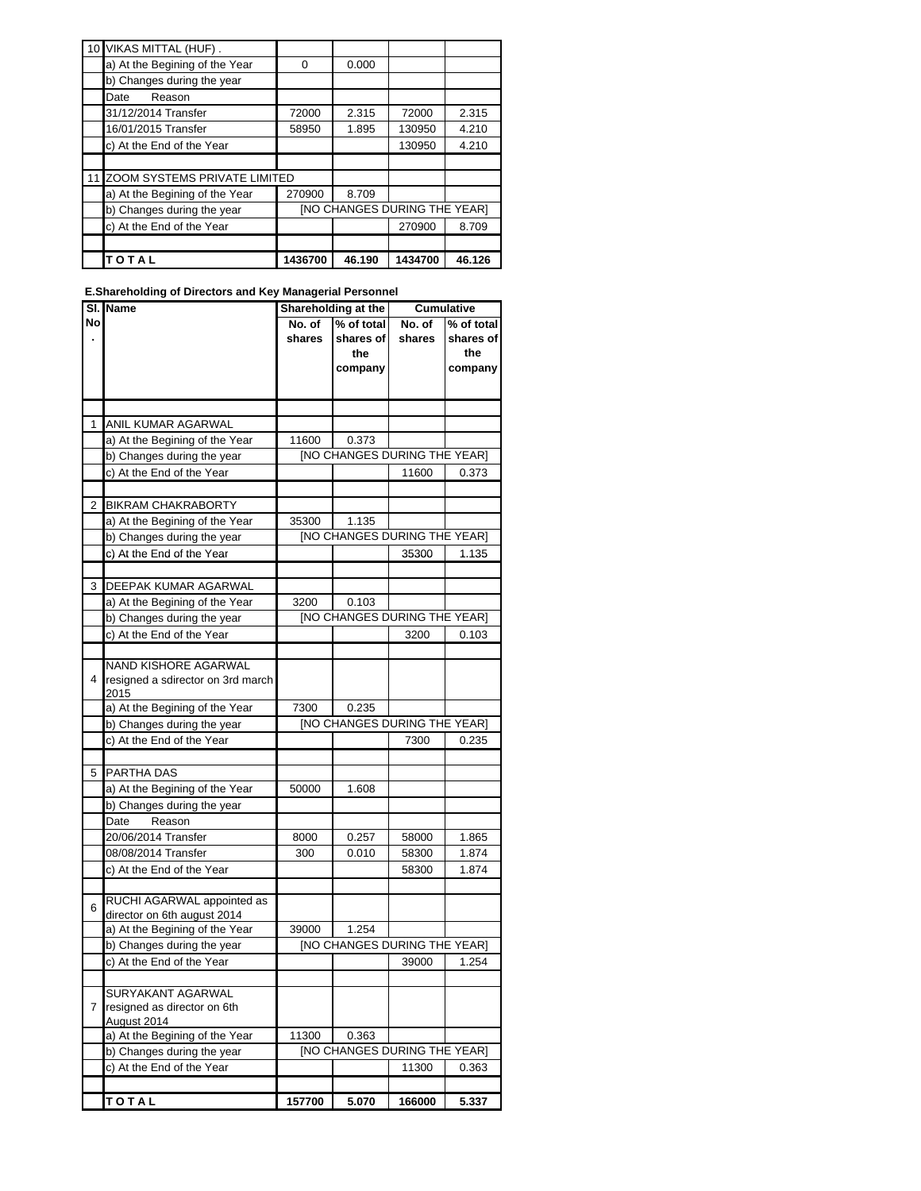| 10 | VIKAS MITTAL (HUF) . | | | | |
|---|---|---|---|---|---|
| | a) At the Begining of the Year | 0 | 0.000 | | |
| | b) Changes during the year | | | | |
| | Date Reason | | | | |
| | 31/12/2014 Transfer | 72000 | 2.315 | 72000 | 2.315 |
| | 16/01/2015 Transfer | 58950 | 1.895 | 130950 | 4.210 |
| | c) At the End of the Year | | | 130950 | 4.210 |
| | | | | | |
| 11 | ZOOM SYSTEMS PRIVATE LIMITED | | | | |
| | a) At the Begining of the Year | 270900 | 8.709 | | |
| | b) Changes during the year | [NO CHANGES DURING THE YEAR] | | | |
| | c) At the End of the Year | | | 270900 | 8.709 |
| | | | | | |
| | **T O T A L** | **1436700** | **46.190** | **1434700** | **46.126** |

**E.Shareholding of Directors and Key Managerial Personnel**

| Sl. No. | Name | Shareholding at the | | Cumulative | |
|---|---|---|---|---|---|
| | | No. of shares | % of total shares of the company | No. of shares | % of total shares of the company |
| | | | | | |
| 1 | ANIL KUMAR AGARWAL | | | | |
| | a) At the Begining of the Year | 11600 | 0.373 | | |
| | b) Changes during the year | [NO CHANGES DURING THE YEAR] | | | |
| | c) At the End of the Year | | | 11600 | 0.373 |
| | | | | | |
| 2 | BIKRAM CHAKRABORTY | | | | |
| | a) At the Begining of the Year | 35300 | 1.135 | | |
| | b) Changes during the year | [NO CHANGES DURING THE YEAR] | | | |
| | c) At the End of the Year | | | 35300 | 1.135 |
| | | | | | |
| 3 | DEEPAK KUMAR AGARWAL | | | | |
| | a) At the Begining of the Year | 3200 | 0.103 | | |
| | b) Changes during the year | [NO CHANGES DURING THE YEAR] | | | |
| | c) At the End of the Year | | | 3200 | 0.103 |
| | | | | | |
| 4 | NAND KISHORE AGARWAL resigned a sdirector on 3rd march 2015 | | | | |
| | a) At the Begining of the Year | 7300 | 0.235 | | |
| | b) Changes during the year | [NO CHANGES DURING THE YEAR] | | | |
| | c) At the End of the Year | | | 7300 | 0.235 |
| | | | | | |
| 5 | PARTHA DAS | | | | |
| | a) At the Begining of the Year | 50000 | 1.608 | | |
| | b) Changes during the year | | | | |
| | Date Reason | | | | |
| | 20/06/2014 Transfer | 8000 | 0.257 | 58000 | 1.865 |
| | 08/08/2014 Transfer | 300 | 0.010 | 58300 | 1.874 |
| | c) At the End of the Year | | | 58300 | 1.874 |
| | | | | | |
| 6 | RUCHI AGARWAL appointed as director on 6th august 2014 | | | | |
| | a) At the Begining of the Year | 39000 | 1.254 | | |
| | b) Changes during the year | [NO CHANGES DURING THE YEAR] | | | |
| | c) At the End of the Year | | | 39000 | 1.254 |
| | | | | | |
| 7 | SURYAKANT AGARWAL resigned as director on 6th August 2014 | | | | |
| | a) At the Begining of the Year | 11300 | 0.363 | | |
| | b) Changes during the year | [NO CHANGES DURING THE YEAR] | | | |
| | c) At the End of the Year | | | 11300 | 0.363 |
| | | | | | |
| | **T O T A L** | **157700** | **5.070** | **166000** | **5.337** |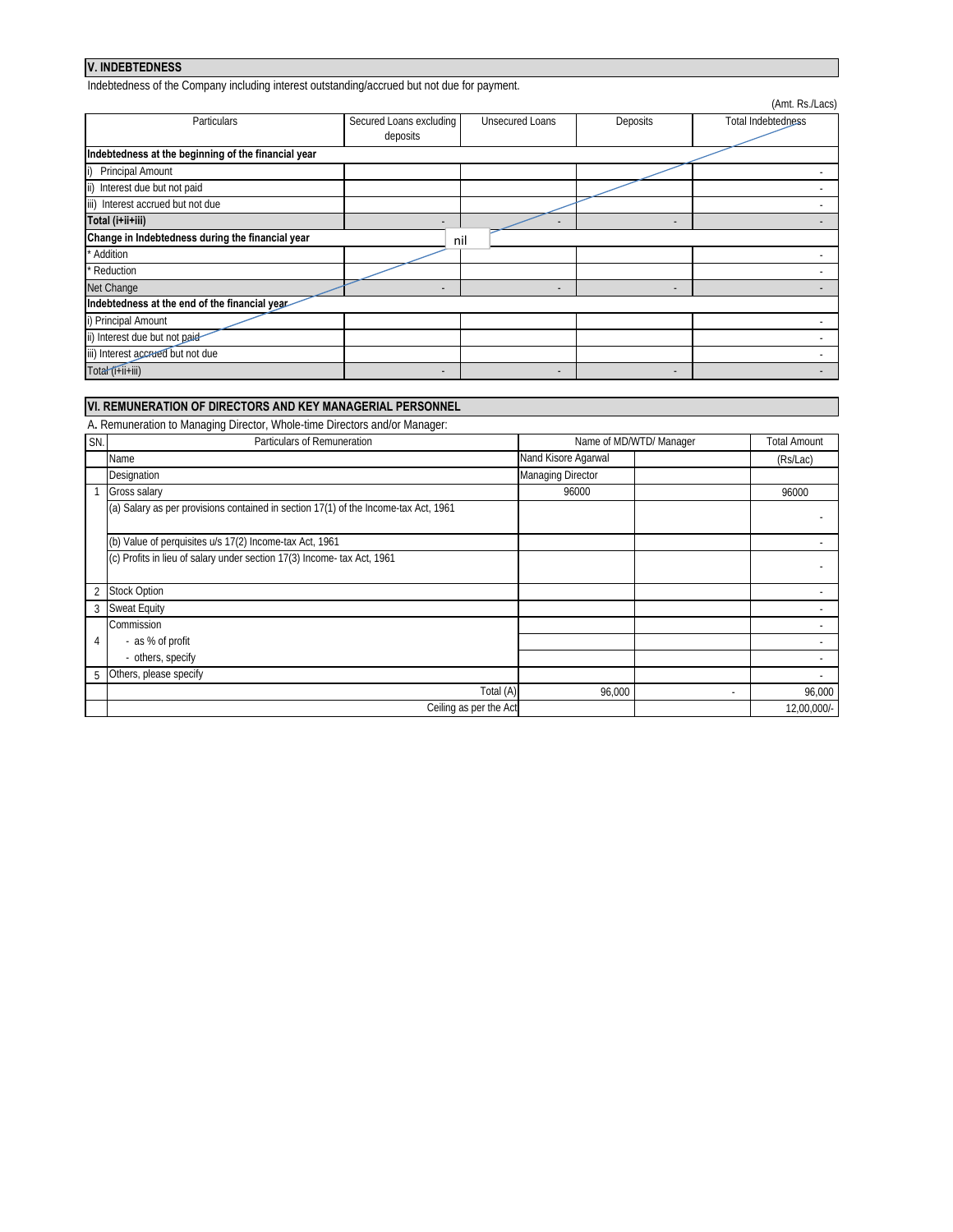## V. INDEBTEDNESS

Indebtedness of the Company including interest outstanding/accrued but not due for payment.

(Amt. Rs./Lacs)

| Particulars | Secured Loans excluding deposits | Unsecured Loans | Deposits | Total Indebtedness |
|---|---|---|---|---|
| **Indebtedness at the beginning of the financial year** | | | | |
| i) Principal Amount | | | | - |
| ii) Interest due but not paid | | | | - |
| iii) Interest accrued but not due | | | | - |
| **Total (i+ii+iii)** | - | - | - | - |
| **Change in Indebtedness during the financial year** | | nil | | |
| * Addition | | | | - |
| * Reduction | | | | - |
| Net Change | - | - | - | - |
| **Indebtedness at the end of the financial year** | | | | |
| i) Principal Amount | | | | - |
| ii) Interest due but not paid | | | | - |
| iii) Interest accrued but not due | | | | - |
| Total (i+ii+iii) | - | - | - | - |

## VI. REMUNERATION OF DIRECTORS AND KEY MANAGERIAL PERSONNEL

A. Remuneration to Managing Director, Whole-time Directors and/or Manager:

| SN. | Particulars of Remuneration | Name of MD/WTD/ Manager | | Total Amount |
|---|---|---|---|---|
| | Name | Nand Kisore Agarwal | | (Rs/Lac) |
| | Designation | Managing Director | | |
| 1 | Gross salary | 96000 | | 96000 |
| | (a) Salary as per provisions contained in section 17(1) of the Income-tax Act, 1961 | | | - |
| | (b) Value of perquisites u/s 17(2) Income-tax Act, 1961 | | | - |
| | (c) Profits in lieu of salary under section 17(3) Income- tax Act, 1961 | | | - |
| 2 | Stock Option | | | - |
| 3 | Sweat Equity | | | - |
| 4 | Commission | | | - |
| | - as % of profit | | | - |
| | - others, specify | | | - |
| 5 | Others, please specify | | | - |
| | Total (A) | 96,000 | - | 96,000 |
| | Ceiling as per the Act | | | 12,00,000/- |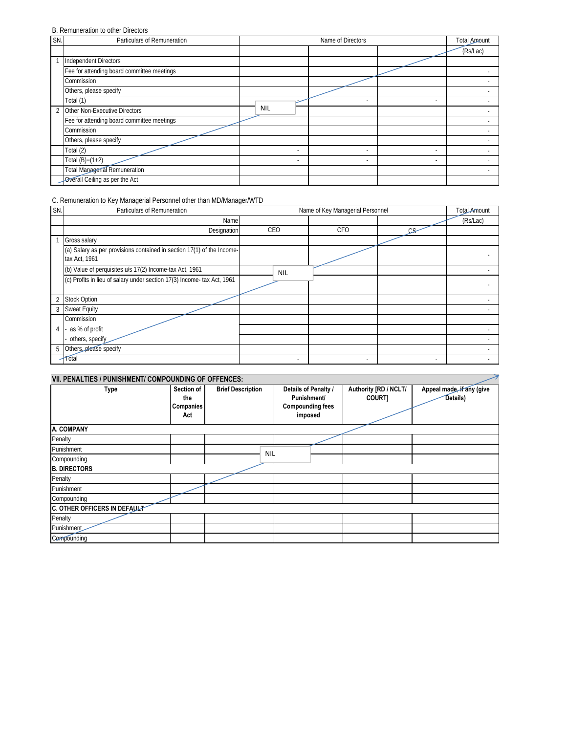B. Remuneration to other Directors

| SN. | Particulars of Remuneration | Name of Directors | | | Total Amount |
|---|---|---|---|---|---|
| | | | | | (Rs/Lac) |
| 1 | Independent Directors | | | | |
| | Fee for attending board committee meetings | | | | - |
| | Commission | | | | - |
| | Others, please specify | | | | - |
| | Total (1) | - | - | - | - |
| 2 | Other Non-Executive Directors | NIL | | | - |
| | Fee for attending board committee meetings | | | | - |
| | Commission | | | | - |
| | Others, please specify | | | | - |
| | Total (2) | - | - | - | - |
| | Total (B)=(1+2) | - | - | - | - |
| | Total Managerial Remuneration | | | | - |
| | Overall Ceiling as per the Act | | | | |

C. Remuneration to Key Managerial Personnel other than MD/Manager/WTD

| SN. | Particulars of Remuneration | Name of Key Managerial Personnel | | | Total Amount |
|---|---|---|---|---|---|
| | Name | | | | (Rs/Lac) |
| | Designation | CEO | CFO | CS | |
| 1 | Gross salary | | | | |
| | (a) Salary as per provisions contained in section 17(1) of the Income-tax Act, 1961 | | | | - |
| | (b) Value of perquisites u/s 17(2) Income-tax Act, 1961 | NIL | | | - |
| | (c) Profits in lieu of salary under section 17(3) Income- tax Act, 1961 | | | | - |
| 2 | Stock Option | | | | - |
| 3 | Sweat Equity | | | | - |
| 4 | Commission | | | | |
| | - as % of profit | | | | - |
| | - others, specify | | | | - |
| 5 | Others, please specify | | | | - |
| | Total | - | - | - | - |

**VII. PENALTIES / PUNISHMENT/ COMPOUNDING OF OFFENCES:**

| Type | Section of the Companies Act | Brief Description | Details of Penalty / Punishment/ Compounding fees imposed | Authority [RD / NCLT/ COURT] | Appeal made, if any (give Details) |
|---|---|---|---|---|---|
| **A. COMPANY** | | | | | |
| Penalty | | | | | |
| Punishment | | | NIL | | |
| Compounding | | | | | |
| **B. DIRECTORS** | | | | | |
| Penalty | | | | | |
| Punishment | | | | | |
| Compounding | | | | | |
| **C. OTHER OFFICERS IN DEFAULT** | | | | | |
| Penalty | | | | | |
| Punishment | | | | | |
| Compounding | | | | | |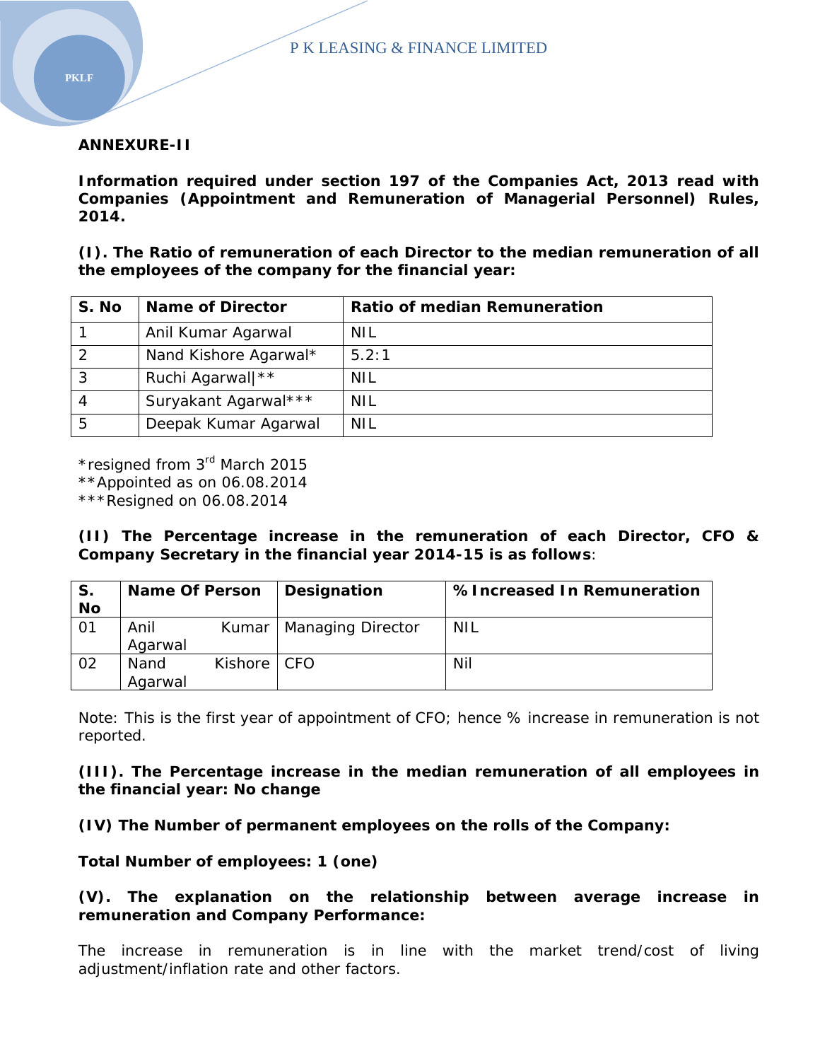**ANNEXURE-II**

**Information required under section 197 of the Companies Act, 2013 read with Companies (Appointment and Remuneration of Managerial Personnel) Rules, 2014.**

**(I). The Ratio of remuneration of each Director to the median remuneration of all the employees of the company for the financial year:**

| S. No | Name of Director | Ratio of median Remuneration |
|---|---|---|
| 1 | Anil Kumar Agarwal | NIL |
| 2 | Nand Kishore Agarwal* | 5.2:1 |
| 3 | Ruchi Agarwal\|** | NIL |
| 4 | Suryakant Agarwal*** | NIL |
| 5 | Deepak Kumar Agarwal | NIL |

*resigned from 3rd March 2015
**Appointed as on 06.08.2014
***Resigned on 06.08.2014

**(II) The Percentage increase in the remuneration of each Director, CFO & Company Secretary in the financial year 2014-15 is as follows**:

| S. No | Name Of Person | Designation | % Increased In Remuneration |
|---|---|---|---|
| 01 | Anil Kumar Agarwal | Managing Director | NIL |
| 02 | Nand Kishore Agarwal | CFO | Nil |

Note: This is the first year of appointment of CFO; hence % increase in remuneration is not reported.

**(III). The Percentage increase in the median remuneration of all employees in the financial year: No change**

**(IV) The Number of permanent employees on the rolls of the Company:**

**Total Number of employees: 1 (one)**

**(V). The explanation on the relationship between average increase in remuneration and Company Performance:**

The increase in remuneration is in line with the market trend/cost of living adjustment/inflation rate and other factors.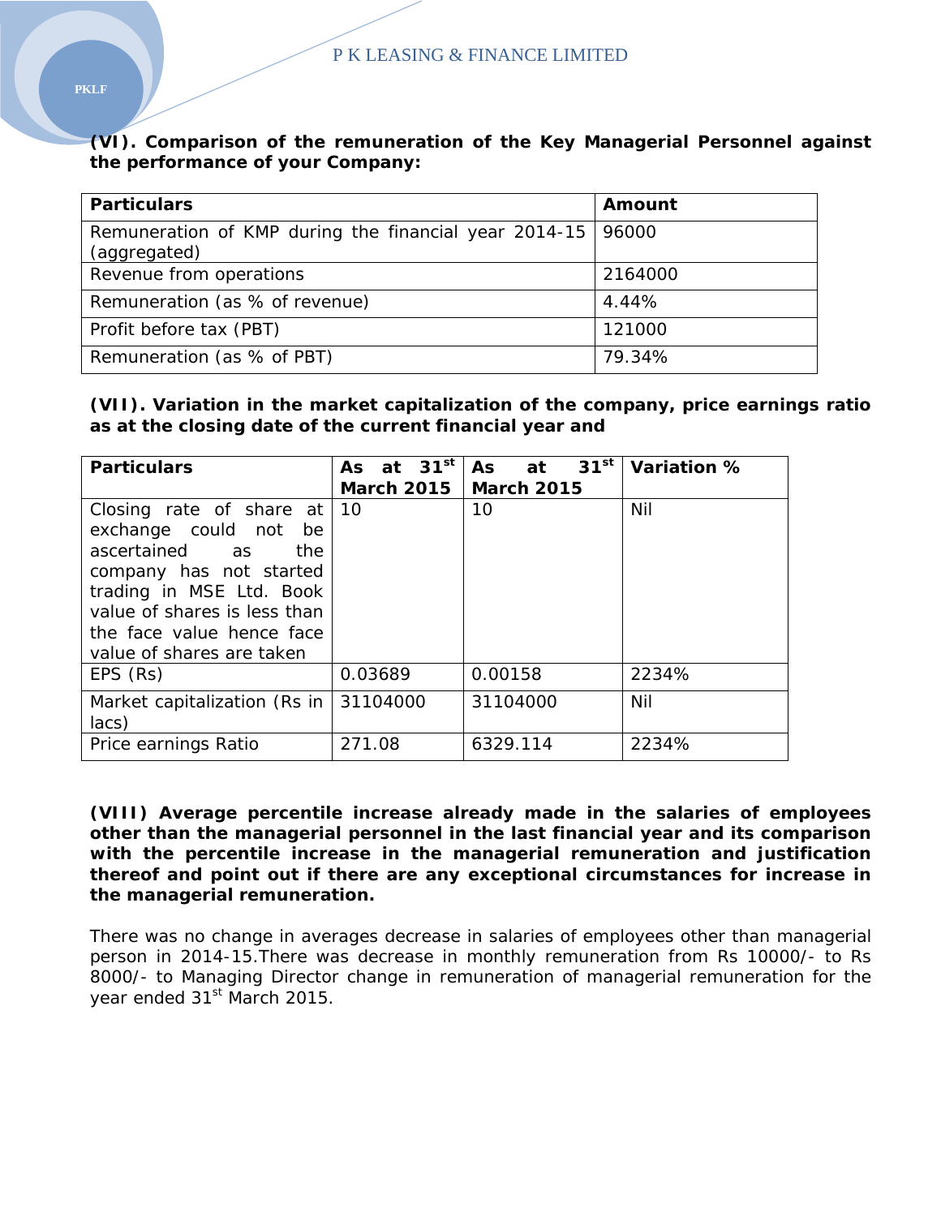**(VI). Comparison of the remuneration of the Key Managerial Personnel against the performance of your Company:**

| Particulars | Amount |
|---|---|
| Remuneration of KMP during the financial year 2014-15 (aggregated) | 96000 |
| Revenue from operations | 2164000 |
| Remuneration (as % of revenue) | 4.44% |
| Profit before tax (PBT) | 121000 |
| Remuneration (as % of PBT) | 79.34% |

**(VII). Variation in the market capitalization of the company, price earnings ratio as at the closing date of the current financial year and**

| Particulars | As at 31st March 2015 | As at 31st March 2015 | Variation % |
|---|---|---|---|
| Closing rate of share at exchange could not be ascertained as the company has not started trading in MSE Ltd. Book value of shares is less than the face value hence face value of shares are taken | 10 | 10 | Nil |
| EPS (Rs) | 0.03689 | 0.00158 | 2234% |
| Market capitalization (Rs in lacs) | 31104000 | 31104000 | Nil |
| Price earnings Ratio | 271.08 | 6329.114 | 2234% |

**(VIII) Average percentile increase already made in the salaries of employees other than the managerial personnel in the last financial year and its comparison with the percentile increase in the managerial remuneration and justification thereof and point out if there are any exceptional circumstances for increase in the managerial remuneration.**

There was no change in averages decrease in salaries of employees other than managerial person in 2014-15.There was decrease in monthly remuneration from Rs 10000/- to Rs 8000/- to Managing Director change in remuneration of managerial remuneration for the year ended 31st March 2015.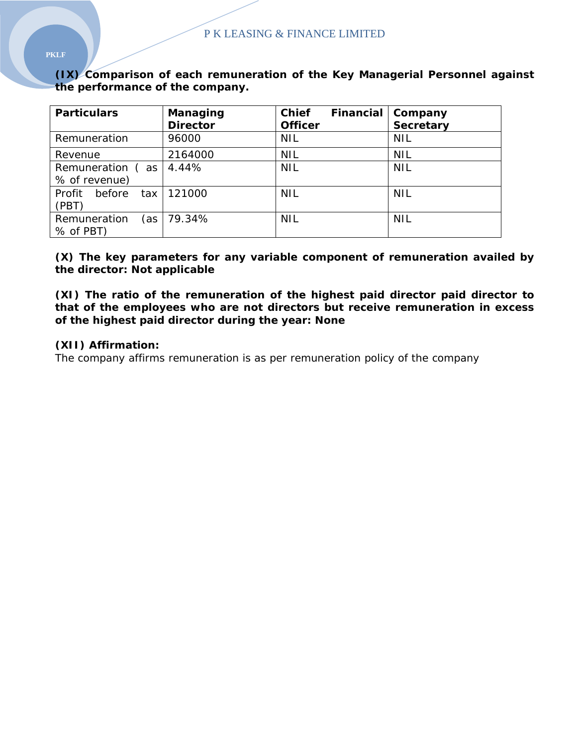**(IX) Comparison of each remuneration of the Key Managerial Personnel against the performance of the company.**

| Particulars | Managing Director | Chief Financial Officer | Company Secretary |
|---|---|---|---|
| Remuneration | 96000 | NIL | NIL |
| Revenue | 2164000 | NIL | NIL |
| Remuneration ( as % of revenue) | 4.44% | NIL | NIL |
| Profit before tax (PBT) | 121000 | NIL | NIL |
| Remuneration (as % of PBT) | 79.34% | NIL | NIL |

**(X) The key parameters for any variable component of remuneration availed by the director: Not applicable**

**(XI) The ratio of the remuneration of the highest paid director paid director to that of the employees who are not directors but receive remuneration in excess of the highest paid director during the year: None**

**(XII) Affirmation:**

The company affirms remuneration is as per remuneration policy of the company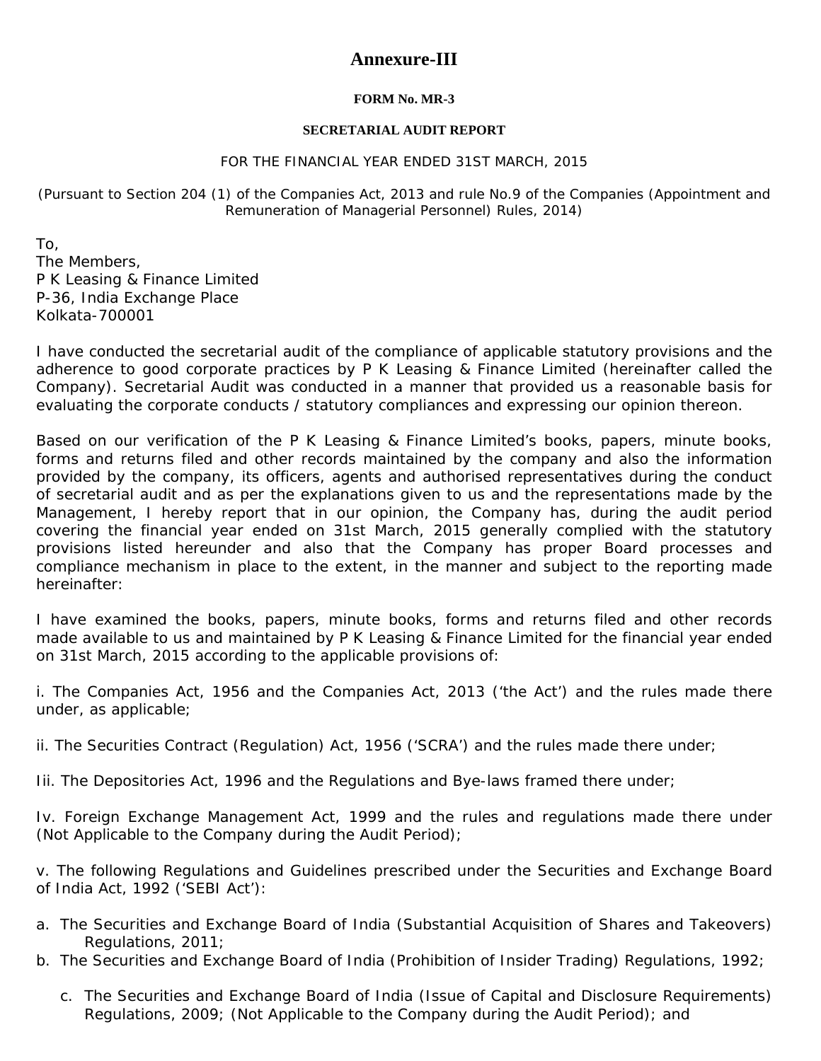# Annexure-III

**FORM No. MR-3**

**SECRETARIAL AUDIT REPORT**

FOR THE FINANCIAL YEAR ENDED 31ST MARCH, 2015

(Pursuant to Section 204 (1) of the Companies Act, 2013 and rule No.9 of the Companies (Appointment and Remuneration of Managerial Personnel) Rules, 2014)

To,
The Members,
P K Leasing & Finance Limited
P-36, India Exchange Place
Kolkata-700001

I have conducted the secretarial audit of the compliance of applicable statutory provisions and the adherence to good corporate practices by P K Leasing & Finance Limited (hereinafter called the Company). Secretarial Audit was conducted in a manner that provided us a reasonable basis for evaluating the corporate conducts / statutory compliances and expressing our opinion thereon.

Based on our verification of the P K Leasing & Finance Limited's books, papers, minute books, forms and returns filed and other records maintained by the company and also the information provided by the company, its officers, agents and authorised representatives during the conduct of secretarial audit and as per the explanations given to us and the representations made by the Management, I hereby report that in our opinion, the Company has, during the audit period covering the financial year ended on 31st March, 2015 generally complied with the statutory provisions listed hereunder and also that the Company has proper Board processes and compliance mechanism in place to the extent, in the manner and subject to the reporting made hereinafter:

I have examined the books, papers, minute books, forms and returns filed and other records made available to us and maintained by P K Leasing & Finance Limited for the financial year ended on 31st March, 2015 according to the applicable provisions of:

i. The Companies Act, 1956 and the Companies Act, 2013 ('the Act') and the rules made there under, as applicable;

ii. The Securities Contract (Regulation) Act, 1956 ('SCRA') and the rules made there under;

Iii. The Depositories Act, 1996 and the Regulations and Bye-laws framed there under;

Iv. Foreign Exchange Management Act, 1999 and the rules and regulations made there under (Not Applicable to the Company during the Audit Period);

v. The following Regulations and Guidelines prescribed under the Securities and Exchange Board of India Act, 1992 ('SEBI Act'):

a. The Securities and Exchange Board of India (Substantial Acquisition of Shares and Takeovers) Regulations, 2011;
b. The Securities and Exchange Board of India (Prohibition of Insider Trading) Regulations, 1992;
c. The Securities and Exchange Board of India (Issue of Capital and Disclosure Requirements) Regulations, 2009; (Not Applicable to the Company during the Audit Period); and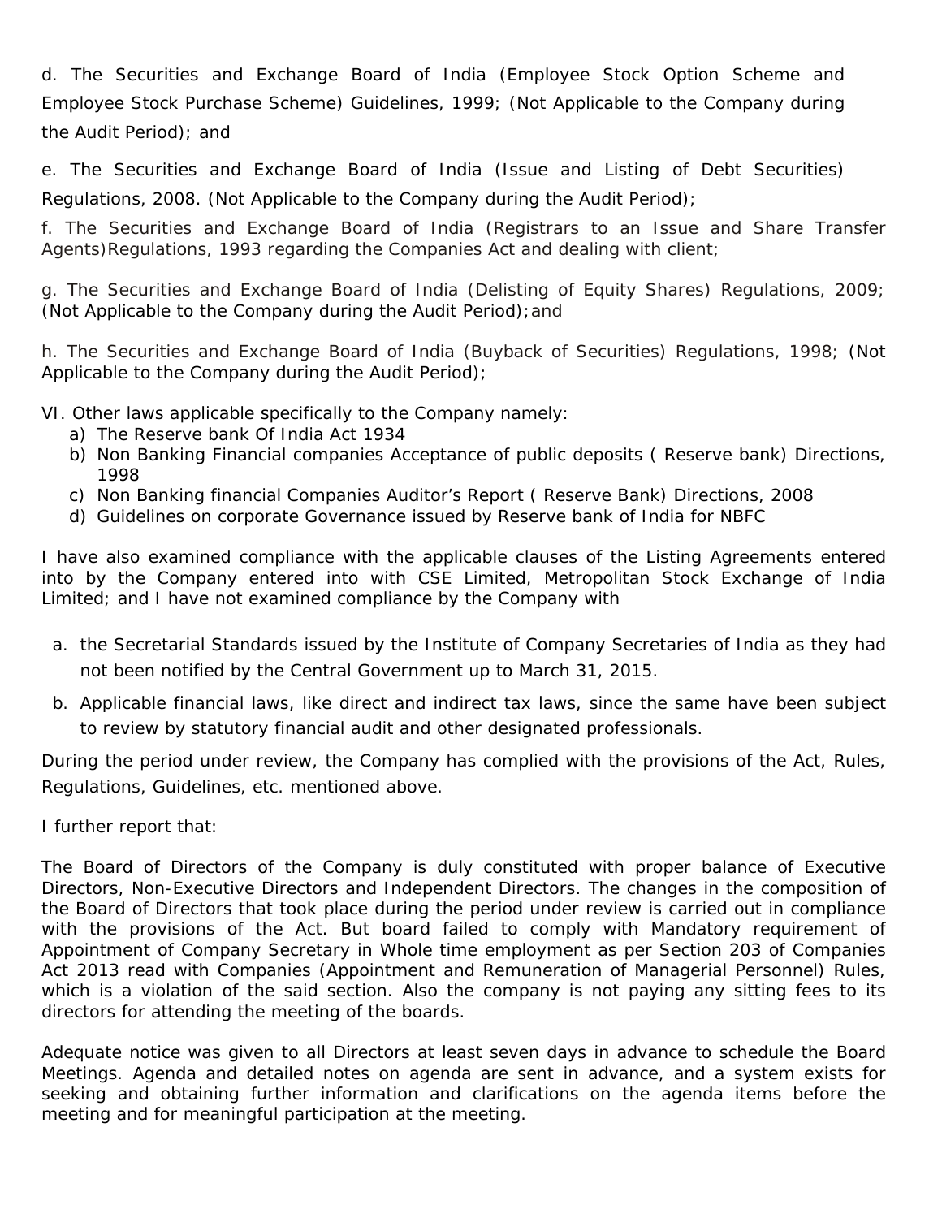d. The Securities and Exchange Board of India (Employee Stock Option Scheme and Employee Stock Purchase Scheme) Guidelines, 1999; (Not Applicable to the Company during the Audit Period); and

e. The Securities and Exchange Board of India (Issue and Listing of Debt Securities) Regulations, 2008. (Not Applicable to the Company during the Audit Period);

f. The Securities and Exchange Board of India (Registrars to an Issue and Share Transfer Agents)Regulations, 1993 regarding the Companies Act and dealing with client;

g. The Securities and Exchange Board of India (Delisting of Equity Shares) Regulations, 2009; (Not Applicable to the Company during the Audit Period);and

h. The Securities and Exchange Board of India (Buyback of Securities) Regulations, 1998; (Not Applicable to the Company during the Audit Period);

VI. Other laws applicable specifically to the Company namely:

a) The Reserve bank Of India Act 1934
b) Non Banking Financial companies Acceptance of public deposits ( Reserve bank) Directions, 1998
c) Non Banking financial Companies Auditor's Report ( Reserve Bank) Directions, 2008
d) Guidelines on corporate Governance issued by Reserve bank of India for NBFC

I have also examined compliance with the applicable clauses of the Listing Agreements entered into by the Company entered into with CSE Limited, Metropolitan Stock Exchange of India Limited; and I have not examined compliance by the Company with

a. the Secretarial Standards issued by the Institute of Company Secretaries of India as they had not been notified by the Central Government up to March 31, 2015.

b. Applicable financial laws, like direct and indirect tax laws, since the same have been subject to review by statutory financial audit and other designated professionals.

During the period under review, the Company has complied with the provisions of the Act, Rules, Regulations, Guidelines, etc. mentioned above.

I further report that:

The Board of Directors of the Company is duly constituted with proper balance of Executive Directors, Non-Executive Directors and Independent Directors. The changes in the composition of the Board of Directors that took place during the period under review is carried out in compliance with the provisions of the Act. But board failed to comply with Mandatory requirement of Appointment of Company Secretary in Whole time employment as per Section 203 of Companies Act 2013 read with Companies (Appointment and Remuneration of Managerial Personnel) Rules, which is a violation of the said section. Also the company is not paying any sitting fees to its directors for attending the meeting of the boards.

Adequate notice was given to all Directors at least seven days in advance to schedule the Board Meetings. Agenda and detailed notes on agenda are sent in advance, and a system exists for seeking and obtaining further information and clarifications on the agenda items before the meeting and for meaningful participation at the meeting.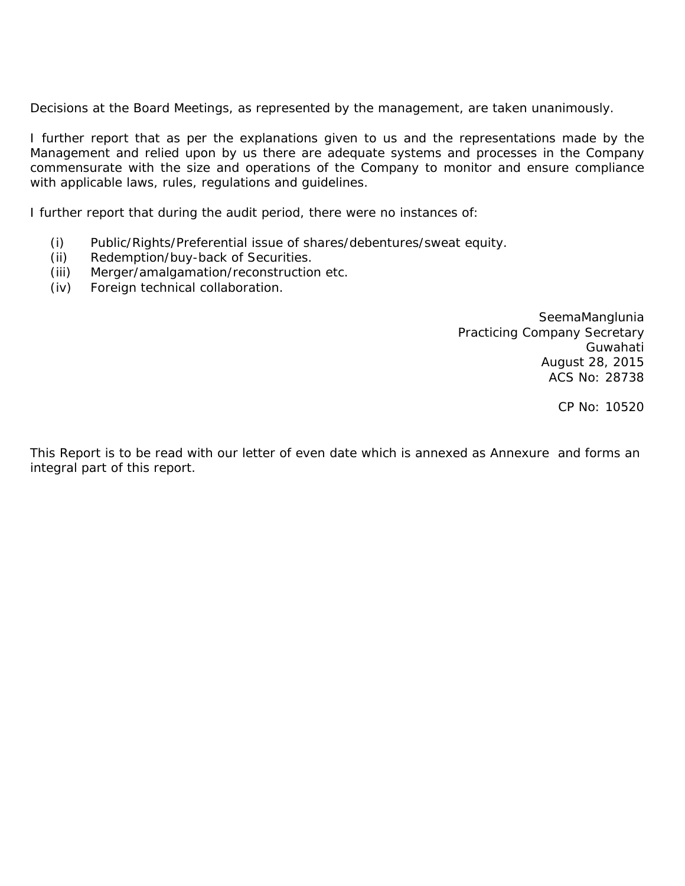Decisions at the Board Meetings, as represented by the management, are taken unanimously.

I further report that as per the explanations given to us and the representations made by the Management and relied upon by us there are adequate systems and processes in the Company commensurate with the size and operations of the Company to monitor and ensure compliance with applicable laws, rules, regulations and guidelines.

I further report that during the audit period, there were no instances of:

(i) Public/Rights/Preferential issue of shares/debentures/sweat equity.
(ii) Redemption/buy-back of Securities.
(iii) Merger/amalgamation/reconstruction etc.
(iv) Foreign technical collaboration.

SeemaManglunia
Practicing Company Secretary
Guwahati
August 28, 2015
ACS No: 28738

CP No: 10520

This Report is to be read with our letter of even date which is annexed as Annexure and forms an integral part of this report.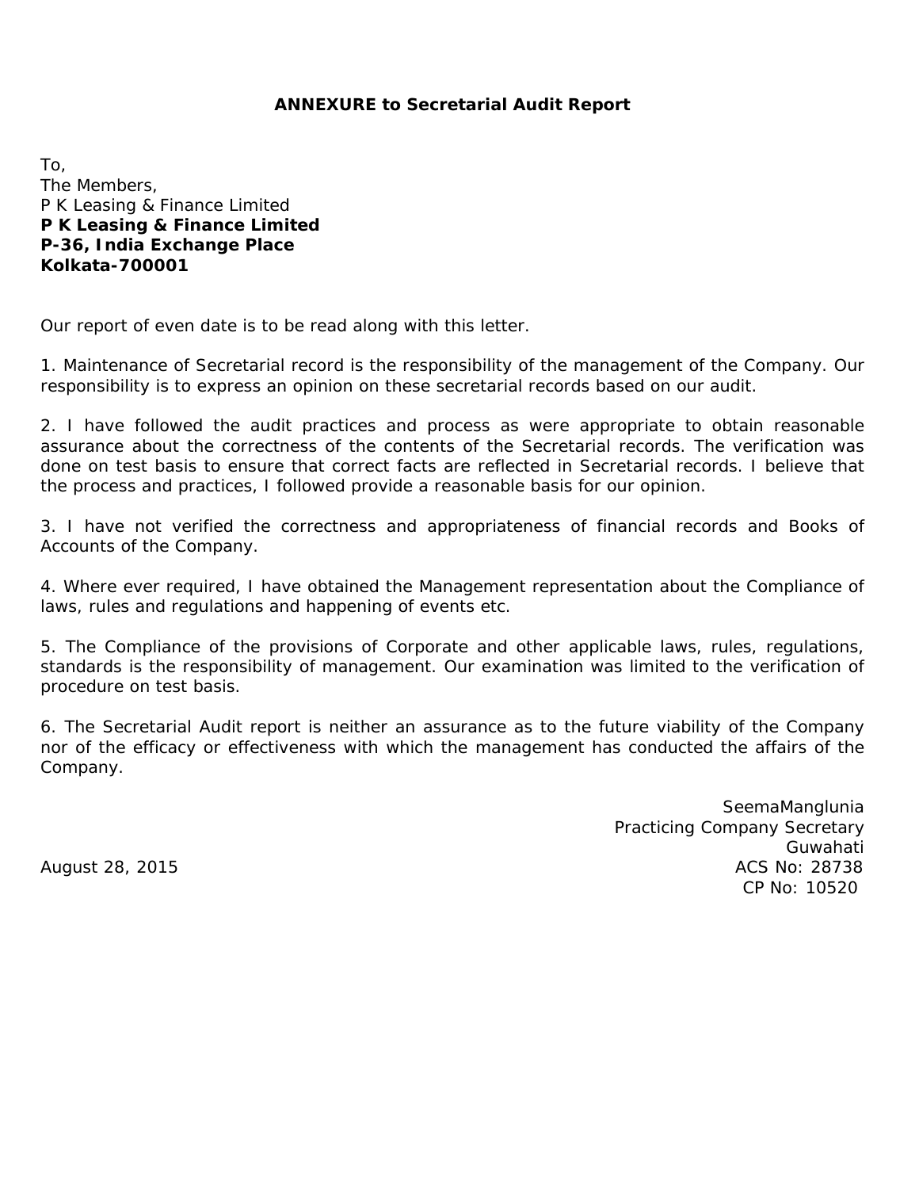## ANNEXURE to Secretarial Audit Report

To,
The Members,
P K Leasing & Finance Limited
**P K Leasing & Finance Limited**
**P-36, India Exchange Place**
**Kolkata-700001**

Our report of even date is to be read along with this letter.

1. Maintenance of Secretarial record is the responsibility of the management of the Company. Our responsibility is to express an opinion on these secretarial records based on our audit.

2. I have followed the audit practices and process as were appropriate to obtain reasonable assurance about the correctness of the contents of the Secretarial records. The verification was done on test basis to ensure that correct facts are reflected in Secretarial records. I believe that the process and practices, I followed provide a reasonable basis for our opinion.

3. I have not verified the correctness and appropriateness of financial records and Books of Accounts of the Company.

4. Where ever required, I have obtained the Management representation about the Compliance of laws, rules and regulations and happening of events etc.

5. The Compliance of the provisions of Corporate and other applicable laws, rules, regulations, standards is the responsibility of management. Our examination was limited to the verification of procedure on test basis.

6. The Secretarial Audit report is neither an assurance as to the future viability of the Company nor of the efficacy or effectiveness with which the management has conducted the affairs of the Company.

SeemaManglunia
Practicing Company Secretary
Guwahati
ACS No: 28738
CP No: 10520

August 28, 2015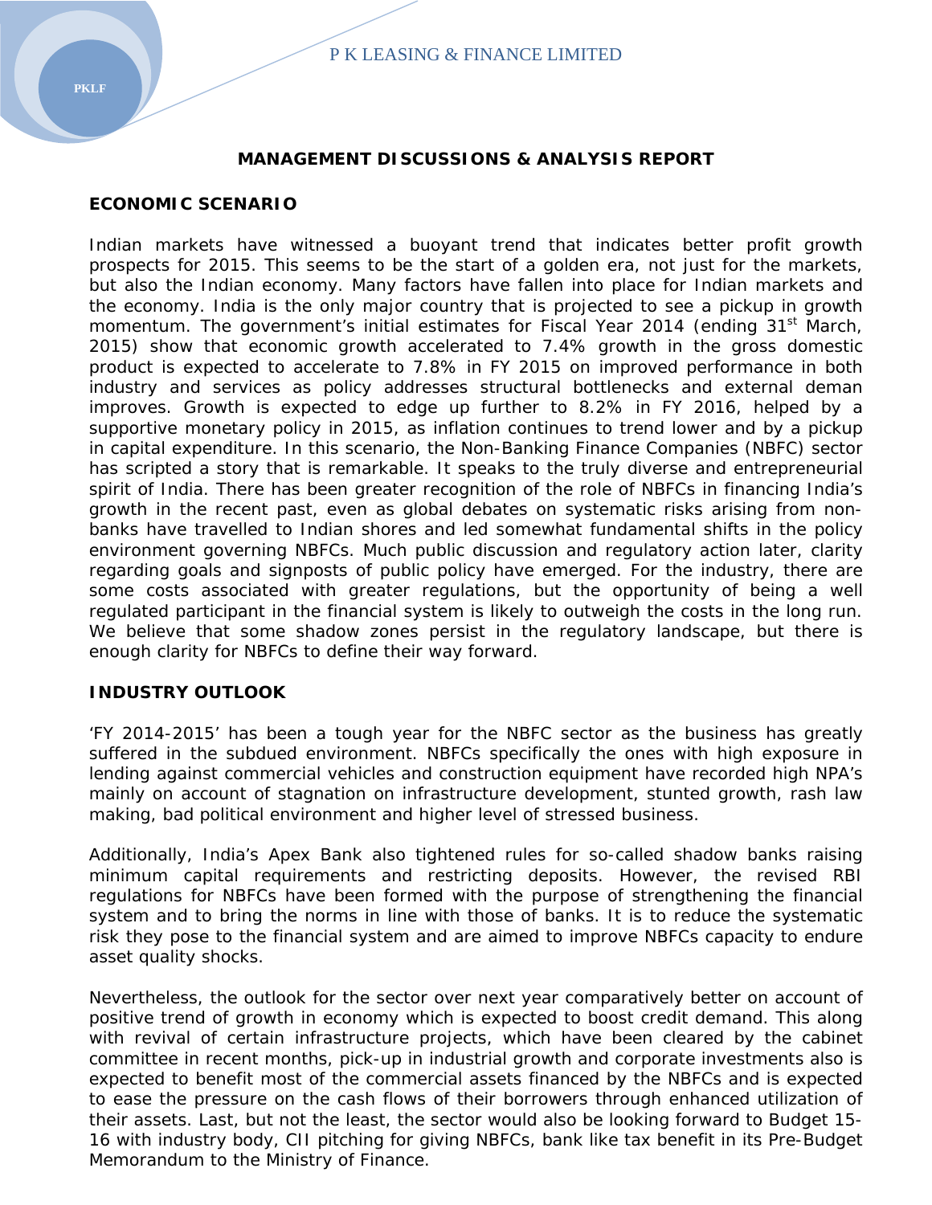## MANAGEMENT DISCUSSIONS & ANALYSIS REPORT

### ECONOMIC SCENARIO

Indian markets have witnessed a buoyant trend that indicates better profit growth prospects for 2015. This seems to be the start of a golden era, not just for the markets, but also the Indian economy. Many factors have fallen into place for Indian markets and the economy. India is the only major country that is projected to see a pickup in growth momentum. The government's initial estimates for Fiscal Year 2014 (ending 31st March, 2015) show that economic growth accelerated to 7.4% growth in the gross domestic product is expected to accelerate to 7.8% in FY 2015 on improved performance in both industry and services as policy addresses structural bottlenecks and external deman improves. Growth is expected to edge up further to 8.2% in FY 2016, helped by a supportive monetary policy in 2015, as inflation continues to trend lower and by a pickup in capital expenditure. In this scenario, the Non-Banking Finance Companies (NBFC) sector has scripted a story that is remarkable. It speaks to the truly diverse and entrepreneurial spirit of India. There has been greater recognition of the role of NBFCs in financing India's growth in the recent past, even as global debates on systematic risks arising from non-banks have travelled to Indian shores and led somewhat fundamental shifts in the policy environment governing NBFCs. Much public discussion and regulatory action later, clarity regarding goals and signposts of public policy have emerged. For the industry, there are some costs associated with greater regulations, but the opportunity of being a well regulated participant in the financial system is likely to outweigh the costs in the long run. We believe that some shadow zones persist in the regulatory landscape, but there is enough clarity for NBFCs to define their way forward.

### INDUSTRY OUTLOOK

'FY 2014-2015' has been a tough year for the NBFC sector as the business has greatly suffered in the subdued environment. NBFCs specifically the ones with high exposure in lending against commercial vehicles and construction equipment have recorded high NPA's mainly on account of stagnation on infrastructure development, stunted growth, rash law making, bad political environment and higher level of stressed business.

Additionally, India's Apex Bank also tightened rules for so-called shadow banks raising minimum capital requirements and restricting deposits. However, the revised RBI regulations for NBFCs have been formed with the purpose of strengthening the financial system and to bring the norms in line with those of banks. It is to reduce the systematic risk they pose to the financial system and are aimed to improve NBFCs capacity to endure asset quality shocks.

Nevertheless, the outlook for the sector over next year comparatively better on account of positive trend of growth in economy which is expected to boost credit demand. This along with revival of certain infrastructure projects, which have been cleared by the cabinet committee in recent months, pick-up in industrial growth and corporate investments also is expected to benefit most of the commercial assets financed by the NBFCs and is expected to ease the pressure on the cash flows of their borrowers through enhanced utilization of their assets. Last, but not the least, the sector would also be looking forward to Budget 15-16 with industry body, CII pitching for giving NBFCs, bank like tax benefit in its Pre-Budget Memorandum to the Ministry of Finance.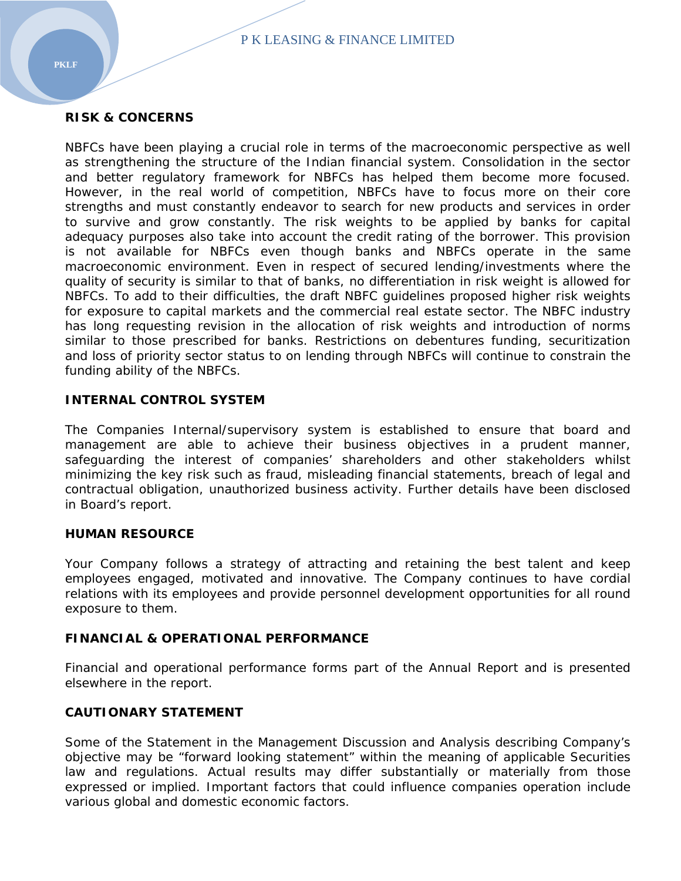## RISK & CONCERNS

NBFCs have been playing a crucial role in terms of the macroeconomic perspective as well as strengthening the structure of the Indian financial system. Consolidation in the sector and better regulatory framework for NBFCs has helped them become more focused. However, in the real world of competition, NBFCs have to focus more on their core strengths and must constantly endeavor to search for new products and services in order to survive and grow constantly. The risk weights to be applied by banks for capital adequacy purposes also take into account the credit rating of the borrower. This provision is not available for NBFCs even though banks and NBFCs operate in the same macroeconomic environment. Even in respect of secured lending/investments where the quality of security is similar to that of banks, no differentiation in risk weight is allowed for NBFCs. To add to their difficulties, the draft NBFC guidelines proposed higher risk weights for exposure to capital markets and the commercial real estate sector. The NBFC industry has long requesting revision in the allocation of risk weights and introduction of norms similar to those prescribed for banks. Restrictions on debentures funding, securitization and loss of priority sector status to on lending through NBFCs will continue to constrain the funding ability of the NBFCs.

## INTERNAL CONTROL SYSTEM

The Companies Internal/supervisory system is established to ensure that board and management are able to achieve their business objectives in a prudent manner, safeguarding the interest of companies' shareholders and other stakeholders whilst minimizing the key risk such as fraud, misleading financial statements, breach of legal and contractual obligation, unauthorized business activity. Further details have been disclosed in Board's report.

## HUMAN RESOURCE

Your Company follows a strategy of attracting and retaining the best talent and keep employees engaged, motivated and innovative. The Company continues to have cordial relations with its employees and provide personnel development opportunities for all round exposure to them.

## FINANCIAL & OPERATIONAL PERFORMANCE

Financial and operational performance forms part of the Annual Report and is presented elsewhere in the report.

## CAUTIONARY STATEMENT

Some of the Statement in the Management Discussion and Analysis describing Company's objective may be "forward looking statement" within the meaning of applicable Securities law and regulations. Actual results may differ substantially or materially from those expressed or implied. Important factors that could influence companies operation include various global and domestic economic factors.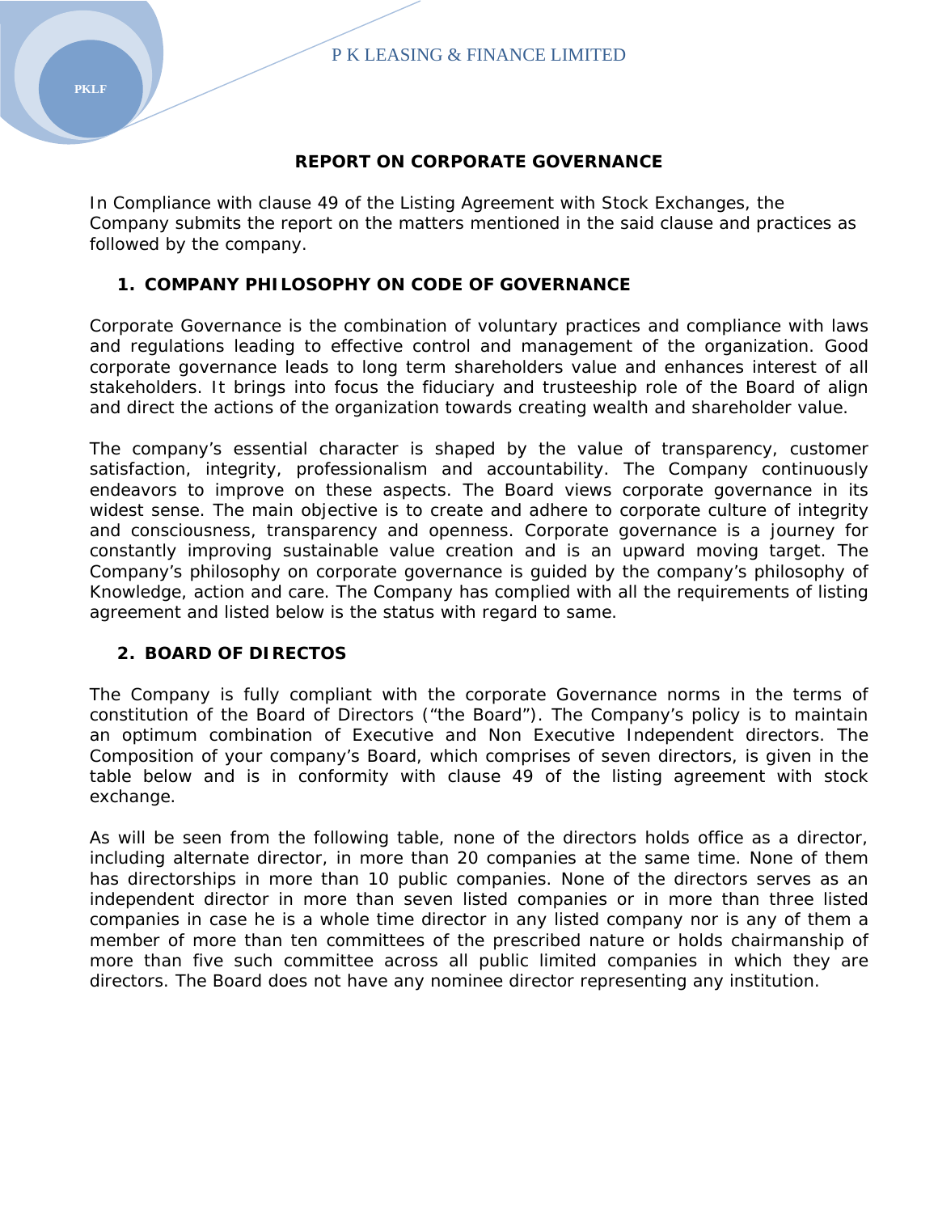# REPORT ON CORPORATE GOVERNANCE

In Compliance with clause 49 of the Listing Agreement with Stock Exchanges, the Company submits the report on the matters mentioned in the said clause and practices as followed by the company.

## 1. COMPANY PHILOSOPHY ON CODE OF GOVERNANCE

Corporate Governance is the combination of voluntary practices and compliance with laws and regulations leading to effective control and management of the organization. Good corporate governance leads to long term shareholders value and enhances interest of all stakeholders. It brings into focus the fiduciary and trusteeship role of the Board of align and direct the actions of the organization towards creating wealth and shareholder value.

The company's essential character is shaped by the value of transparency, customer satisfaction, integrity, professionalism and accountability. The Company continuously endeavors to improve on these aspects. The Board views corporate governance in its widest sense. The main objective is to create and adhere to corporate culture of integrity and consciousness, transparency and openness. Corporate governance is a journey for constantly improving sustainable value creation and is an upward moving target. The Company's philosophy on corporate governance is guided by the company's philosophy of Knowledge, action and care. The Company has complied with all the requirements of listing agreement and listed below is the status with regard to same.

## 2. BOARD OF DIRECTOS

The Company is fully compliant with the corporate Governance norms in the terms of constitution of the Board of Directors ("the Board"). The Company's policy is to maintain an optimum combination of Executive and Non Executive Independent directors. The Composition of your company's Board, which comprises of seven directors, is given in the table below and is in conformity with clause 49 of the listing agreement with stock exchange.

As will be seen from the following table, none of the directors holds office as a director, including alternate director, in more than 20 companies at the same time. None of them has directorships in more than 10 public companies. None of the directors serves as an independent director in more than seven listed companies or in more than three listed companies in case he is a whole time director in any listed company nor is any of them a member of more than ten committees of the prescribed nature or holds chairmanship of more than five such committee across all public limited companies in which they are directors. The Board does not have any nominee director representing any institution.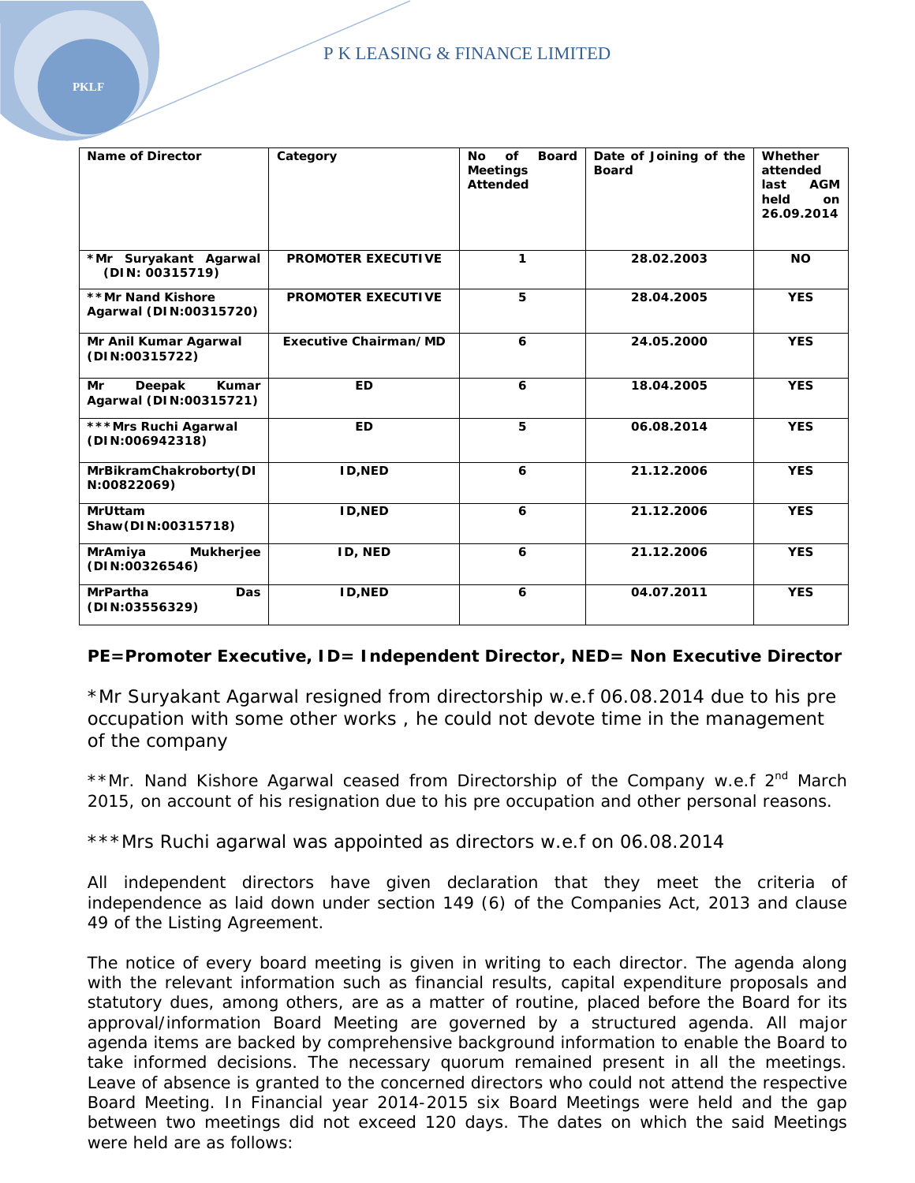| Name of Director | Category | No of Board Meetings Attended | Date of Joining of the Board | Whether attended last AGM held on 26.09.2014 |
|---|---|---|---|---|
| *Mr Suryakant Agarwal (DIN: 00315719) | PROMOTER EXECUTIVE | 1 | 28.02.2003 | NO |
| **Mr Nand Kishore Agarwal (DIN:00315720) | PROMOTER EXECUTIVE | 5 | 28.04.2005 | YES |
| Mr Anil Kumar Agarwal (DIN:00315722) | Executive Chairman/MD | 6 | 24.05.2000 | YES |
| Mr Deepak Kumar Agarwal (DIN:00315721) | ED | 6 | 18.04.2005 | YES |
| ***Mrs Ruchi Agarwal (DIN:006942318) | ED | 5 | 06.08.2014 | YES |
| MrBikramChakroborty(DIN:00822069) | ID,NED | 6 | 21.12.2006 | YES |
| MrUttam Shaw(DIN:00315718) | ID,NED | 6 | 21.12.2006 | YES |
| MrAmiya Mukherjee (DIN:00326546) | ID, NED | 6 | 21.12.2006 | YES |
| MrPartha Das (DIN:03556329) | ID,NED | 6 | 04.07.2011 | YES |

**PE=Promoter Executive, ID= Independent Director, NED= Non Executive Director**

*Mr Suryakant Agarwal resigned from directorship w.e.f 06.08.2014 due to his pre occupation with some other works , he could not devote time in the management of the company

**Mr. Nand Kishore Agarwal ceased from Directorship of the Company w.e.f 2nd March 2015, on account of his resignation due to his pre occupation and other personal reasons.

***Mrs Ruchi agarwal was appointed as directors w.e.f on 06.08.2014

All independent directors have given declaration that they meet the criteria of independence as laid down under section 149 (6) of the Companies Act, 2013 and clause 49 of the Listing Agreement.

The notice of every board meeting is given in writing to each director. The agenda along with the relevant information such as financial results, capital expenditure proposals and statutory dues, among others, are as a matter of routine, placed before the Board for its approval/information Board Meeting are governed by a structured agenda. All major agenda items are backed by comprehensive background information to enable the Board to take informed decisions. The necessary quorum remained present in all the meetings. Leave of absence is granted to the concerned directors who could not attend the respective Board Meeting. In Financial year 2014-2015 six Board Meetings were held and the gap between two meetings did not exceed 120 days. The dates on which the said Meetings were held are as follows: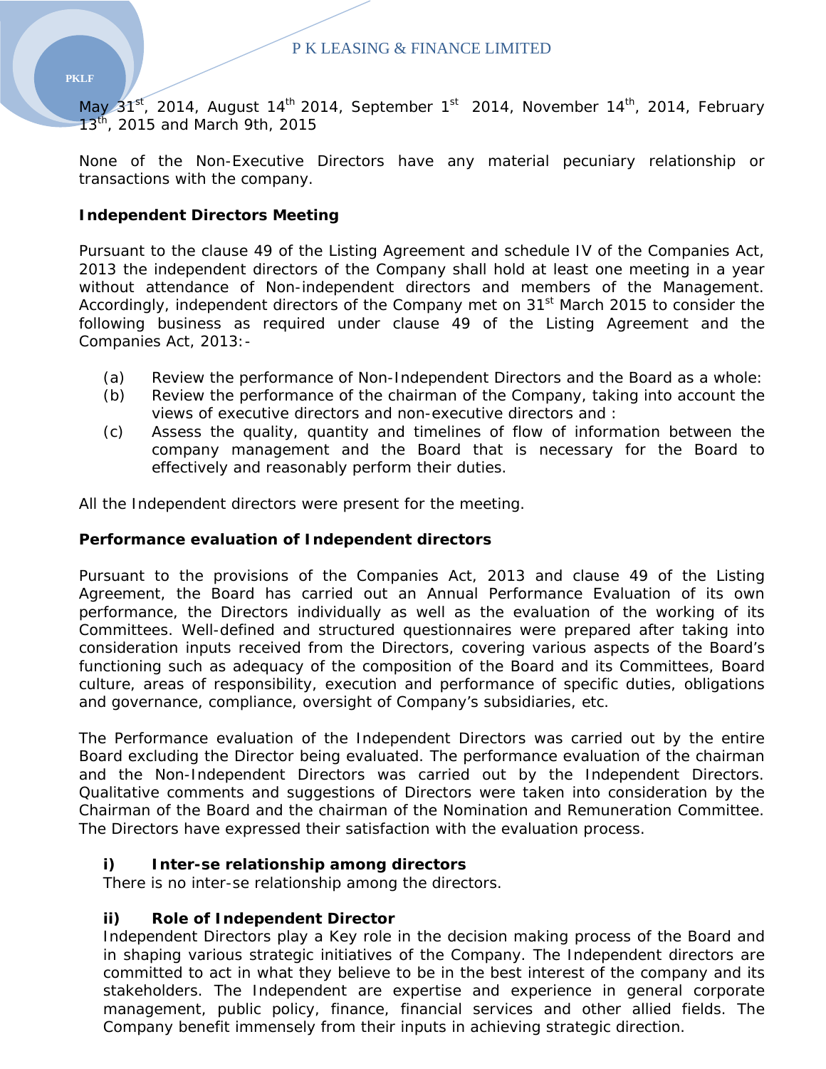May 31st, 2014, August 14th 2014, September 1st 2014, November 14th, 2014, February 13th, 2015 and March 9th, 2015

None of the Non-Executive Directors have any material pecuniary relationship or transactions with the company.

**Independent Directors Meeting**

Pursuant to the clause 49 of the Listing Agreement and schedule IV of the Companies Act, 2013 the independent directors of the Company shall hold at least one meeting in a year without attendance of Non-independent directors and members of the Management. Accordingly, independent directors of the Company met on 31st March 2015 to consider the following business as required under clause 49 of the Listing Agreement and the Companies Act, 2013:-

(a) Review the performance of Non-Independent Directors and the Board as a whole:
(b) Review the performance of the chairman of the Company, taking into account the views of executive directors and non-executive directors and :
(c) Assess the quality, quantity and timelines of flow of information between the company management and the Board that is necessary for the Board to effectively and reasonably perform their duties.

All the Independent directors were present for the meeting.

**Performance evaluation of Independent directors**

Pursuant to the provisions of the Companies Act, 2013 and clause 49 of the Listing Agreement, the Board has carried out an Annual Performance Evaluation of its own performance, the Directors individually as well as the evaluation of the working of its Committees. Well-defined and structured questionnaires were prepared after taking into consideration inputs received from the Directors, covering various aspects of the Board's functioning such as adequacy of the composition of the Board and its Committees, Board culture, areas of responsibility, execution and performance of specific duties, obligations and governance, compliance, oversight of Company's subsidiaries, etc.

The Performance evaluation of the Independent Directors was carried out by the entire Board excluding the Director being evaluated. The performance evaluation of the chairman and the Non-Independent Directors was carried out by the Independent Directors. Qualitative comments and suggestions of Directors were taken into consideration by the Chairman of the Board and the chairman of the Nomination and Remuneration Committee. The Directors have expressed their satisfaction with the evaluation process.

**i) Inter-se relationship among directors**

There is no inter-se relationship among the directors.

**ii) Role of Independent Director**

Independent Directors play a Key role in the decision making process of the Board and in shaping various strategic initiatives of the Company. The Independent directors are committed to act in what they believe to be in the best interest of the company and its stakeholders. The Independent are expertise and experience in general corporate management, public policy, finance, financial services and other allied fields. The Company benefit immensely from their inputs in achieving strategic direction.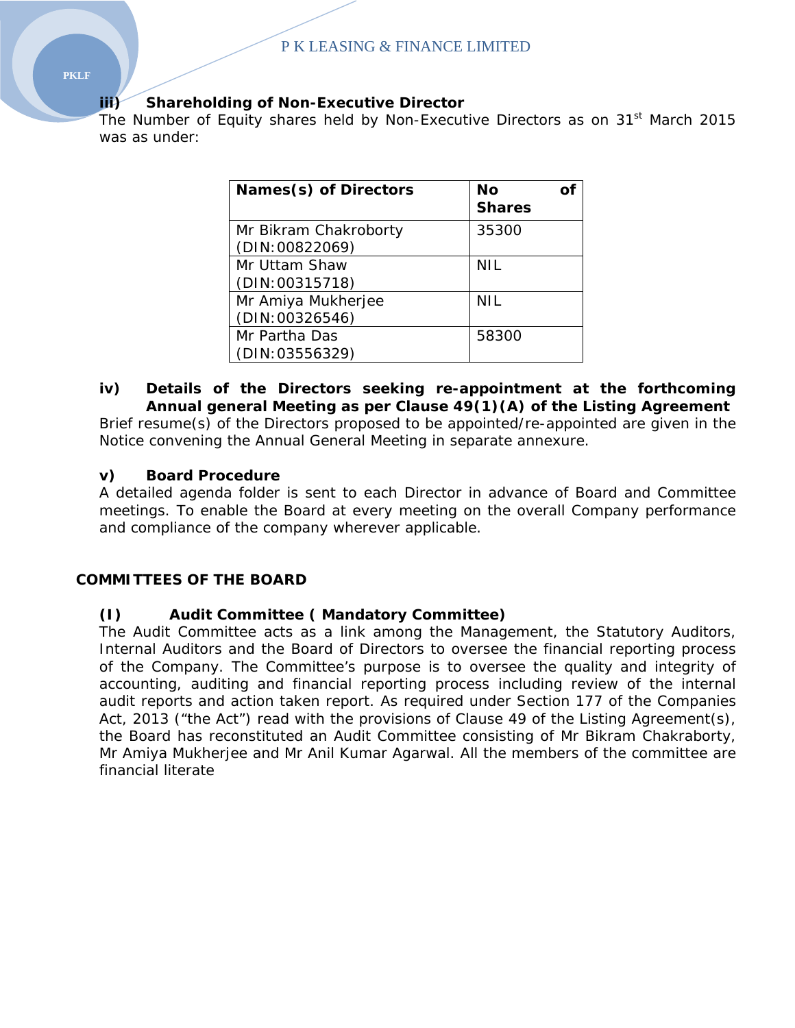**iii) Shareholding of Non-Executive Director**

The Number of Equity shares held by Non-Executive Directors as on 31st March 2015 was as under:

| Names(s) of Directors | No of Shares |
|---|---|
| Mr Bikram Chakroborty (DIN:00822069) | 35300 |
| Mr Uttam Shaw (DIN:00315718) | NIL |
| Mr Amiya Mukherjee (DIN:00326546) | NIL |
| Mr Partha Das (DIN:03556329) | 58300 |

**iv) Details of the Directors seeking re-appointment at the forthcoming Annual general Meeting as per Clause 49(1)(A) of the Listing Agreement**

Brief resume(s) of the Directors proposed to be appointed/re-appointed are given in the Notice convening the Annual General Meeting in separate annexure.

**v) Board Procedure**

A detailed agenda folder is sent to each Director in advance of Board and Committee meetings. To enable the Board at every meeting on the overall Company performance and compliance of the company wherever applicable.

## COMMITTEES OF THE BOARD

**(I) Audit Committee ( Mandatory Committee)**

The Audit Committee acts as a link among the Management, the Statutory Auditors, Internal Auditors and the Board of Directors to oversee the financial reporting process of the Company. The Committee's purpose is to oversee the quality and integrity of accounting, auditing and financial reporting process including review of the internal audit reports and action taken report. As required under Section 177 of the Companies Act, 2013 ("the Act") read with the provisions of Clause 49 of the Listing Agreement(s), the Board has reconstituted an Audit Committee consisting of Mr Bikram Chakraborty, Mr Amiya Mukherjee and Mr Anil Kumar Agarwal. All the members of the committee are financial literate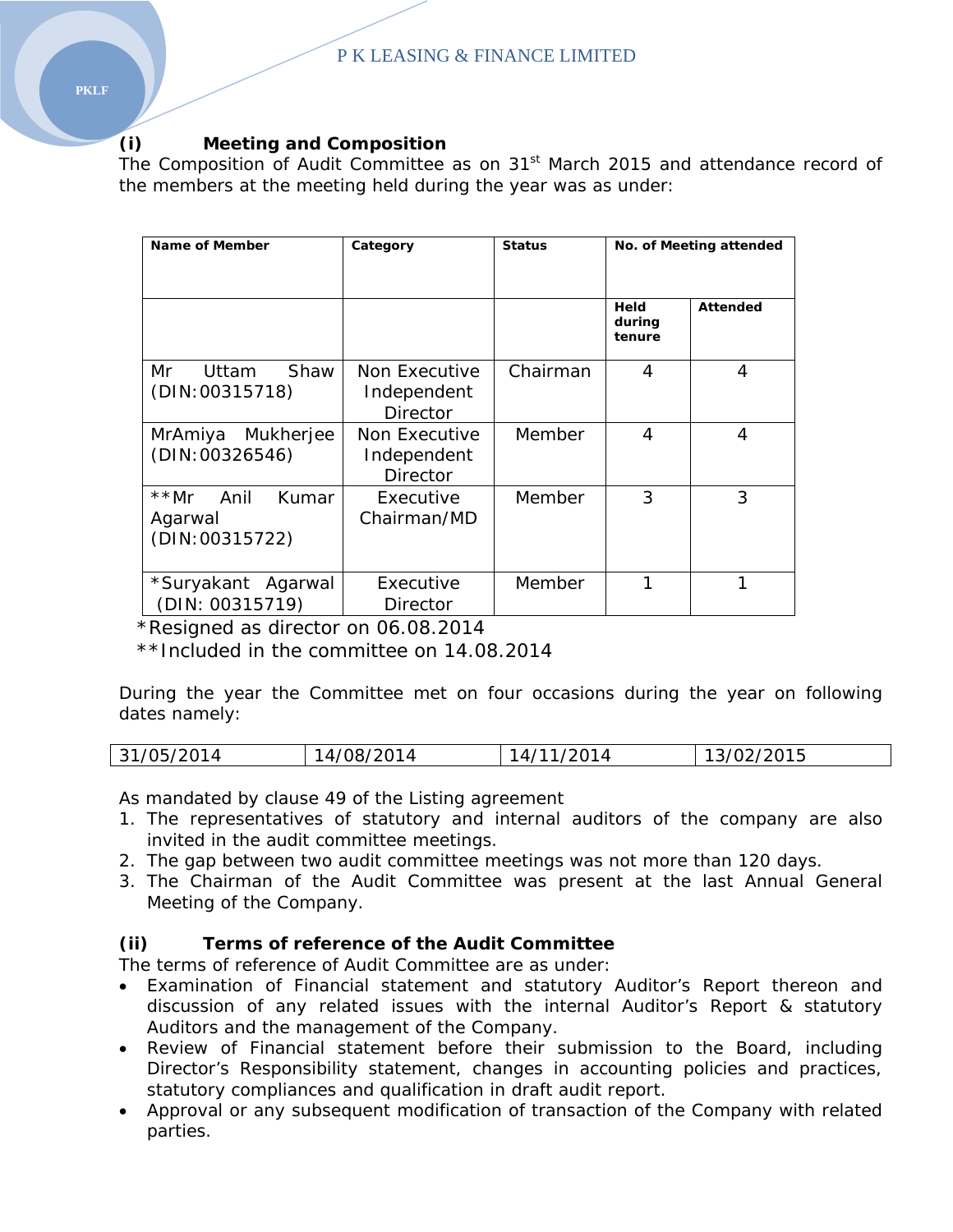### (i) Meeting and Composition

The Composition of Audit Committee as on 31st March 2015 and attendance record of the members at the meeting held during the year was as under:

| Name of Member | Category | Status | No. of Meeting attended | |
|---|---|---|---|---|
| | | | Held during tenure | Attended |
| Mr Uttam Shaw (DIN:00315718) | Non Executive Independent Director | Chairman | 4 | 4 |
| MrAmiya Mukherjee (DIN:00326546) | Non Executive Independent Director | Member | 4 | 4 |
| **Mr Anil Kumar Agarwal (DIN:00315722) | Executive Chairman/MD | Member | 3 | 3 |
| *Suryakant Agarwal (DIN: 00315719) | Executive Director | Member | 1 | 1 |

*Resigned as director on 06.08.2014

**Included in the committee on 14.08.2014

During the year the Committee met on four occasions during the year on following dates namely:

| 31/05/2014 | 14/08/2014 | 14/11/2014 | 13/02/2015 |
|---|---|---|---|

As mandated by clause 49 of the Listing agreement

1. The representatives of statutory and internal auditors of the company are also invited in the audit committee meetings.
2. The gap between two audit committee meetings was not more than 120 days.
3. The Chairman of the Audit Committee was present at the last Annual General Meeting of the Company.

### (ii) Terms of reference of the Audit Committee

The terms of reference of Audit Committee are as under:

- Examination of Financial statement and statutory Auditor's Report thereon and discussion of any related issues with the internal Auditor's Report & statutory Auditors and the management of the Company.
- Review of Financial statement before their submission to the Board, including Director's Responsibility statement, changes in accounting policies and practices, statutory compliances and qualification in draft audit report.
- Approval or any subsequent modification of transaction of the Company with related parties.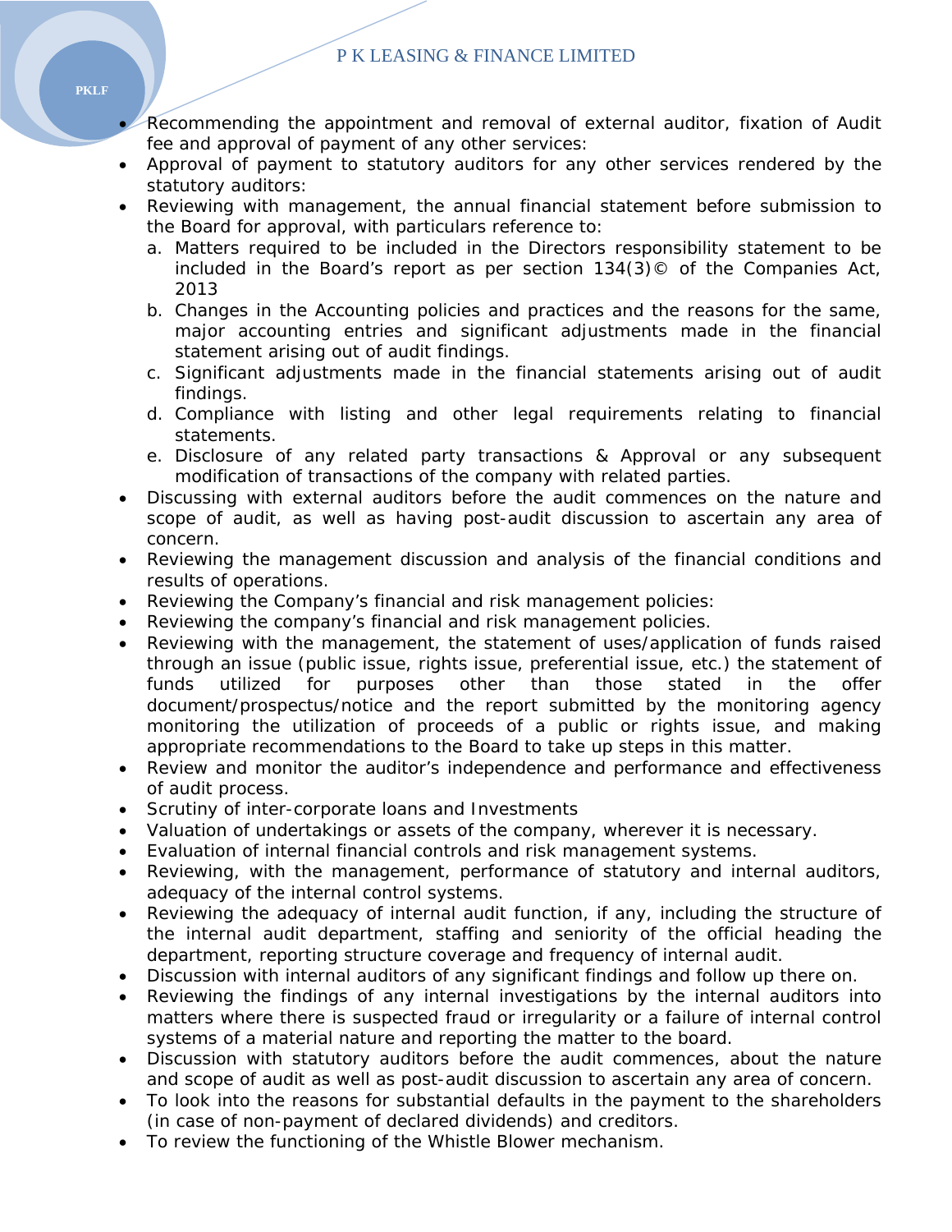- Recommending the appointment and removal of external auditor, fixation of Audit fee and approval of payment of any other services:
- Approval of payment to statutory auditors for any other services rendered by the statutory auditors:
- Reviewing with management, the annual financial statement before submission to the Board for approval, with particulars reference to:
  a. Matters required to be included in the Directors responsibility statement to be included in the Board's report as per section 134(3)© of the Companies Act, 2013
  b. Changes in the Accounting policies and practices and the reasons for the same, major accounting entries and significant adjustments made in the financial statement arising out of audit findings.
  c. Significant adjustments made in the financial statements arising out of audit findings.
  d. Compliance with listing and other legal requirements relating to financial statements.
  e. Disclosure of any related party transactions & Approval or any subsequent modification of transactions of the company with related parties.
- Discussing with external auditors before the audit commences on the nature and scope of audit, as well as having post-audit discussion to ascertain any area of concern.
- Reviewing the management discussion and analysis of the financial conditions and results of operations.
- Reviewing the Company's financial and risk management policies:
- Reviewing the company's financial and risk management policies.
- Reviewing with the management, the statement of uses/application of funds raised through an issue (public issue, rights issue, preferential issue, etc.) the statement of funds utilized for purposes other than those stated in the offer document/prospectus/notice and the report submitted by the monitoring agency monitoring the utilization of proceeds of a public or rights issue, and making appropriate recommendations to the Board to take up steps in this matter.
- Review and monitor the auditor's independence and performance and effectiveness of audit process.
- Scrutiny of inter-corporate loans and Investments
- Valuation of undertakings or assets of the company, wherever it is necessary.
- Evaluation of internal financial controls and risk management systems.
- Reviewing, with the management, performance of statutory and internal auditors, adequacy of the internal control systems.
- Reviewing the adequacy of internal audit function, if any, including the structure of the internal audit department, staffing and seniority of the official heading the department, reporting structure coverage and frequency of internal audit.
- Discussion with internal auditors of any significant findings and follow up there on.
- Reviewing the findings of any internal investigations by the internal auditors into matters where there is suspected fraud or irregularity or a failure of internal control systems of a material nature and reporting the matter to the board.
- Discussion with statutory auditors before the audit commences, about the nature and scope of audit as well as post-audit discussion to ascertain any area of concern.
- To look into the reasons for substantial defaults in the payment to the shareholders (in case of non-payment of declared dividends) and creditors.
- To review the functioning of the Whistle Blower mechanism.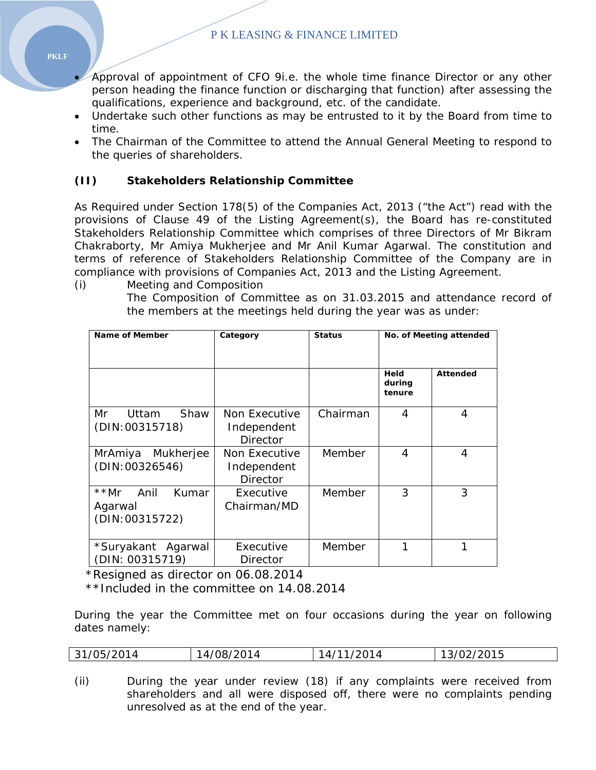- Approval of appointment of CFO 9i.e. the whole time finance Director or any other person heading the finance function or discharging that function) after assessing the qualifications, experience and background, etc. of the candidate.
- Undertake such other functions as may be entrusted to it by the Board from time to time.
- The Chairman of the Committee to attend the Annual General Meeting to respond to the queries of shareholders.

**(II) Stakeholders Relationship Committee**

As Required under Section 178(5) of the Companies Act, 2013 ("the Act") read with the provisions of Clause 49 of the Listing Agreement(s), the Board has re-constituted Stakeholders Relationship Committee which comprises of three Directors of Mr Bikram Chakraborty, Mr Amiya Mukherjee and Mr Anil Kumar Agarwal. The constitution and terms of reference of Stakeholders Relationship Committee of the Company are in compliance with provisions of Companies Act, 2013 and the Listing Agreement.

(i) Meeting and Composition

The Composition of Committee as on 31.03.2015 and attendance record of the members at the meetings held during the year was as under:

| Name of Member | Category | Status | No. of Meeting attended | |
|---|---|---|---|---|
| | | | Held during tenure | Attended |
| Mr Uttam Shaw (DIN:00315718) | Non Executive Independent Director | Chairman | 4 | 4 |
| MrAmiya Mukherjee (DIN:00326546) | Non Executive Independent Director | Member | 4 | 4 |
| **Mr Anil Kumar Agarwal (DIN:00315722) | Executive Chairman/MD | Member | 3 | 3 |
| *Suryakant Agarwal (DIN: 00315719) | Executive Director | Member | 1 | 1 |

*Resigned as director on 06.08.2014

**Included in the committee on 14.08.2014

During the year the Committee met on four occasions during the year on following dates namely:

| 31/05/2014 | 14/08/2014 | 14/11/2014 | 13/02/2015 |
|---|---|---|---|

(ii) During the year under review (18) if any complaints were received from shareholders and all were disposed off, there were no complaints pending unresolved as at the end of the year.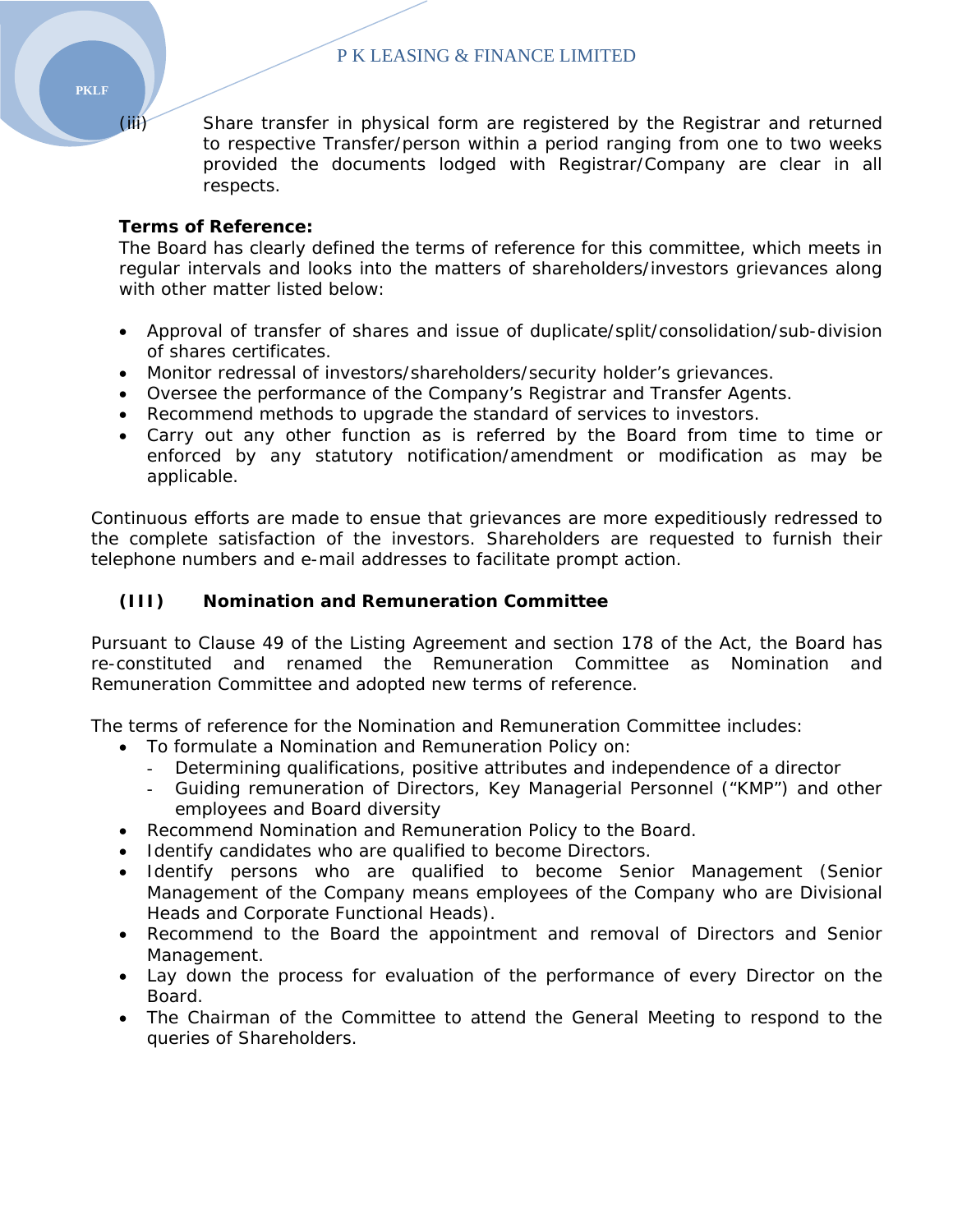(iii) Share transfer in physical form are registered by the Registrar and returned to respective Transfer/person within a period ranging from one to two weeks provided the documents lodged with Registrar/Company are clear in all respects.

**Terms of Reference:**
The Board has clearly defined the terms of reference for this committee, which meets in regular intervals and looks into the matters of shareholders/investors grievances along with other matter listed below:

- Approval of transfer of shares and issue of duplicate/split/consolidation/sub-division of shares certificates.
- Monitor redressal of investors/shareholders/security holder's grievances.
- Oversee the performance of the Company's Registrar and Transfer Agents.
- Recommend methods to upgrade the standard of services to investors.
- Carry out any other function as is referred by the Board from time to time or enforced by any statutory notification/amendment or modification as may be applicable.

Continuous efforts are made to ensue that grievances are more expeditiously redressed to the complete satisfaction of the investors. Shareholders are requested to furnish their telephone numbers and e-mail addresses to facilitate prompt action.

**(III) Nomination and Remuneration Committee**

Pursuant to Clause 49 of the Listing Agreement and section 178 of the Act, the Board has re-constituted and renamed the Remuneration Committee as Nomination and Remuneration Committee and adopted new terms of reference.

The terms of reference for the Nomination and Remuneration Committee includes:

- To formulate a Nomination and Remuneration Policy on:
  - Determining qualifications, positive attributes and independence of a director
  - Guiding remuneration of Directors, Key Managerial Personnel ("KMP") and other employees and Board diversity
- Recommend Nomination and Remuneration Policy to the Board.
- Identify candidates who are qualified to become Directors.
- Identify persons who are qualified to become Senior Management (Senior Management of the Company means employees of the Company who are Divisional Heads and Corporate Functional Heads).
- Recommend to the Board the appointment and removal of Directors and Senior Management.
- Lay down the process for evaluation of the performance of every Director on the Board.
- The Chairman of the Committee to attend the General Meeting to respond to the queries of Shareholders.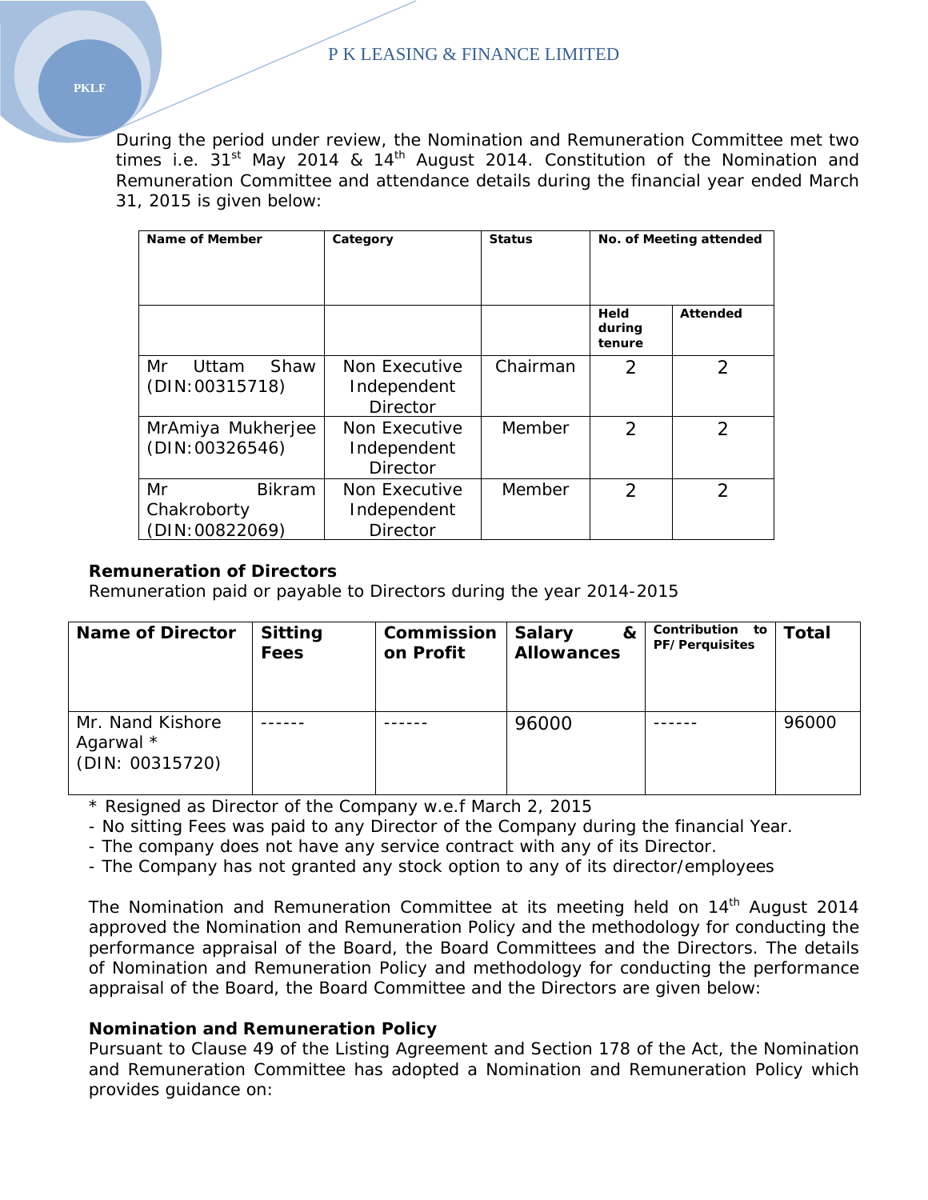During the period under review, the Nomination and Remuneration Committee met two times i.e. 31st May 2014 & 14th August 2014. Constitution of the Nomination and Remuneration Committee and attendance details during the financial year ended March 31, 2015 is given below:

| Name of Member | Category | Status | No. of Meeting attended | |
|---|---|---|---|---|
| | | | Held during tenure | Attended |
| Mr Uttam Shaw (DIN:00315718) | Non Executive Independent Director | Chairman | 2 | 2 |
| MrAmiya Mukherjee (DIN:00326546) | Non Executive Independent Director | Member | 2 | 2 |
| Mr Bikram Chakroborty (DIN:00822069) | Non Executive Independent Director | Member | 2 | 2 |

**Remuneration of Directors**
Remuneration paid or payable to Directors during the year 2014-2015

| Name of Director | Sitting Fees | Commission on Profit | Salary & Allowances | Contribution to PF/Perquisites | Total |
|---|---|---|---|---|---|
| Mr. Nand Kishore Agarwal * (DIN: 00315720) | ------ | ------ | 96000 | ------ | 96000 |

\* Resigned as Director of the Company w.e.f March 2, 2015
- No sitting Fees was paid to any Director of the Company during the financial Year.
- The company does not have any service contract with any of its Director.
- The Company has not granted any stock option to any of its director/employees

The Nomination and Remuneration Committee at its meeting held on 14th August 2014 approved the Nomination and Remuneration Policy and the methodology for conducting the performance appraisal of the Board, the Board Committees and the Directors. The details of Nomination and Remuneration Policy and methodology for conducting the performance appraisal of the Board, the Board Committee and the Directors are given below:

**Nomination and Remuneration Policy**
Pursuant to Clause 49 of the Listing Agreement and Section 178 of the Act, the Nomination and Remuneration Committee has adopted a Nomination and Remuneration Policy which provides guidance on: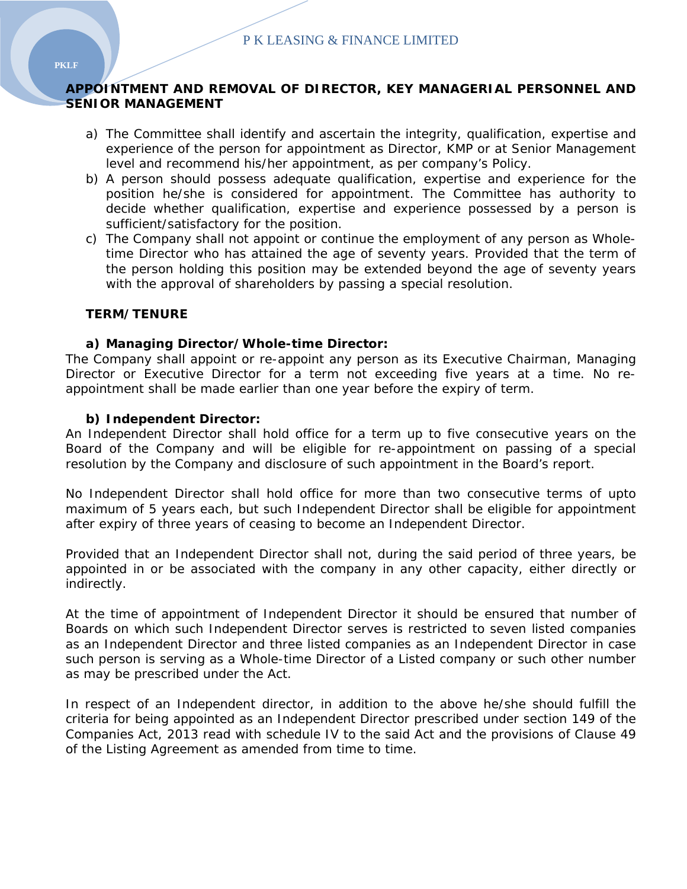**APPOINTMENT AND REMOVAL OF DIRECTOR, KEY MANAGERIAL PERSONNEL AND SENIOR MANAGEMENT**

a) The Committee shall identify and ascertain the integrity, qualification, expertise and experience of the person for appointment as Director, KMP or at Senior Management level and recommend his/her appointment, as per company's Policy.

b) A person should possess adequate qualification, expertise and experience for the position he/she is considered for appointment. The Committee has authority to decide whether qualification, expertise and experience possessed by a person is sufficient/satisfactory for the position.

c) The Company shall not appoint or continue the employment of any person as Whole-time Director who has attained the age of seventy years. Provided that the term of the person holding this position may be extended beyond the age of seventy years with the approval of shareholders by passing a special resolution.

**TERM/TENURE**

**a) Managing Director/Whole-time Director:**

The Company shall appoint or re-appoint any person as its Executive Chairman, Managing Director or Executive Director for a term not exceeding five years at a time. No re-appointment shall be made earlier than one year before the expiry of term.

**b) Independent Director:**

An Independent Director shall hold office for a term up to five consecutive years on the Board of the Company and will be eligible for re-appointment on passing of a special resolution by the Company and disclosure of such appointment in the Board's report.

No Independent Director shall hold office for more than two consecutive terms of upto maximum of 5 years each, but such Independent Director shall be eligible for appointment after expiry of three years of ceasing to become an Independent Director.

Provided that an Independent Director shall not, during the said period of three years, be appointed in or be associated with the company in any other capacity, either directly or indirectly.

At the time of appointment of Independent Director it should be ensured that number of Boards on which such Independent Director serves is restricted to seven listed companies as an Independent Director and three listed companies as an Independent Director in case such person is serving as a Whole-time Director of a Listed company or such other number as may be prescribed under the Act.

In respect of an Independent director, in addition to the above he/she should fulfill the criteria for being appointed as an Independent Director prescribed under section 149 of the Companies Act, 2013 read with schedule IV to the said Act and the provisions of Clause 49 of the Listing Agreement as amended from time to time.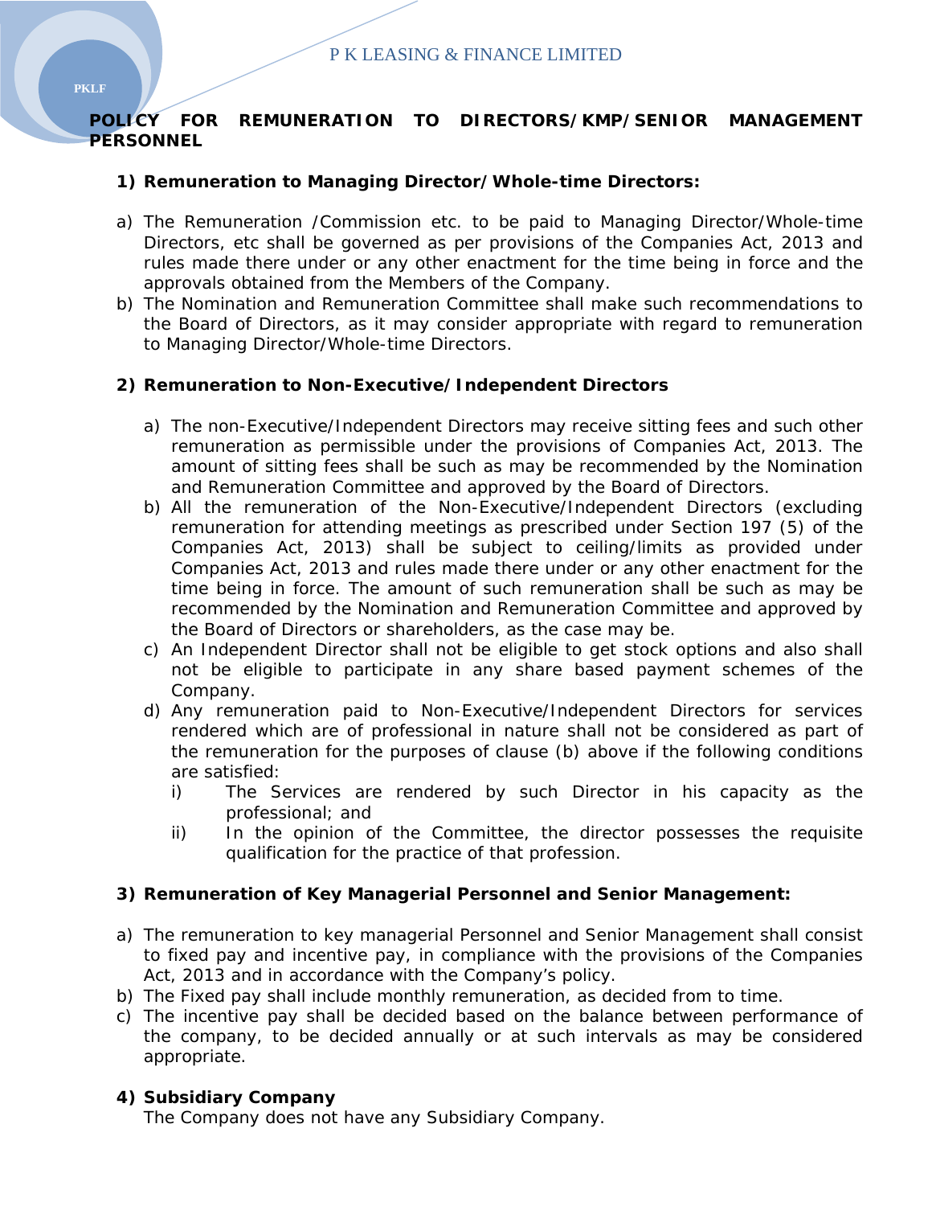# POLICY FOR REMUNERATION TO DIRECTORS/KMP/SENIOR MANAGEMENT PERSONNEL

## 1) Remuneration to Managing Director/Whole-time Directors:

a) The Remuneration /Commission etc. to be paid to Managing Director/Whole-time Directors, etc shall be governed as per provisions of the Companies Act, 2013 and rules made there under or any other enactment for the time being in force and the approvals obtained from the Members of the Company.

b) The Nomination and Remuneration Committee shall make such recommendations to the Board of Directors, as it may consider appropriate with regard to remuneration to Managing Director/Whole-time Directors.

## 2) Remuneration to Non-Executive/Independent Directors

a) The non-Executive/Independent Directors may receive sitting fees and such other remuneration as permissible under the provisions of Companies Act, 2013. The amount of sitting fees shall be such as may be recommended by the Nomination and Remuneration Committee and approved by the Board of Directors.

b) All the remuneration of the Non-Executive/Independent Directors (excluding remuneration for attending meetings as prescribed under Section 197 (5) of the Companies Act, 2013) shall be subject to ceiling/limits as provided under Companies Act, 2013 and rules made there under or any other enactment for the time being in force. The amount of such remuneration shall be such as may be recommended by the Nomination and Remuneration Committee and approved by the Board of Directors or shareholders, as the case may be.

c) An Independent Director shall not be eligible to get stock options and also shall not be eligible to participate in any share based payment schemes of the Company.

d) Any remuneration paid to Non-Executive/Independent Directors for services rendered which are of professional in nature shall not be considered as part of the remuneration for the purposes of clause (b) above if the following conditions are satisfied:

   i) The Services are rendered by such Director in his capacity as the professional; and

   ii) In the opinion of the Committee, the director possesses the requisite qualification for the practice of that profession.

## 3) Remuneration of Key Managerial Personnel and Senior Management:

a) The remuneration to key managerial Personnel and Senior Management shall consist to fixed pay and incentive pay, in compliance with the provisions of the Companies Act, 2013 and in accordance with the Company's policy.

b) The Fixed pay shall include monthly remuneration, as decided from to time.

c) The incentive pay shall be decided based on the balance between performance of the company, to be decided annually or at such intervals as may be considered appropriate.

## 4) Subsidiary Company

The Company does not have any Subsidiary Company.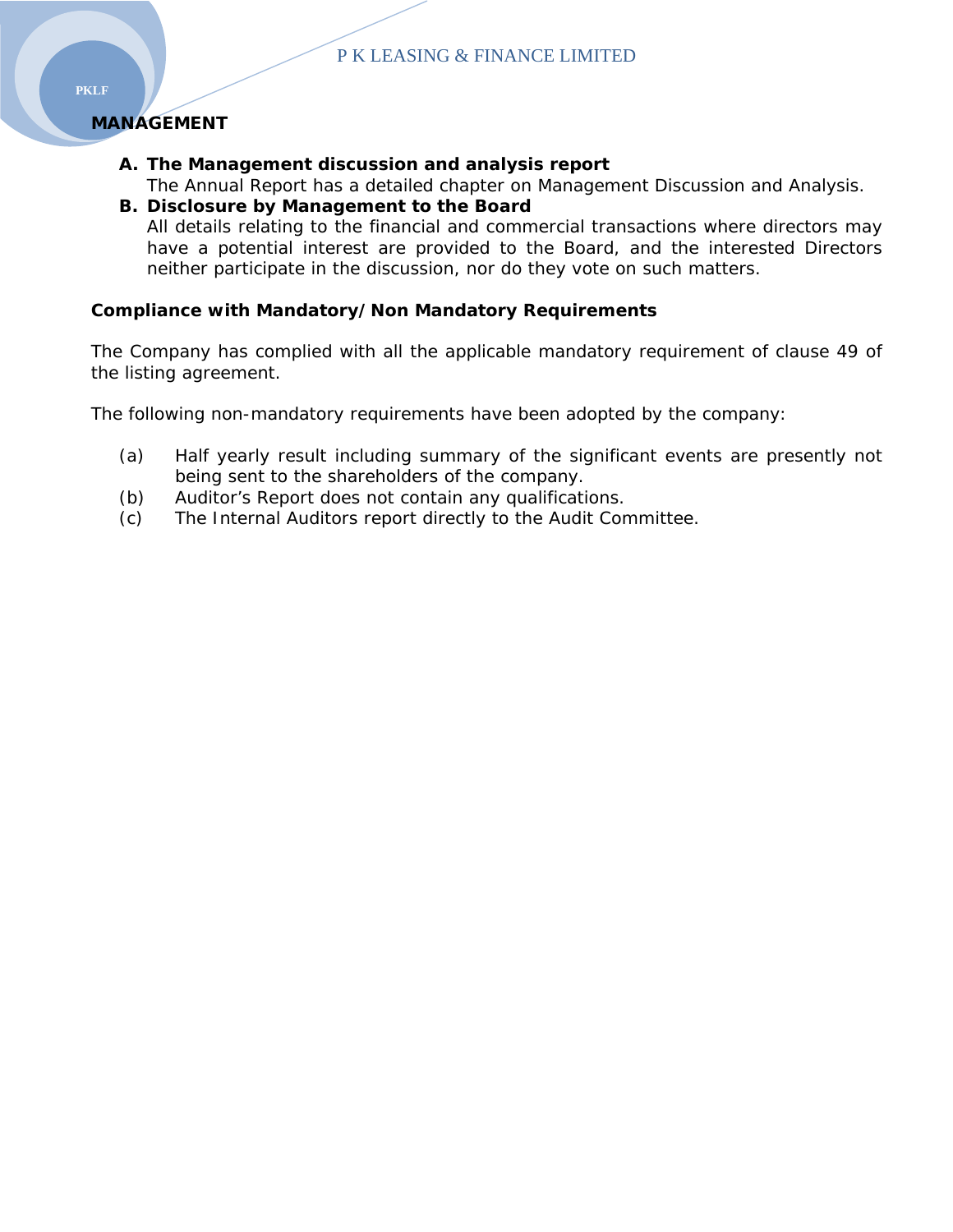**MANAGEMENT**

**A. The Management discussion and analysis report**
The Annual Report has a detailed chapter on Management Discussion and Analysis.

**B. Disclosure by Management to the Board**
All details relating to the financial and commercial transactions where directors may have a potential interest are provided to the Board, and the interested Directors neither participate in the discussion, nor do they vote on such matters.

**Compliance with Mandatory/Non Mandatory Requirements**

The Company has complied with all the applicable mandatory requirement of clause 49 of the listing agreement.

The following non-mandatory requirements have been adopted by the company:

(a) Half yearly result including summary of the significant events are presently not being sent to the shareholders of the company.
(b) Auditor's Report does not contain any qualifications.
(c) The Internal Auditors report directly to the Audit Committee.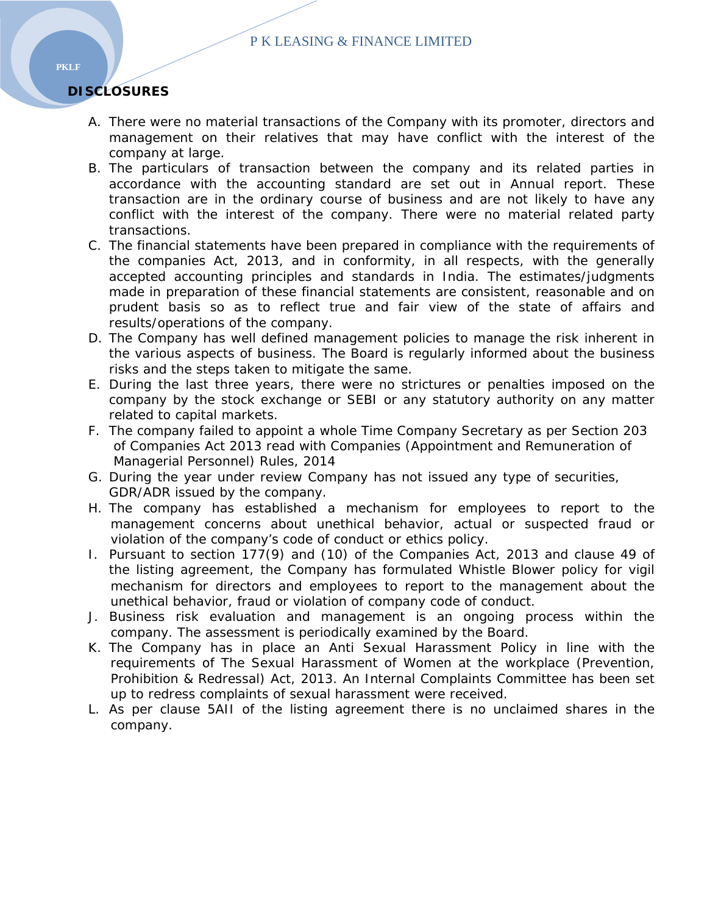## DISCLOSURES

A. There were no material transactions of the Company with its promoter, directors and management on their relatives that may have conflict with the interest of the company at large.
B. The particulars of transaction between the company and its related parties in accordance with the accounting standard are set out in Annual report. These transaction are in the ordinary course of business and are not likely to have any conflict with the interest of the company. There were no material related party transactions.
C. The financial statements have been prepared in compliance with the requirements of the companies Act, 2013, and in conformity, in all respects, with the generally accepted accounting principles and standards in India. The estimates/judgments made in preparation of these financial statements are consistent, reasonable and on prudent basis so as to reflect true and fair view of the state of affairs and results/operations of the company.
D. The Company has well defined management policies to manage the risk inherent in the various aspects of business. The Board is regularly informed about the business risks and the steps taken to mitigate the same.
E. During the last three years, there were no strictures or penalties imposed on the company by the stock exchange or SEBI or any statutory authority on any matter related to capital markets.
F. The company failed to appoint a whole Time Company Secretary as per Section 203 of Companies Act 2013 read with Companies (Appointment and Remuneration of Managerial Personnel) Rules, 2014
G. During the year under review Company has not issued any type of securities, GDR/ADR issued by the company.
H. The company has established a mechanism for employees to report to the management concerns about unethical behavior, actual or suspected fraud or violation of the company's code of conduct or ethics policy.
I. Pursuant to section 177(9) and (10) of the Companies Act, 2013 and clause 49 of the listing agreement, the Company has formulated Whistle Blower policy for vigil mechanism for directors and employees to report to the management about the unethical behavior, fraud or violation of company code of conduct.
J. Business risk evaluation and management is an ongoing process within the company. The assessment is periodically examined by the Board.
K. The Company has in place an Anti Sexual Harassment Policy in line with the requirements of The Sexual Harassment of Women at the workplace (Prevention, Prohibition & Redressal) Act, 2013. An Internal Complaints Committee has been set up to redress complaints of sexual harassment were received.
L. As per clause 5AII of the listing agreement there is no unclaimed shares in the company.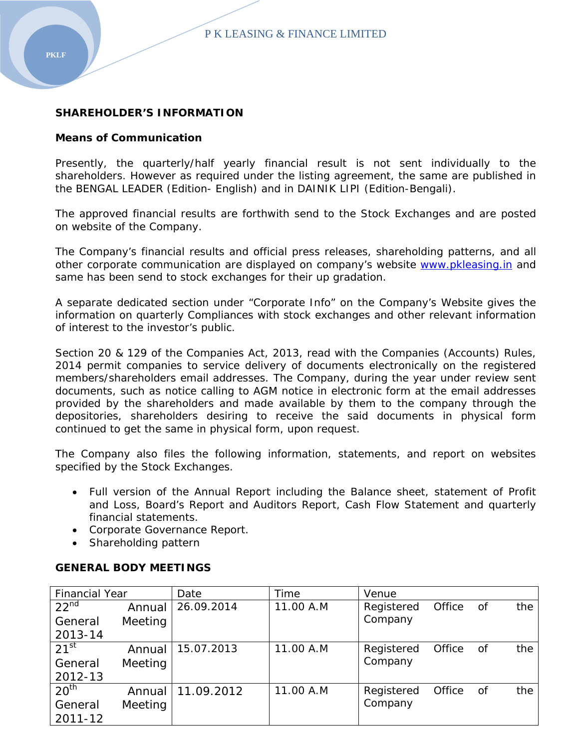## SHAREHOLDER'S INFORMATION

### Means of Communication

Presently, the quarterly/half yearly financial result is not sent individually to the shareholders. However as required under the listing agreement, the same are published in the BENGAL LEADER (Edition- English) and in DAINIK LIPI (Edition-Bengali).

The approved financial results are forthwith send to the Stock Exchanges and are posted on website of the Company.

The Company's financial results and official press releases, shareholding patterns, and all other corporate communication are displayed on company's website www.pkleasing.in and same has been send to stock exchanges for their up gradation.

A separate dedicated section under "Corporate Info" on the Company's Website gives the information on quarterly Compliances with stock exchanges and other relevant information of interest to the investor's public.

Section 20 & 129 of the Companies Act, 2013, read with the Companies (Accounts) Rules, 2014 permit companies to service delivery of documents electronically on the registered members/shareholders email addresses. The Company, during the year under review sent documents, such as notice calling to AGM notice in electronic form at the email addresses provided by the shareholders and made available by them to the company through the depositories, shareholders desiring to receive the said documents in physical form continued to get the same in physical form, upon request.

The Company also files the following information, statements, and report on websites specified by the Stock Exchanges.

- Full version of the Annual Report including the Balance sheet, statement of Profit and Loss, Board's Report and Auditors Report, Cash Flow Statement and quarterly financial statements.
- Corporate Governance Report.
- Shareholding pattern

### GENERAL BODY MEETINGS

| Financial Year | Date | Time | Venue |
|---|---|---|---|
| 22nd Annual General Meeting 2013-14 | 26.09.2014 | 11.00 A.M | Registered Office of the Company |
| 21st Annual General Meeting 2012-13 | 15.07.2013 | 11.00 A.M | Registered Office of the Company |
| 20th Annual General Meeting 2011-12 | 11.09.2012 | 11.00 A.M | Registered Office of the Company |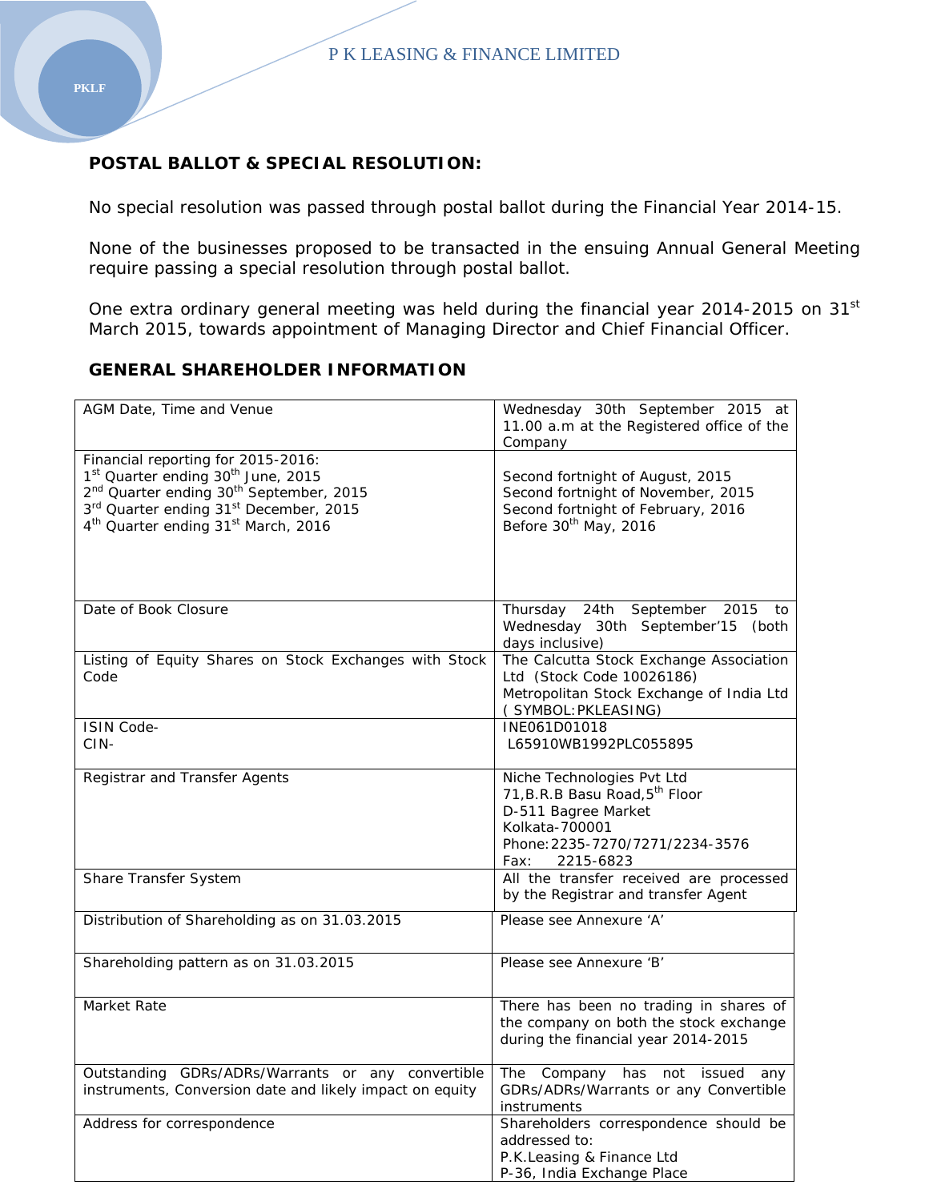**POSTAL BALLOT & SPECIAL RESOLUTION:**

No special resolution was passed through postal ballot during the Financial Year 2014-15.

None of the businesses proposed to be transacted in the ensuing Annual General Meeting require passing a special resolution through postal ballot.

One extra ordinary general meeting was held during the financial year 2014-2015 on 31st March 2015, towards appointment of Managing Director and Chief Financial Officer.

**GENERAL SHAREHOLDER INFORMATION**

| | |
|---|---|
| AGM Date, Time and Venue | Wednesday 30th September 2015 at 11.00 a.m at the Registered office of the Company |
| Financial reporting for 2015-2016:<br>1st Quarter ending 30th June, 2015<br>2nd Quarter ending 30th September, 2015<br>3rd Quarter ending 31st December, 2015<br>4th Quarter ending 31st March, 2016 | <br>Second fortnight of August, 2015<br>Second fortnight of November, 2015<br>Second fortnight of February, 2016<br>Before 30th May, 2016 |
| Date of Book Closure | Thursday 24th September 2015 to Wednesday 30th September'15 (both days inclusive) |
| Listing of Equity Shares on Stock Exchanges with Stock Code | The Calcutta Stock Exchange Association Ltd (Stock Code 10026186)<br>Metropolitan Stock Exchange of India Ltd ( SYMBOL:PKLEASING) |
| ISIN Code-<br>CIN- | INE061D01018<br>L65910WB1992PLC055895 |
| Registrar and Transfer Agents | Niche Technologies Pvt Ltd<br>71,B.R.B Basu Road,5th Floor<br>D-511 Bagree Market<br>Kolkata-700001<br>Phone:2235-7270/7271/2234-3576<br>Fax: 2215-6823 |
| Share Transfer System | All the transfer received are processed by the Registrar and transfer Agent |
| Distribution of Shareholding as on 31.03.2015 | Please see Annexure 'A' |
| Shareholding pattern as on 31.03.2015 | Please see Annexure 'B' |
| Market Rate | There has been no trading in shares of the company on both the stock exchange during the financial year 2014-2015 |
| Outstanding GDRs/ADRs/Warrants or any convertible instruments, Conversion date and likely impact on equity | The Company has not issued any GDRs/ADRs/Warrants or any Convertible instruments |
| Address for correspondence | Shareholders correspondence should be addressed to:<br>P.K.Leasing & Finance Ltd<br>P-36, India Exchange Place |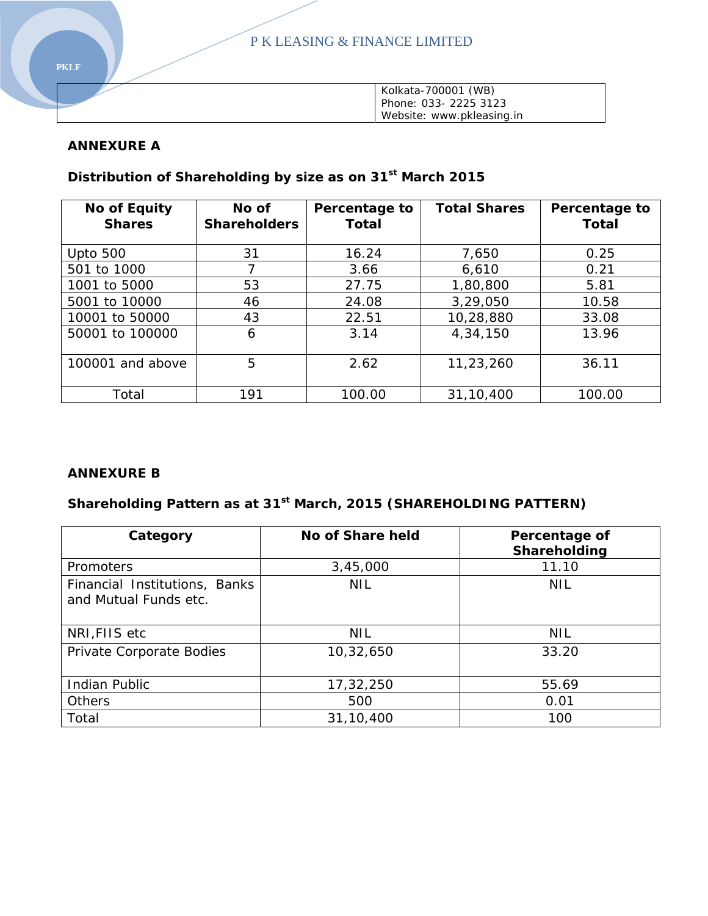## ANNEXURE A

### Distribution of Shareholding by size as on 31st March 2015

| No of Equity Shares | No of Shareholders | Percentage to Total | Total Shares | Percentage to Total |
|---|---|---|---|---|
| Upto 500 | 31 | 16.24 | 7,650 | 0.25 |
| 501 to 1000 | 7 | 3.66 | 6,610 | 0.21 |
| 1001 to 5000 | 53 | 27.75 | 1,80,800 | 5.81 |
| 5001 to 10000 | 46 | 24.08 | 3,29,050 | 10.58 |
| 10001 to 50000 | 43 | 22.51 | 10,28,880 | 33.08 |
| 50001 to 100000 | 6 | 3.14 | 4,34,150 | 13.96 |
| 100001 and above | 5 | 2.62 | 11,23,260 | 36.11 |
| Total | 191 | 100.00 | 31,10,400 | 100.00 |

## ANNEXURE B

### Shareholding Pattern as at 31st March, 2015 (SHAREHOLDING PATTERN)

| Category | No of Share held | Percentage of Shareholding |
|---|---|---|
| Promoters | 3,45,000 | 11.10 |
| Financial Institutions, Banks and Mutual Funds etc. | NIL | NIL |
| NRI,FIIS etc | NIL | NIL |
| Private Corporate Bodies | 10,32,650 | 33.20 |
| Indian Public | 17,32,250 | 55.69 |
| Others | 500 | 0.01 |
| Total | 31,10,400 | 100 |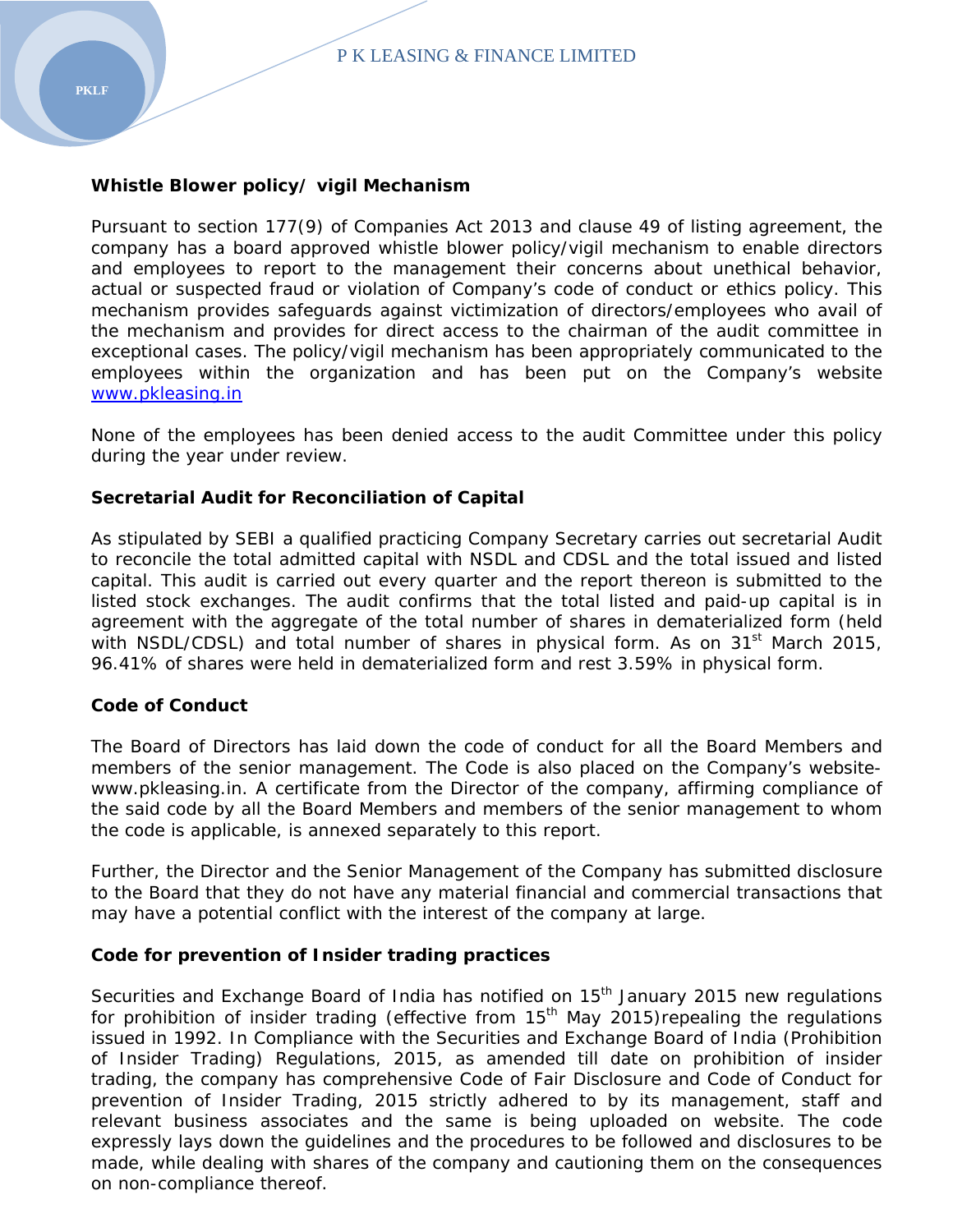**Whistle Blower policy/ vigil Mechanism**

Pursuant to section 177(9) of Companies Act 2013 and clause 49 of listing agreement, the company has a board approved whistle blower policy/vigil mechanism to enable directors and employees to report to the management their concerns about unethical behavior, actual or suspected fraud or violation of Company's code of conduct or ethics policy. This mechanism provides safeguards against victimization of directors/employees who avail of the mechanism and provides for direct access to the chairman of the audit committee in exceptional cases. The policy/vigil mechanism has been appropriately communicated to the employees within the organization and has been put on the Company's website www.pkleasing.in

None of the employees has been denied access to the audit Committee under this policy during the year under review.

**Secretarial Audit for Reconciliation of Capital**

As stipulated by SEBI a qualified practicing Company Secretary carries out secretarial Audit to reconcile the total admitted capital with NSDL and CDSL and the total issued and listed capital. This audit is carried out every quarter and the report thereon is submitted to the listed stock exchanges. The audit confirms that the total listed and paid-up capital is in agreement with the aggregate of the total number of shares in dematerialized form (held with NSDL/CDSL) and total number of shares in physical form. As on 31st March 2015, 96.41% of shares were held in dematerialized form and rest 3.59% in physical form.

**Code of Conduct**

The Board of Directors has laid down the code of conduct for all the Board Members and members of the senior management. The Code is also placed on the Company's website- www.pkleasing.in. A certificate from the Director of the company, affirming compliance of the said code by all the Board Members and members of the senior management to whom the code is applicable, is annexed separately to this report.

Further, the Director and the Senior Management of the Company has submitted disclosure to the Board that they do not have any material financial and commercial transactions that may have a potential conflict with the interest of the company at large.

**Code for prevention of Insider trading practices**

Securities and Exchange Board of India has notified on 15th January 2015 new regulations for prohibition of insider trading (effective from 15th May 2015)repealing the regulations issued in 1992. In Compliance with the Securities and Exchange Board of India (Prohibition of Insider Trading) Regulations, 2015, as amended till date on prohibition of insider trading, the company has comprehensive Code of Fair Disclosure and Code of Conduct for prevention of Insider Trading, 2015 strictly adhered to by its management, staff and relevant business associates and the same is being uploaded on website. The code expressly lays down the guidelines and the procedures to be followed and disclosures to be made, while dealing with shares of the company and cautioning them on the consequences on non-compliance thereof.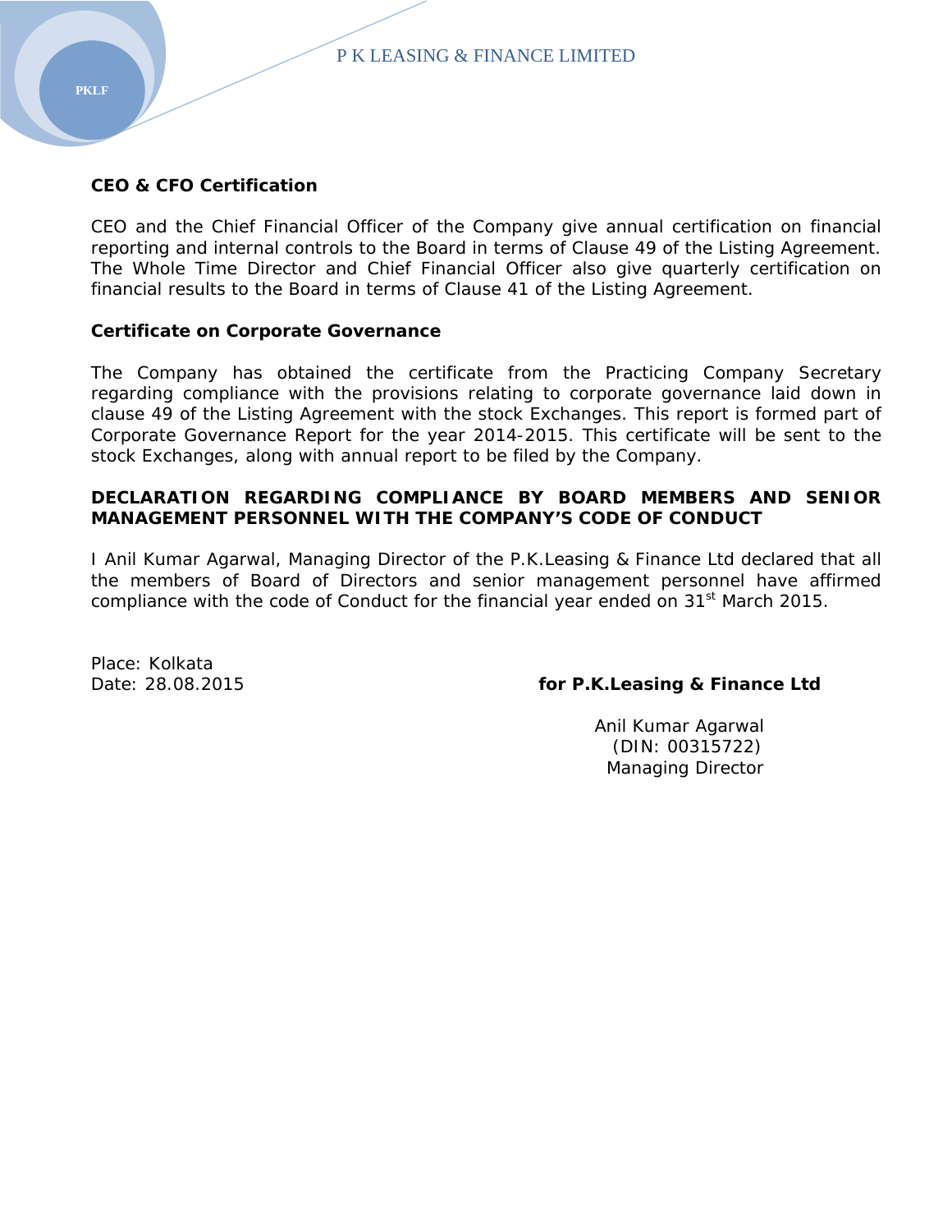**CEO & CFO Certification**

CEO and the Chief Financial Officer of the Company give annual certification on financial reporting and internal controls to the Board in terms of Clause 49 of the Listing Agreement. The Whole Time Director and Chief Financial Officer also give quarterly certification on financial results to the Board in terms of Clause 41 of the Listing Agreement.

**Certificate on Corporate Governance**

The Company has obtained the certificate from the Practicing Company Secretary regarding compliance with the provisions relating to corporate governance laid down in clause 49 of the Listing Agreement with the stock Exchanges. This report is formed part of Corporate Governance Report for the year 2014-2015. This certificate will be sent to the stock Exchanges, along with annual report to be filed by the Company.

**DECLARATION REGARDING COMPLIANCE BY BOARD MEMBERS AND SENIOR MANAGEMENT PERSONNEL WITH THE COMPANY'S CODE OF CONDUCT**

I Anil Kumar Agarwal, Managing Director of the P.K.Leasing & Finance Ltd declared that all the members of Board of Directors and senior management personnel have affirmed compliance with the code of Conduct for the financial year ended on 31st March 2015.

Place: Kolkata
Date: 28.08.2015

**for P.K.Leasing & Finance Ltd**

Anil Kumar Agarwal
(DIN: 00315722)
Managing Director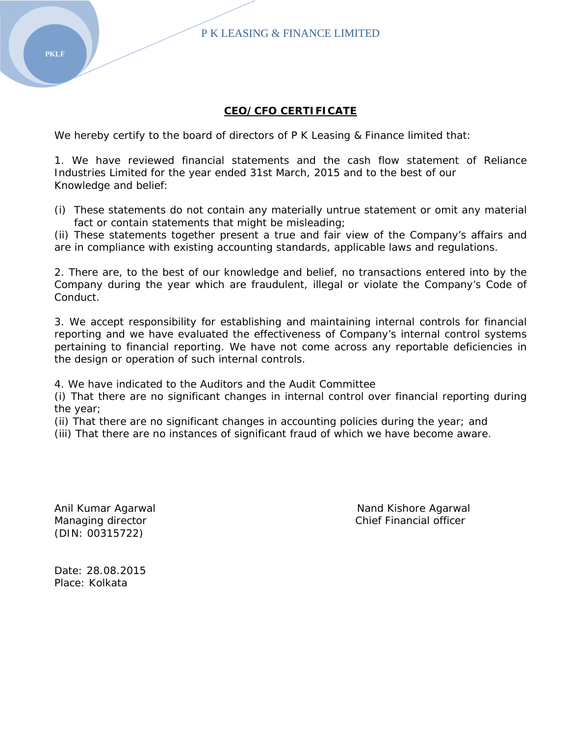## CEO/CFO CERTIFICATE

We hereby certify to the board of directors of P K Leasing & Finance limited that:

1. We have reviewed financial statements and the cash flow statement of Reliance Industries Limited for the year ended 31st March, 2015 and to the best of our Knowledge and belief:

(i) These statements do not contain any materially untrue statement or omit any material fact or contain statements that might be misleading;
(ii) These statements together present a true and fair view of the Company's affairs and are in compliance with existing accounting standards, applicable laws and regulations.

2. There are, to the best of our knowledge and belief, no transactions entered into by the Company during the year which are fraudulent, illegal or violate the Company's Code of Conduct.

3. We accept responsibility for establishing and maintaining internal controls for financial reporting and we have evaluated the effectiveness of Company's internal control systems pertaining to financial reporting. We have not come across any reportable deficiencies in the design or operation of such internal controls.

4. We have indicated to the Auditors and the Audit Committee
(i) That there are no significant changes in internal control over financial reporting during the year;
(ii) That there are no significant changes in accounting policies during the year; and
(iii) That there are no instances of significant fraud of which we have become aware.

Anil Kumar Agarwal
Managing director
(DIN: 00315722)

Nand Kishore Agarwal
Chief Financial officer

Date: 28.08.2015
Place: Kolkata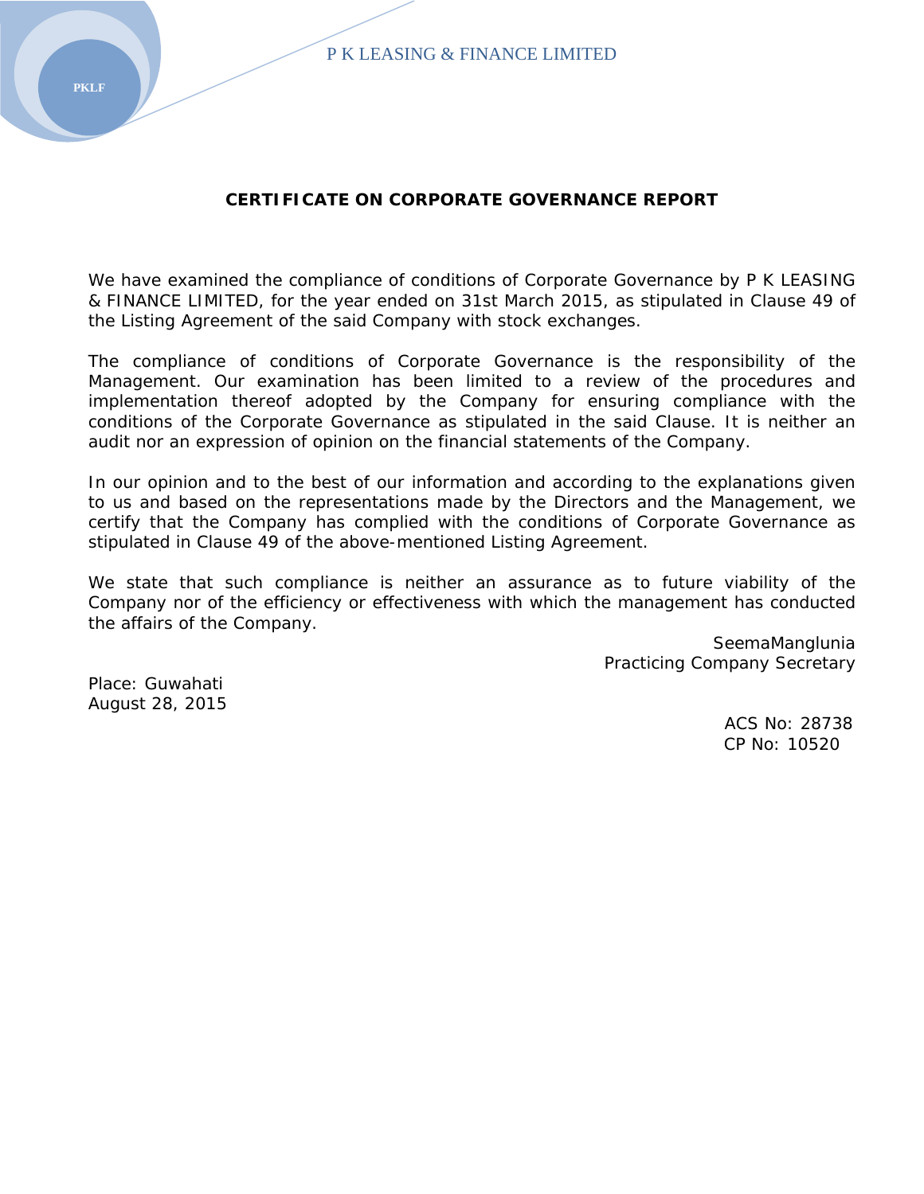## CERTIFICATE ON CORPORATE GOVERNANCE REPORT

We have examined the compliance of conditions of Corporate Governance by P K LEASING & FINANCE LIMITED, for the year ended on 31st March 2015, as stipulated in Clause 49 of the Listing Agreement of the said Company with stock exchanges.

The compliance of conditions of Corporate Governance is the responsibility of the Management. Our examination has been limited to a review of the procedures and implementation thereof adopted by the Company for ensuring compliance with the conditions of the Corporate Governance as stipulated in the said Clause. It is neither an audit nor an expression of opinion on the financial statements of the Company.

In our opinion and to the best of our information and according to the explanations given to us and based on the representations made by the Directors and the Management, we certify that the Company has complied with the conditions of Corporate Governance as stipulated in Clause 49 of the above-mentioned Listing Agreement.

We state that such compliance is neither an assurance as to future viability of the Company nor of the efficiency or effectiveness with which the management has conducted the affairs of the Company.

SeemaManglunia
Practicing Company Secretary

Place: Guwahati
August 28, 2015

ACS No: 28738
CP No: 10520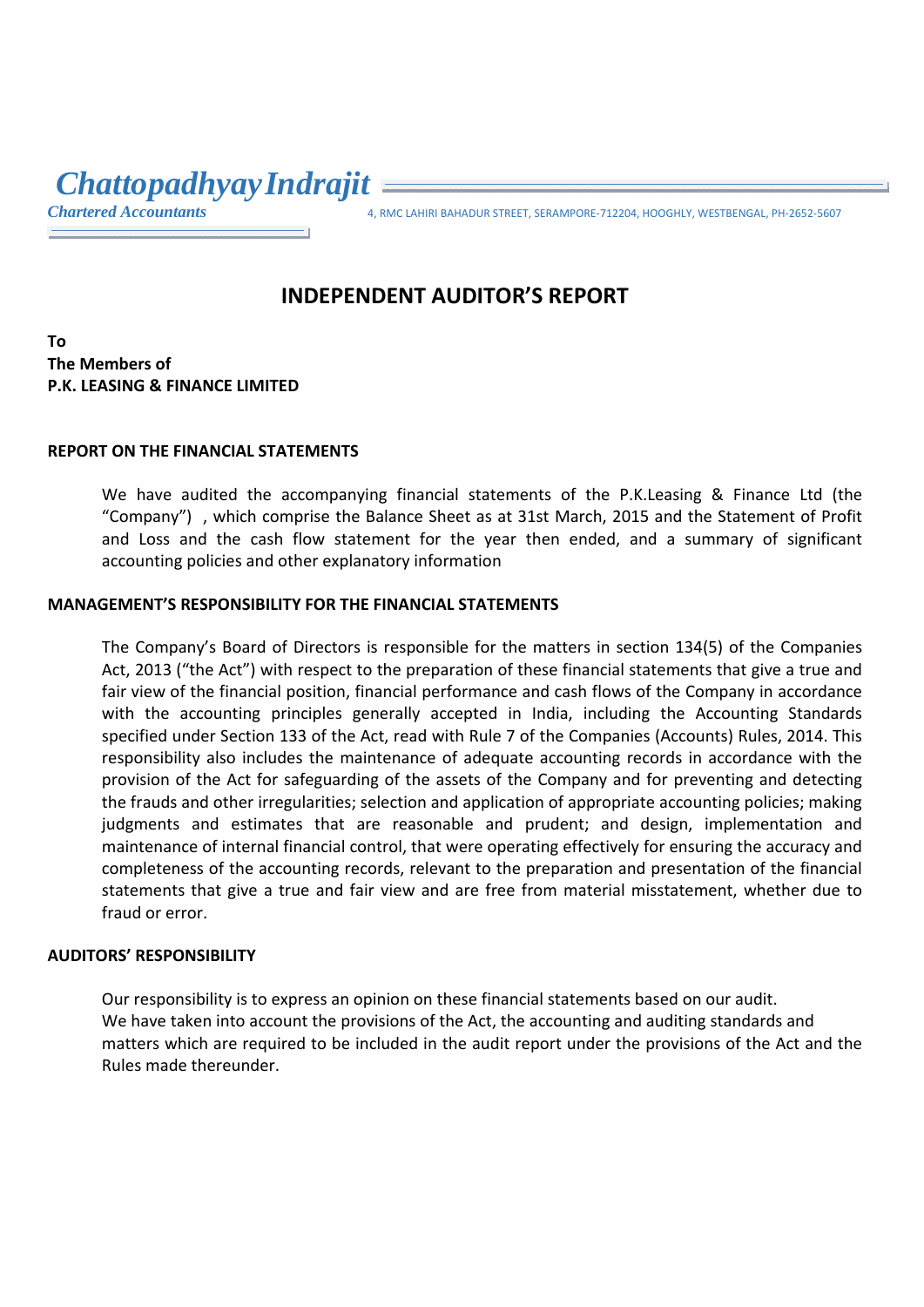*Chattopadhyay Indrajit*

*Chartered Accountants*

4, RMC LAHIRI BAHADUR STREET, SERAMPORE-712204, HOOGHLY, WESTBENGAL, PH-2652-5607

# INDEPENDENT AUDITOR'S REPORT

**To**
**The Members of**
**P.K. LEASING & FINANCE LIMITED**

## REPORT ON THE FINANCIAL STATEMENTS

We have audited the accompanying financial statements of the P.K.Leasing & Finance Ltd (the "Company") , which comprise the Balance Sheet as at 31st March, 2015 and the Statement of Profit and Loss and the cash flow statement for the year then ended, and a summary of significant accounting policies and other explanatory information

## MANAGEMENT'S RESPONSIBILITY FOR THE FINANCIAL STATEMENTS

The Company's Board of Directors is responsible for the matters in section 134(5) of the Companies Act, 2013 ("the Act") with respect to the preparation of these financial statements that give a true and fair view of the financial position, financial performance and cash flows of the Company in accordance with the accounting principles generally accepted in India, including the Accounting Standards specified under Section 133 of the Act, read with Rule 7 of the Companies (Accounts) Rules, 2014. This responsibility also includes the maintenance of adequate accounting records in accordance with the provision of the Act for safeguarding of the assets of the Company and for preventing and detecting the frauds and other irregularities; selection and application of appropriate accounting policies; making judgments and estimates that are reasonable and prudent; and design, implementation and maintenance of internal financial control, that were operating effectively for ensuring the accuracy and completeness of the accounting records, relevant to the preparation and presentation of the financial statements that give a true and fair view and are free from material misstatement, whether due to fraud or error.

## AUDITORS' RESPONSIBILITY

Our responsibility is to express an opinion on these financial statements based on our audit.
We have taken into account the provisions of the Act, the accounting and auditing standards and matters which are required to be included in the audit report under the provisions of the Act and the Rules made thereunder.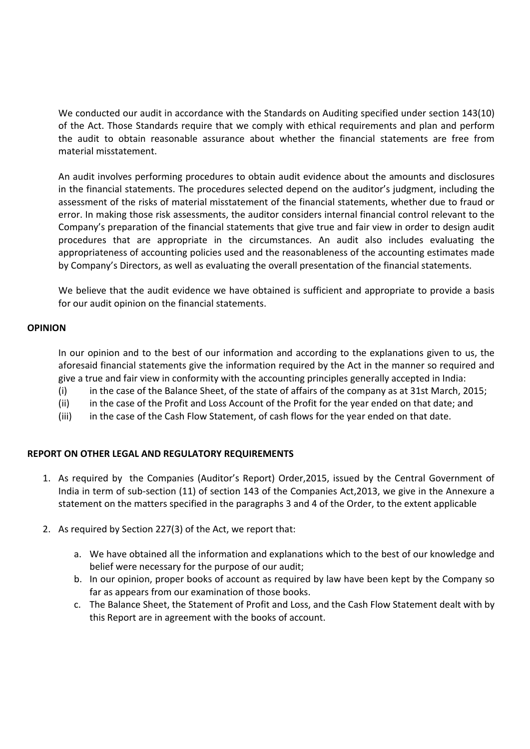We conducted our audit in accordance with the Standards on Auditing specified under section 143(10) of the Act. Those Standards require that we comply with ethical requirements and plan and perform the audit to obtain reasonable assurance about whether the financial statements are free from material misstatement.

An audit involves performing procedures to obtain audit evidence about the amounts and disclosures in the financial statements. The procedures selected depend on the auditor's judgment, including the assessment of the risks of material misstatement of the financial statements, whether due to fraud or error. In making those risk assessments, the auditor considers internal financial control relevant to the Company's preparation of the financial statements that give true and fair view in order to design audit procedures that are appropriate in the circumstances. An audit also includes evaluating the appropriateness of accounting policies used and the reasonableness of the accounting estimates made by Company's Directors, as well as evaluating the overall presentation of the financial statements.

We believe that the audit evidence we have obtained is sufficient and appropriate to provide a basis for our audit opinion on the financial statements.

**OPINION**

In our opinion and to the best of our information and according to the explanations given to us, the aforesaid financial statements give the information required by the Act in the manner so required and give a true and fair view in conformity with the accounting principles generally accepted in India:

(i) in the case of the Balance Sheet, of the state of affairs of the company as at 31st March, 2015;
(ii) in the case of the Profit and Loss Account of the Profit for the year ended on that date; and
(iii) in the case of the Cash Flow Statement, of cash flows for the year ended on that date.

**REPORT ON OTHER LEGAL AND REGULATORY REQUIREMENTS**

1. As required by the Companies (Auditor's Report) Order,2015, issued by the Central Government of India in term of sub-section (11) of section 143 of the Companies Act,2013, we give in the Annexure a statement on the matters specified in the paragraphs 3 and 4 of the Order, to the extent applicable

2. As required by Section 227(3) of the Act, we report that:

    a. We have obtained all the information and explanations which to the best of our knowledge and belief were necessary for the purpose of our audit;
    b. In our opinion, proper books of account as required by law have been kept by the Company so far as appears from our examination of those books.
    c. The Balance Sheet, the Statement of Profit and Loss, and the Cash Flow Statement dealt with by this Report are in agreement with the books of account.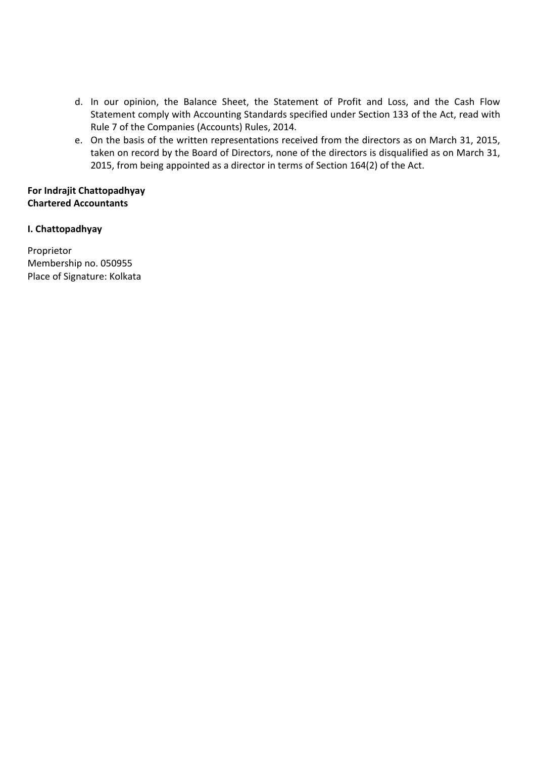d. In our opinion, the Balance Sheet, the Statement of Profit and Loss, and the Cash Flow Statement comply with Accounting Standards specified under Section 133 of the Act, read with Rule 7 of the Companies (Accounts) Rules, 2014.

e. On the basis of the written representations received from the directors as on March 31, 2015, taken on record by the Board of Directors, none of the directors is disqualified as on March 31, 2015, from being appointed as a director in terms of Section 164(2) of the Act.

**For Indrajit Chattopadhyay**
**Chartered Accountants**

**I. Chattopadhyay**

Proprietor
Membership no. 050955
Place of Signature: Kolkata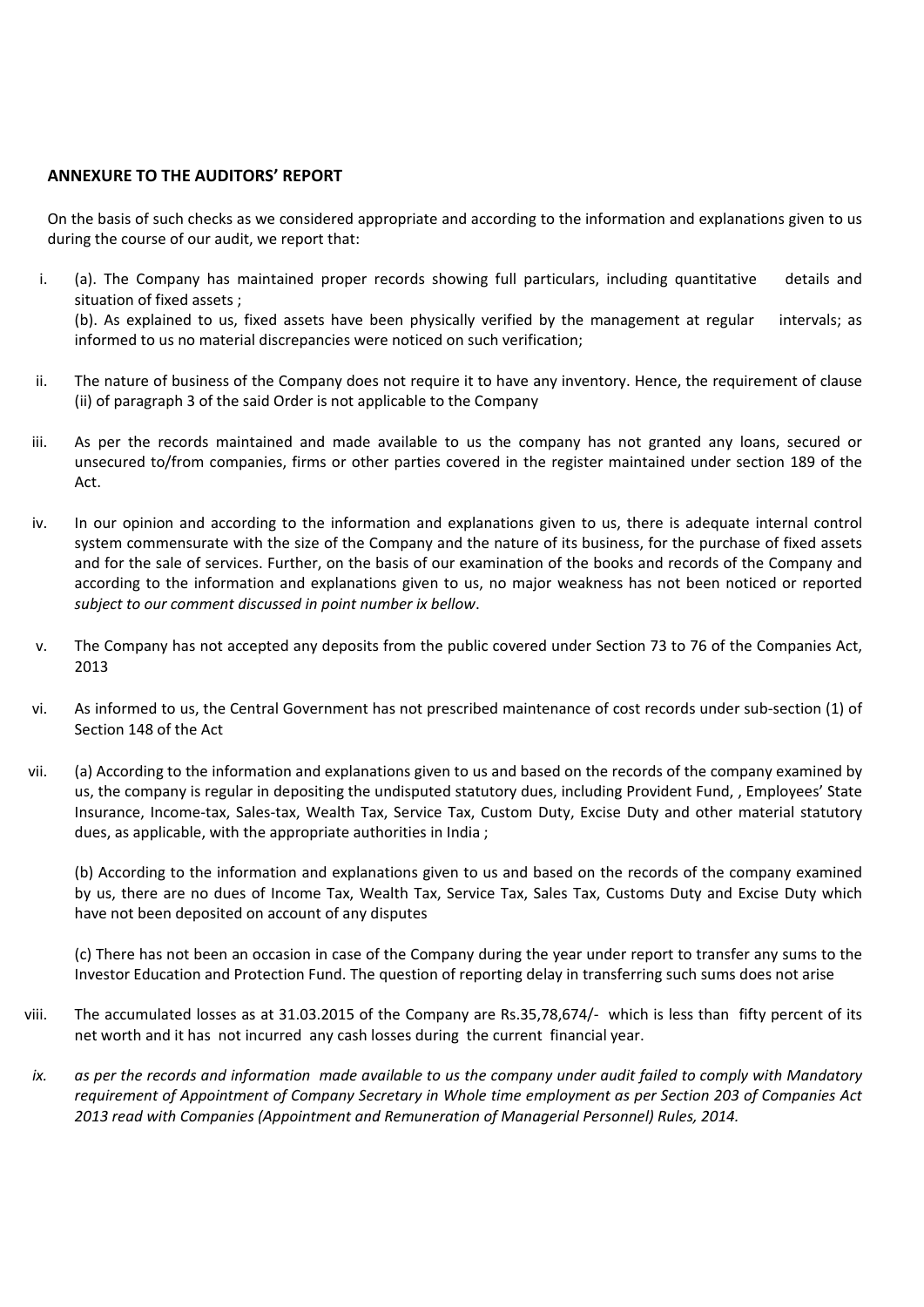## ANNEXURE TO THE AUDITORS' REPORT

On the basis of such checks as we considered appropriate and according to the information and explanations given to us during the course of our audit, we report that:

i. (a). The Company has maintained proper records showing full particulars, including quantitative details and situation of fixed assets ;
(b). As explained to us, fixed assets have been physically verified by the management at regular intervals; as informed to us no material discrepancies were noticed on such verification;

ii. The nature of business of the Company does not require it to have any inventory. Hence, the requirement of clause (ii) of paragraph 3 of the said Order is not applicable to the Company

iii. As per the records maintained and made available to us the company has not granted any loans, secured or unsecured to/from companies, firms or other parties covered in the register maintained under section 189 of the Act.

iv. In our opinion and according to the information and explanations given to us, there is adequate internal control system commensurate with the size of the Company and the nature of its business, for the purchase of fixed assets and for the sale of services. Further, on the basis of our examination of the books and records of the Company and according to the information and explanations given to us, no major weakness has not been noticed or reported *subject to our comment discussed in point number ix bellow*.

v. The Company has not accepted any deposits from the public covered under Section 73 to 76 of the Companies Act, 2013

vi. As informed to us, the Central Government has not prescribed maintenance of cost records under sub-section (1) of Section 148 of the Act

vii. (a) According to the information and explanations given to us and based on the records of the company examined by us, the company is regular in depositing the undisputed statutory dues, including Provident Fund, , Employees' State Insurance, Income-tax, Sales-tax, Wealth Tax, Service Tax, Custom Duty, Excise Duty and other material statutory dues, as applicable, with the appropriate authorities in India ;

(b) According to the information and explanations given to us and based on the records of the company examined by us, there are no dues of Income Tax, Wealth Tax, Service Tax, Sales Tax, Customs Duty and Excise Duty which have not been deposited on account of any disputes

(c) There has not been an occasion in case of the Company during the year under report to transfer any sums to the Investor Education and Protection Fund. The question of reporting delay in transferring such sums does not arise

viii. The accumulated losses as at 31.03.2015 of the Company are Rs.35,78,674/- which is less than fifty percent of its net worth and it has not incurred any cash losses during the current financial year.

*ix. as per the records and information made available to us the company under audit failed to comply with Mandatory requirement of Appointment of Company Secretary in Whole time employment as per Section 203 of Companies Act 2013 read with Companies (Appointment and Remuneration of Managerial Personnel) Rules, 2014.*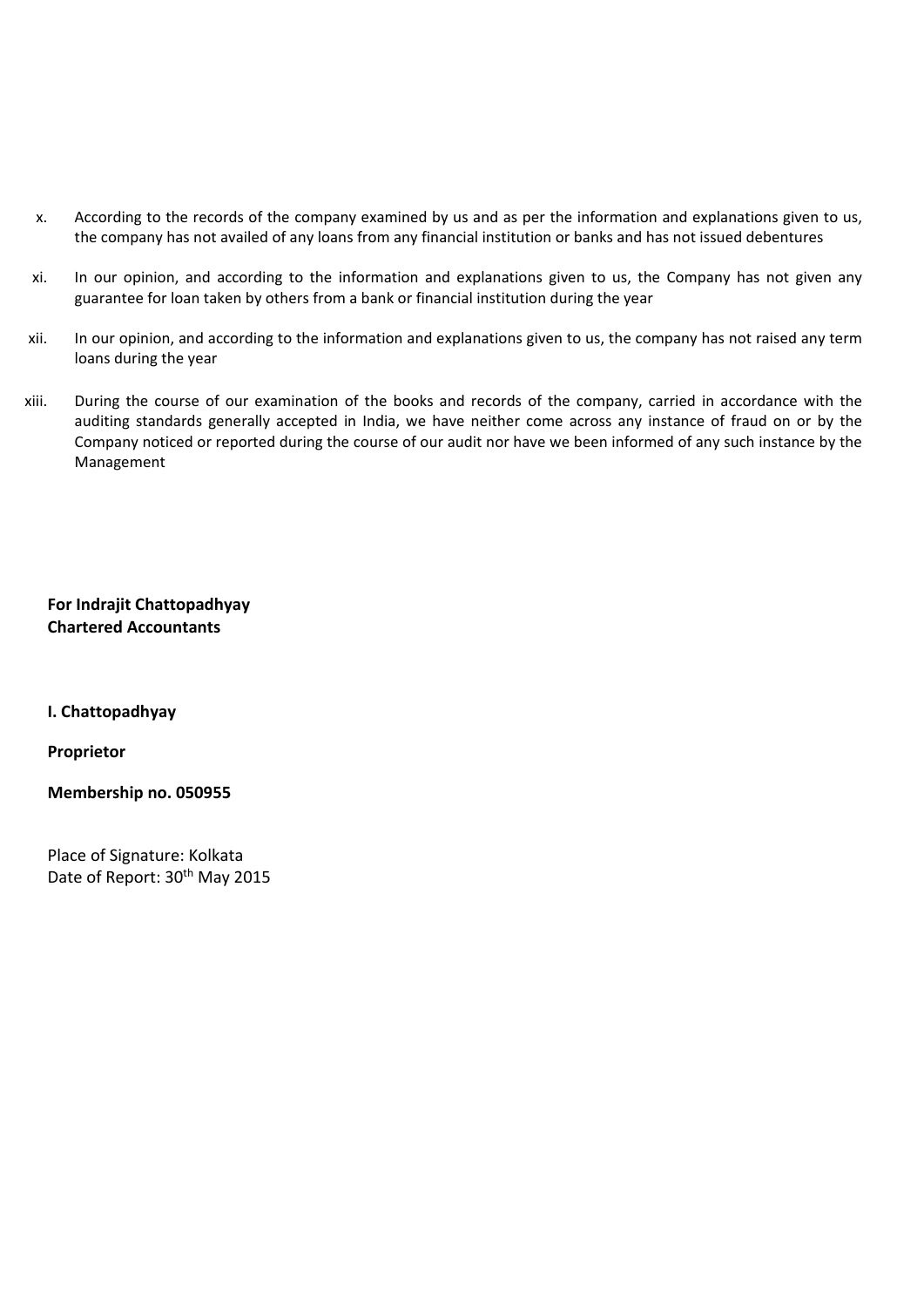x. According to the records of the company examined by us and as per the information and explanations given to us, the company has not availed of any loans from any financial institution or banks and has not issued debentures

xi. In our opinion, and according to the information and explanations given to us, the Company has not given any guarantee for loan taken by others from a bank or financial institution during the year

xii. In our opinion, and according to the information and explanations given to us, the company has not raised any term loans during the year

xiii. During the course of our examination of the books and records of the company, carried in accordance with the auditing standards generally accepted in India, we have neither come across any instance of fraud on or by the Company noticed or reported during the course of our audit nor have we been informed of any such instance by the Management

**For Indrajit Chattopadhyay**
**Chartered Accountants**

**I. Chattopadhyay**

**Proprietor**

**Membership no. 050955**

Place of Signature: Kolkata
Date of Report: 30th May 2015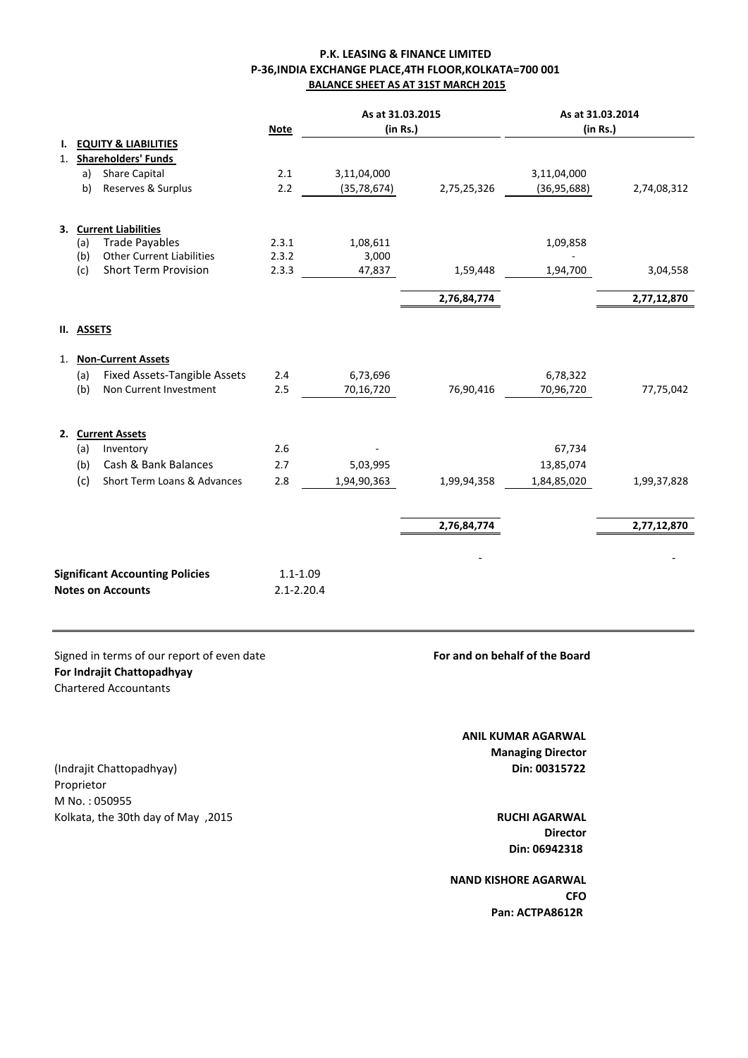**P.K. LEASING & FINANCE LIMITED**
**P-36,INDIA EXCHANGE PLACE,4TH FLOOR,KOLKATA=700 001**
**BALANCE SHEET AS AT 31ST MARCH 2015**

| | Note | As at 31.03.2015 (in Rs.) | | As at 31.03.2014 (in Rs.) | |
|---|---|---|---|---|---|
| **I. EQUITY & LIABILITIES** | | | | | |
| **1. Shareholders' Funds** | | | | | |
| a) Share Capital | 2.1 | 3,11,04,000 | | 3,11,04,000 | |
| b) Reserves & Surplus | 2.2 | (35,78,674) | 2,75,25,326 | (36,95,688) | 2,74,08,312 |
| **3. Current Liabilities** | | | | | |
| (a) Trade Payables | 2.3.1 | 1,08,611 | | 1,09,858 | |
| (b) Other Current Liabilities | 2.3.2 | 3,000 | | - | |
| (c) Short Term Provision | 2.3.3 | 47,837 | 1,59,448 | 1,94,700 | 3,04,558 |
| | | | **2,76,84,774** | | **2,77,12,870** |
| **II. ASSETS** | | | | | |
| **1. Non-Current Assets** | | | | | |
| (a) Fixed Assets-Tangible Assets | 2.4 | 6,73,696 | | 6,78,322 | |
| (b) Non Current Investment | 2.5 | 70,16,720 | 76,90,416 | 70,96,720 | 77,75,042 |
| **2. Current Assets** | | | | | |
| (a) Inventory | 2.6 | - | | 67,734 | |
| (b) Cash & Bank Balances | 2.7 | 5,03,995 | | 13,85,074 | |
| (c) Short Term Loans & Advances | 2.8 | 1,94,90,363 | 1,99,94,358 | 1,84,85,020 | 1,99,37,828 |
| | | | **2,76,84,774** | | **2,77,12,870** |
| | | | - | | - |
| **Significant Accounting Policies** | 1.1-1.09 | | | | |
| **Notes on Accounts** | 2.1-2.20.4 | | | | |

Signed in terms of our report of even date
**For Indrajit Chattopadhyay**
Chartered Accountants

(Indrajit Chattopadhyay)
Proprietor
M No. : 050955
Kolkata, the 30th day of May ,2015

**For and on behalf of the Board**

**ANIL KUMAR AGARWAL**
**Managing Director**
**Din: 00315722**

**RUCHI AGARWAL**
**Director**
**Din: 06942318**

**NAND KISHORE AGARWAL**
**CFO**
**Pan: ACTPA8612R**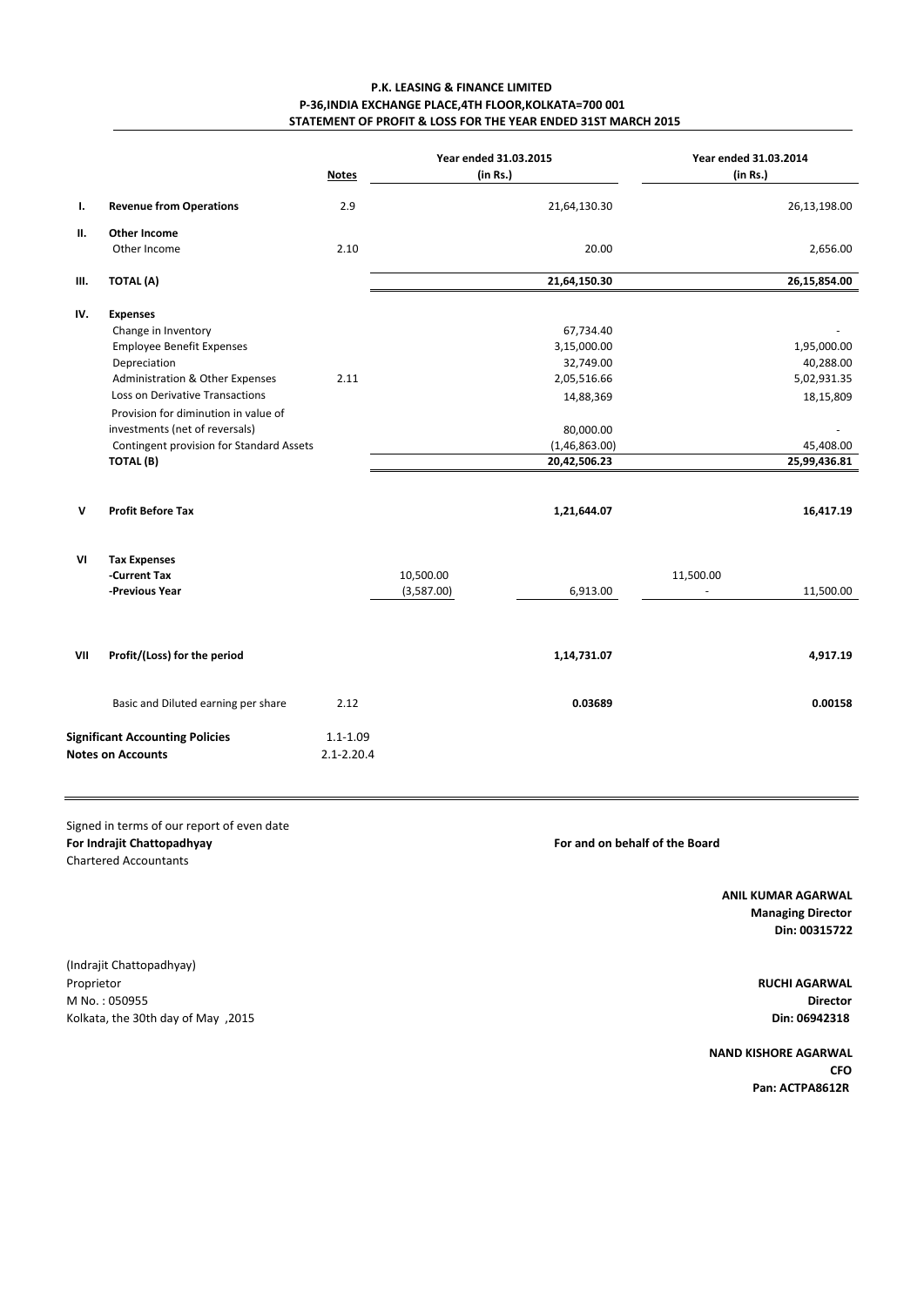**P.K. LEASING & FINANCE LIMITED**
**P-36,INDIA EXCHANGE PLACE,4TH FLOOR,KOLKATA=700 001**
**STATEMENT OF PROFIT & LOSS FOR THE YEAR ENDED 31ST MARCH 2015**

| | | Notes | Year ended 31.03.2015 (in Rs.) | | Year ended 31.03.2014 (in Rs.) | |
|---|---|---|---|---|---|---|
| I. | **Revenue from Operations** | 2.9 | | 21,64,130.30 | | 26,13,198.00 |
| II. | **Other Income** | | | | | |
| | Other Income | 2.10 | | 20.00 | | 2,656.00 |
| III. | **TOTAL (A)** | | | **21,64,150.30** | | **26,15,854.00** |
| IV. | **Expenses** | | | | | |
| | Change in Inventory | | | 67,734.40 | | - |
| | Employee Benefit Expenses | | | 3,15,000.00 | | 1,95,000.00 |
| | Depreciation | | | 32,749.00 | | 40,288.00 |
| | Administration & Other Expenses | 2.11 | | 2,05,516.66 | | 5,02,931.35 |
| | Loss on Derivative Transactions | | | 14,88,369 | | 18,15,809 |
| | Provision for diminution in value of investments (net of reversals) | | | 80,000.00 | | - |
| | Contingent provision for Standard Assets | | | (1,46,863.00) | | 45,408.00 |
| | **TOTAL (B)** | | | **20,42,506.23** | | **25,99,436.81** |
| V | **Profit Before Tax** | | | **1,21,644.07** | | **16,417.19** |
| VI | **Tax Expenses** | | | | | |
| | **-Current Tax** | | 10,500.00 | | 11,500.00 | |
| | **-Previous Year** | | (3,587.00) | 6,913.00 | - | 11,500.00 |
| VII | **Profit/(Loss) for the period** | | | **1,14,731.07** | | **4,917.19** |
| | Basic and Diluted earning per share | 2.12 | | **0.03689** | | **0.00158** |

**Significant Accounting Policies** 1.1-1.09
**Notes on Accounts** 2.1-2.20.4

Signed in terms of our report of even date
**For Indrajit Chattopadhyay**
Chartered Accountants

(Indrajit Chattopadhyay)
Proprietor
M No. : 050955
Kolkata, the 30th day of May ,2015

**For and on behalf of the Board**

**ANIL KUMAR AGARWAL**
**Managing Director**
**Din: 00315722**

**RUCHI AGARWAL**
**Director**
**Din: 06942318**

**NAND KISHORE AGARWAL**
**CFO**
**Pan: ACTPA8612R**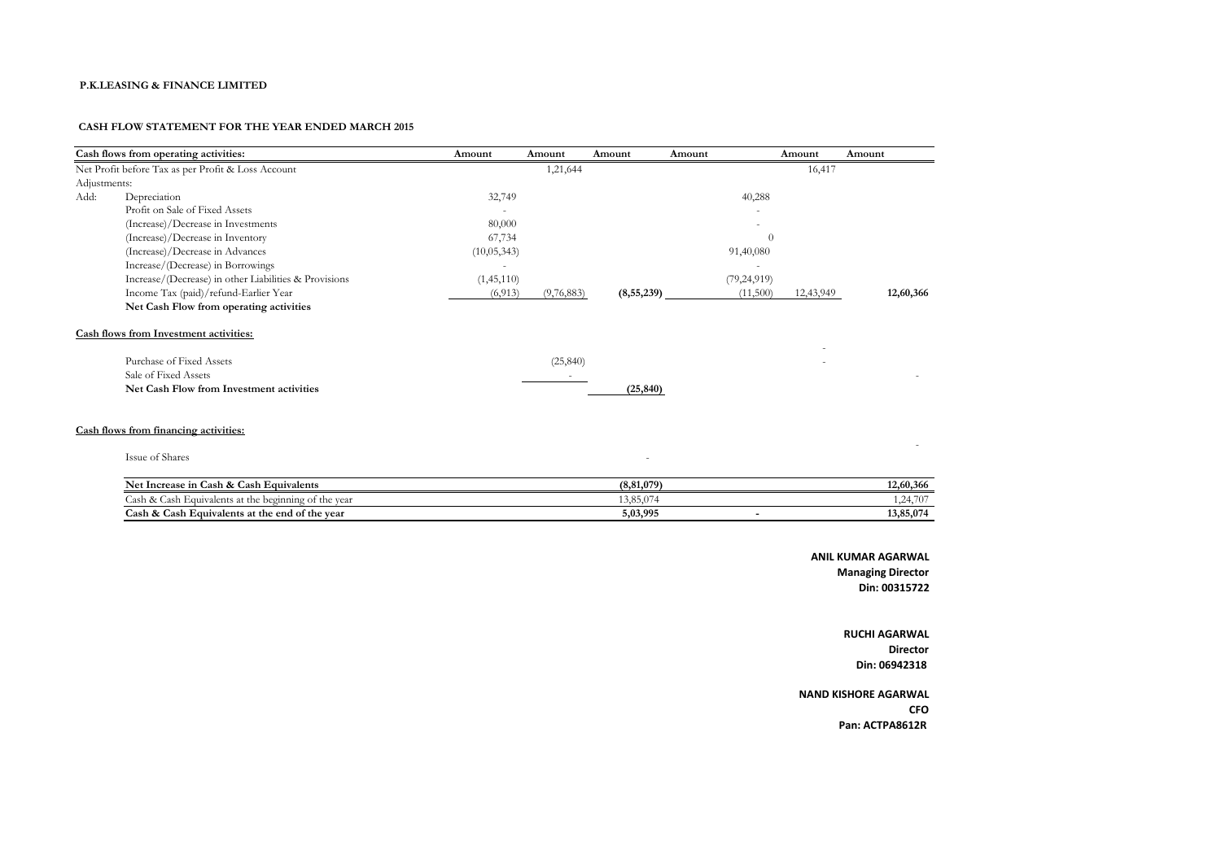**P.K.LEASING & FINANCE LIMITED**

**CASH FLOW STATEMENT FOR THE YEAR ENDED MARCH 2015**

| Cash flows from operating activities: | | Amount | Amount | Amount | Amount | Amount | Amount |
|---|---|---|---|---|---|---|---|
| Net Profit before Tax as per Profit & Loss Account | | | 1,21,644 | | | 16,417 | |
| Adjustments: | | | | | | | |
| Add: | Depreciation | 32,749 | | | 40,288 | | |
| | Profit on Sale of Fixed Assets | - | | | - | | |
| | (Increase)/Decrease in Investments | 80,000 | | | - | | |
| | (Increase)/Decrease in Inventory | 67,734 | | | 0 | | |
| | (Increase)/Decrease in Advances | (10,05,343) | | | 91,40,080 | | |
| | Increase/(Decrease) in Borrowings | - | | | - | | |
| | Increase/(Decrease) in other Liabilities & Provisions | (1,45,110) | | | (79,24,919) | | |
| | Income Tax (paid)/refund-Earlier Year | (6,913) | (9,76,883) | **(8,55,239)** | (11,500) | 12,43,949 | **12,60,366** |
| | **Net Cash Flow from operating activities** | | | | | | |
| **Cash flows from Investment activities:** | | | | | | | |
| | | | | | | - | |
| | Purchase of Fixed Assets | | (25,840) | | | - | |
| | Sale of Fixed Assets | | - | | | | - |
| | **Net Cash Flow from Investment activities** | | | **(25,840)** | | | |
| **Cash flows from financing activities:** | | | | | | | |
| | | | | | | | - |
| | Issue of Shares | | | - | | | |
| | **Net Increase in Cash & Cash Equivalents** | | | **(8,81,079)** | | | **12,60,366** |
| | Cash & Cash Equivalents at the beginning of the year | | | 13,85,074 | | | 1,24,707 |
| | **Cash & Cash Equivalents at the end of the year** | | | **5,03,995** | **-** | | **13,85,074** |

**ANIL KUMAR AGARWAL**
**Managing Director**
**Din: 00315722**

**RUCHI AGARWAL**
**Director**
**Din: 06942318**

**NAND KISHORE AGARWAL**
**CFO**
**Pan: ACTPA8612R**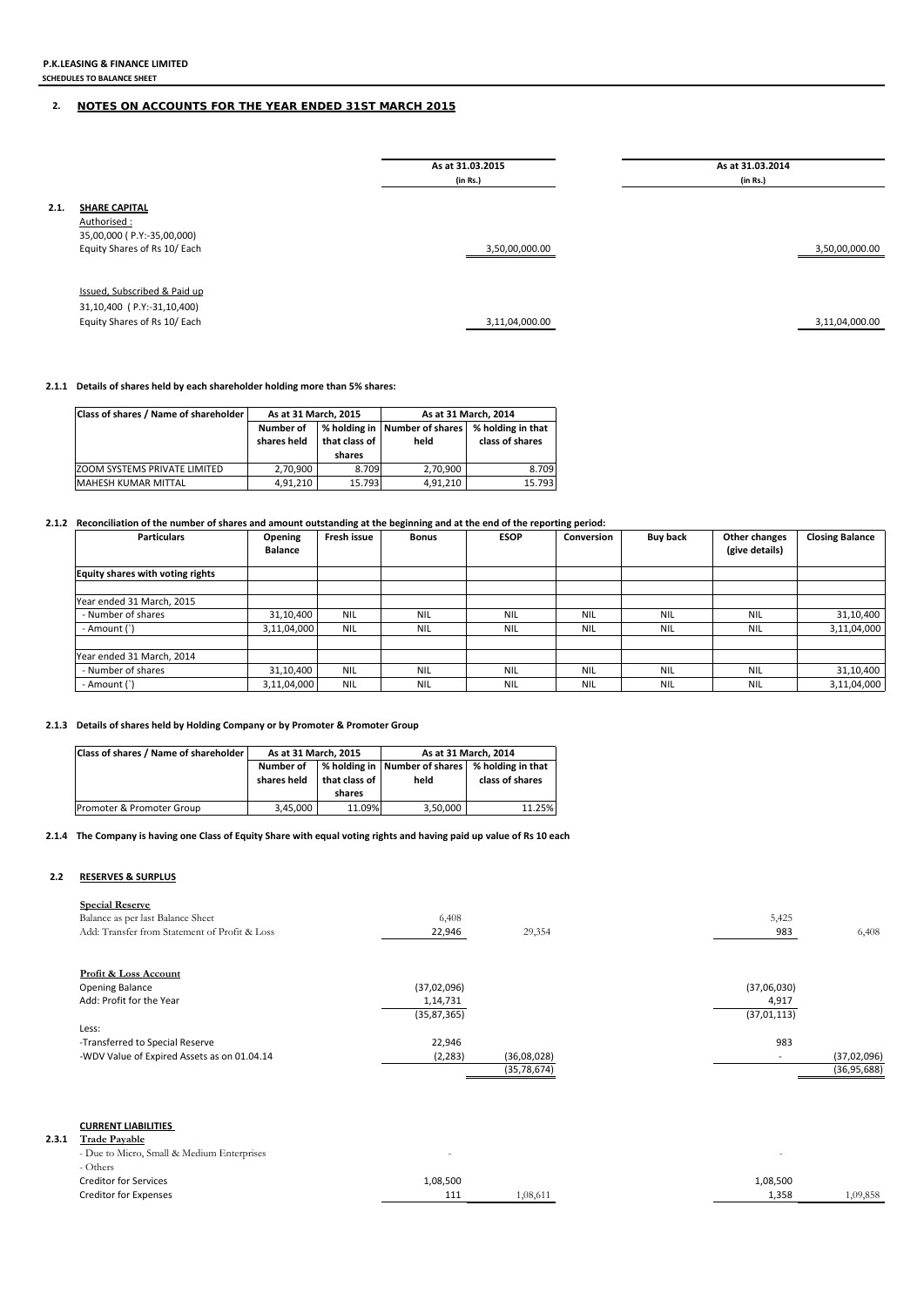**P.K.LEASING & FINANCE LIMITED**
**SCHEDULES TO BALANCE SHEET**

## 2. NOTES ON ACCOUNTS FOR THE YEAR ENDED 31ST MARCH 2015

| | | As at 31.03.2015 (in Rs.) | As at 31.03.2014 (in Rs.) |
|---|---|---|---|
| **2.1.** | **SHARE CAPITAL** | | |
| | Authorised : | | |
| | 35,00,000 ( P.Y:-35,00,000) Equity Shares of Rs 10/ Each | 3,50,00,000.00 | 3,50,00,000.00 |
| | Issued, Subscribed & Paid up | | |
| | 31,10,400 ( P.Y:-31,10,400) Equity Shares of Rs 10/ Each | 3,11,04,000.00 | 3,11,04,000.00 |

**2.1.1 Details of shares held by each shareholder holding more than 5% shares:**

| Class of shares / Name of shareholder | As at 31 March, 2015 | | As at 31 March, 2014 | |
|---|---|---|---|---|
| | Number of shares held | % holding in that class of shares | Number of shares held | % holding in that class of shares |
| ZOOM SYSTEMS PRIVATE LIMITED | 2,70,900 | 8.709 | 2,70,900 | 8.709 |
| MAHESH KUMAR MITTAL | 4,91,210 | 15.793 | 4,91,210 | 15.793 |

**2.1.2 Reconciliation of the number of shares and amount outstanding at the beginning and at the end of the reporting period:**

| Particulars | Opening Balance | Fresh issue | Bonus | ESOP | Conversion | Buy back | Other changes (give details) | Closing Balance |
|---|---|---|---|---|---|---|---|---|
| **Equity shares with voting rights** | | | | | | | | |
| Year ended 31 March, 2015 | | | | | | | | |
| - Number of shares | 31,10,400 | NIL | NIL | NIL | NIL | NIL | NIL | 31,10,400 |
| - Amount (`) | 3,11,04,000 | NIL | NIL | NIL | NIL | NIL | NIL | 3,11,04,000 |
| Year ended 31 March, 2014 | | | | | | | | |
| - Number of shares | 31,10,400 | NIL | NIL | NIL | NIL | NIL | NIL | 31,10,400 |
| - Amount (`) | 3,11,04,000 | NIL | NIL | NIL | NIL | NIL | NIL | 3,11,04,000 |

**2.1.3 Details of shares held by Holding Company or by Promoter & Promoter Group**

| Class of shares / Name of shareholder | As at 31 March, 2015 | | As at 31 March, 2014 | |
|---|---|---|---|---|
| | Number of shares held | % holding in that class of shares | Number of shares held | % holding in that class of shares |
| Promoter & Promoter Group | 3,45,000 | 11.09% | 3,50,000 | 11.25% |

**2.1.4 The Company is having one Class of Equity Share with equal voting rights and having paid up value of Rs 10 each**

### 2.2 RESERVES & SURPLUS

| | As at 31.03.2015 | | As at 31.03.2014 | |
|---|---|---|---|---|
| **Special Reserve** | | | | |
| Balance as per last Balance Sheet | 6,408 | | 5,425 | |
| Add: Transfer from Statement of Profit & Loss | 22,946 | 29,354 | 983 | 6,408 |
| **Profit & Loss Account** | | | | |
| Opening Balance | (37,02,096) | | (37,06,030) | |
| Add: Profit for the Year | 1,14,731 | | 4,917 | |
| | (35,87,365) | | (37,01,113) | |
| Less: | | | | |
| -Transferred to Special Reserve | 22,946 | | 983 | |
| -WDV Value of Expired Assets as on 01.04.14 | (2,283) | (36,08,028) | - | (37,02,096) |
| | | (35,78,674) | | (36,95,688) |

### CURRENT LIABILITIES

| | | As at 31.03.2015 | | As at 31.03.2014 | |
|---|---|---|---|---|---|
| **2.3.1** | **Trade Payable** | | | | |
| | - Due to Micro, Small & Medium Enterprises | - | | - | |
| | - Others | | | | |
| | Creditor for Services | 1,08,500 | | 1,08,500 | |
| | Creditor for Expenses | 111 | 1,08,611 | 1,358 | 1,09,858 |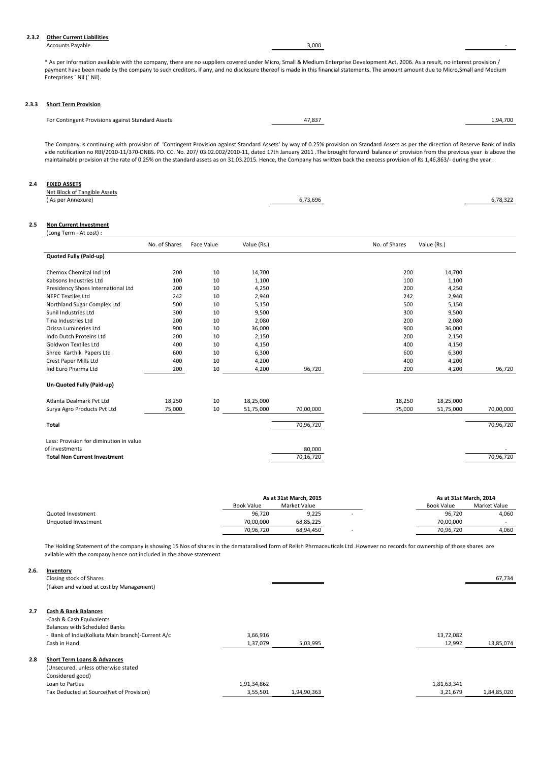**2.3.2 Other Current Liabilities**

| | | |
|---|---|---|
| Accounts Payable | 3,000 | - |

* As per information available with the company, there are no suppliers covered under Micro, Small & Medium Enterprise Development Act, 2006. As a result, no interest provision / payment have been made by the company to such creditors, if any, and no disclosure thereof is made in this financial statements. The amount amount due to Micro,Small and Medium Enterprises ` Nil (` Nil).

**2.3.3 Short Term Provision**

| | | |
|---|---|---|
| For Contingent Provisions against Standard Assets | 47,837 | 1,94,700 |

The Company is continuing with provision of 'Contingent Provision against Standard Assets' by way of 0.25% provision on Standard Assets as per the direction of Reserve Bank of India vide notification no RBI/2010-11/370-DNBS. PD. CC. No. 207/ 03.02.002/2010-11, dated 17th January 2011 .The brought forward balance of provision from the previous year is above the maintainable provision at the rate of 0.25% on the standard assets as on 31.03.2015. Hence, the Company has written back the execess provision of Rs 1,46,863/- during the year .

**2.4 FIXED ASSETS**

| | | |
|---|---|---|
| Net Block of Tangible Assets ( As per Annexure) | 6,73,696 | 6,78,322 |

**2.5 Non Current Investment**

(Long Term - At cost) :

| | No. of Shares | Face Value | Value (Rs.) | | No. of Shares | Value (Rs.) | |
|---|---|---|---|---|---|---|---|
| **Quoted Fully (Paid-up)** | | | | | | | |
| Chemox Chemical Ind Ltd | 200 | 10 | 14,700 | | 200 | 14,700 | |
| Kabsons Industries Ltd | 100 | 10 | 1,100 | | 100 | 1,100 | |
| Presidency Shoes International Ltd | 200 | 10 | 4,250 | | 200 | 4,250 | |
| NEPC Textiles Ltd | 242 | 10 | 2,940 | | 242 | 2,940 | |
| Northland Sugar Complex Ltd | 500 | 10 | 5,150 | | 500 | 5,150 | |
| Sunil Industries Ltd | 300 | 10 | 9,500 | | 300 | 9,500 | |
| Tina Industries Ltd | 200 | 10 | 2,080 | | 200 | 2,080 | |
| Orissa Lumineries Ltd | 900 | 10 | 36,000 | | 900 | 36,000 | |
| Indo Dutch Proteins Ltd | 200 | 10 | 2,150 | | 200 | 2,150 | |
| Goldwon Textiles Ltd | 400 | 10 | 4,150 | | 400 | 4,150 | |
| Shree Karthik Papers Ltd | 600 | 10 | 6,300 | | 600 | 6,300 | |
| Crest Paper Mills Ltd | 400 | 10 | 4,200 | | 400 | 4,200 | |
| Ind Euro Pharma Ltd | 200 | 10 | 4,200 | 96,720 | 200 | 4,200 | 96,720 |
| **Un-Quoted Fully (Paid-up)** | | | | | | | |
| Atlanta Dealmark Pvt Ltd | 18,250 | 10 | 18,25,000 | | 18,250 | 18,25,000 | |
| Surya Agro Products Pvt Ltd | 75,000 | 10 | 51,75,000 | 70,00,000 | 75,000 | 51,75,000 | 70,00,000 |
| **Total** | | | | 70,96,720 | | | 70,96,720 |
| Less: Provision for diminution in value of investments | | | | 80,000 | | | - |
| **Total Non Current Investment** | | | | 70,16,720 | | | 70,96,720 |

| | As at 31st March, 2015 | | | As at 31st March, 2014 | |
|---|---|---|---|---|---|
| | Book Value | Market Value | | Book Value | Market Value |
| Quoted Investment | 96,720 | 9,225 | - | 96,720 | 4,060 |
| Unquoted Investment | 70,00,000 | 68,85,225 | | 70,00,000 | - |
| | 70,96,720 | 68,94,450 | - | 70,96,720 | 4,060 |

The Holding Statement of the company is showing 15 Nos of shares in the demataralised form of Relish Phrmaceuticals Ltd .However no records for ownership of those shares are avilable with the company hence not included in the above statement

**2.6. Inventory**

| | | |
|---|---|---|
| Closing stock of Shares (Taken and valued at cost by Management) | | 67,734 |

**2.7 Cash & Bank Balances**

| | | | | |
|---|---|---|---|---|
| -Cash & Cash Equivalents | | | | |
| Balances with Scheduled Banks | | | | |
| - Bank of India(Kolkata Main branch)-Current A/c | 3,66,916 | | 13,72,082 | |
| Cash in Hand | 1,37,079 | 5,03,995 | 12,992 | 13,85,074 |

**2.8 Short Term Loans & Advances**

| | | | | |
|---|---|---|---|---|
| (Unsecured, unless otherwise stated Considered good) | | | | |
| Loan to Parties | 1,91,34,862 | | 1,81,63,341 | |
| Tax Deducted at Source(Net of Provision) | 3,55,501 | 1,94,90,363 | 3,21,679 | 1,84,85,020 |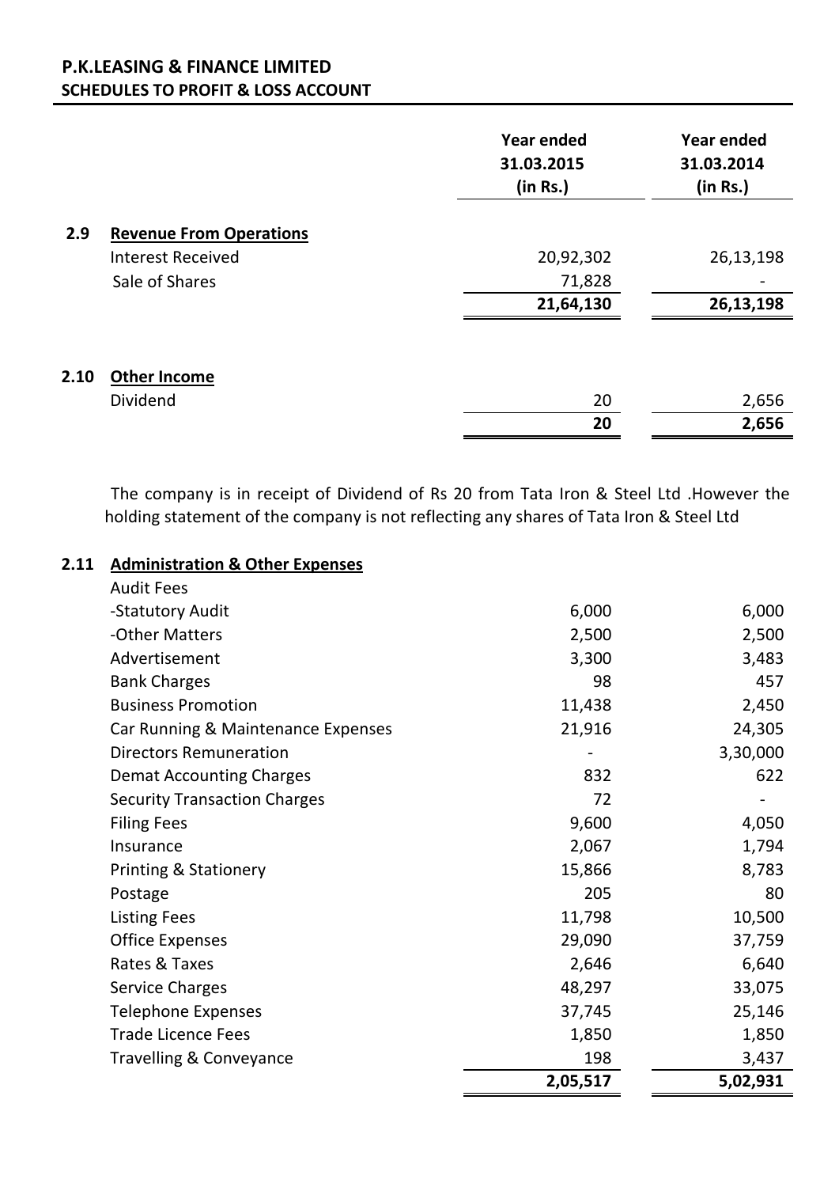## P.K.LEASING & FINANCE LIMITED
### SCHEDULES TO PROFIT & LOSS ACCOUNT

| | | Year ended 31.03.2015 (in Rs.) | Year ended 31.03.2014 (in Rs.) |
|---|---|---|---|
| **2.9** | **Revenue From Operations** | | |
| | Interest Received | 20,92,302 | 26,13,198 |
| | Sale of Shares | 71,828 | - |
| | | **21,64,130** | **26,13,198** |
| **2.10** | **Other Income** | | |
| | Dividend | 20 | 2,656 |
| | | **20** | **2,656** |

The company is in receipt of Dividend of Rs 20 from Tata Iron & Steel Ltd .However the holding statement of the company is not reflecting any shares of Tata Iron & Steel Ltd

| | | Year ended 31.03.2015 (in Rs.) | Year ended 31.03.2014 (in Rs.) |
|---|---|---|---|
| **2.11** | **Administration & Other Expenses** | | |
| | Audit Fees | | |
| | -Statutory Audit | 6,000 | 6,000 |
| | -Other Matters | 2,500 | 2,500 |
| | Advertisement | 3,300 | 3,483 |
| | Bank Charges | 98 | 457 |
| | Business Promotion | 11,438 | 2,450 |
| | Car Running & Maintenance Expenses | 21,916 | 24,305 |
| | Directors Remuneration | - | 3,30,000 |
| | Demat Accounting Charges | 832 | 622 |
| | Security Transaction Charges | 72 | - |
| | Filing Fees | 9,600 | 4,050 |
| | Insurance | 2,067 | 1,794 |
| | Printing & Stationery | 15,866 | 8,783 |
| | Postage | 205 | 80 |
| | Listing Fees | 11,798 | 10,500 |
| | Office Expenses | 29,090 | 37,759 |
| | Rates & Taxes | 2,646 | 6,640 |
| | Service Charges | 48,297 | 33,075 |
| | Telephone Expenses | 37,745 | 25,146 |
| | Trade Licence Fees | 1,850 | 1,850 |
| | Travelling & Conveyance | 198 | 3,437 |
| | | **2,05,517** | **5,02,931** |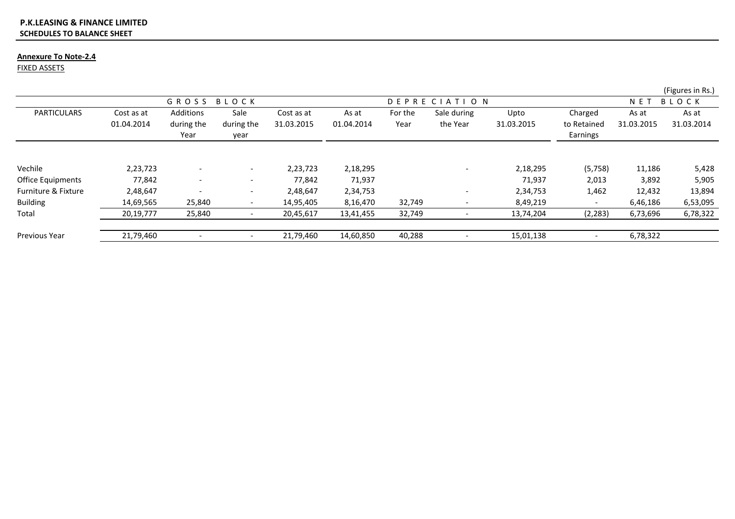**P.K.LEASING & FINANCE LIMITED**
**SCHEDULES TO BALANCE SHEET**

**Annexure To Note-2.4**

FIXED ASSETS

(Figures in Rs.)

| PARTICULARS | GROSS BLOCK | | | | DEPRECIATION | | | | | NET BLOCK | |
|---|---|---|---|---|---|---|---|---|---|---|---|
| | Cost as at 01.04.2014 | Additions during the Year | Sale during the year | Cost as at 31.03.2015 | As at 01.04.2014 | For the Year | Sale during the Year | Upto 31.03.2015 | Charged to Retained Earnings | As at 31.03.2015 | As at 31.03.2014 |
| Vechile | 2,23,723 | - | - | 2,23,723 | 2,18,295 | | - | 2,18,295 | (5,758) | 11,186 | 5,428 |
| Office Equipments | 77,842 | - | - | 77,842 | 71,937 | | | 71,937 | 2,013 | 3,892 | 5,905 |
| Furniture & Fixture | 2,48,647 | - | - | 2,48,647 | 2,34,753 | | - | 2,34,753 | 1,462 | 12,432 | 13,894 |
| Building | 14,69,565 | 25,840 | - | 14,95,405 | 8,16,470 | 32,749 | - | 8,49,219 | - | 6,46,186 | 6,53,095 |
| Total | 20,19,777 | 25,840 | - | 20,45,617 | 13,41,455 | 32,749 | - | 13,74,204 | (2,283) | 6,73,696 | 6,78,322 |
| Previous Year | 21,79,460 | - | - | 21,79,460 | 14,60,850 | 40,288 | - | 15,01,138 | - | 6,78,322 | |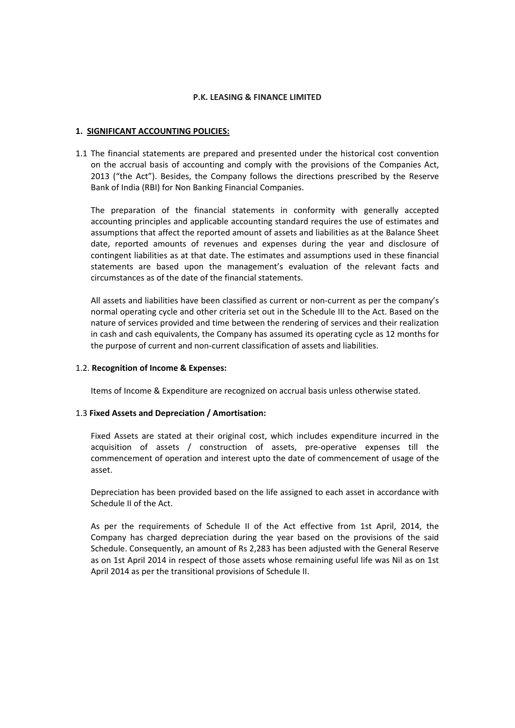**P.K. LEASING & FINANCE LIMITED**

## 1. SIGNIFICANT ACCOUNTING POLICIES:

1.1 The financial statements are prepared and presented under the historical cost convention on the accrual basis of accounting and comply with the provisions of the Companies Act, 2013 ("the Act"). Besides, the Company follows the directions prescribed by the Reserve Bank of India (RBI) for Non Banking Financial Companies.

The preparation of the financial statements in conformity with generally accepted accounting principles and applicable accounting standard requires the use of estimates and assumptions that affect the reported amount of assets and liabilities as at the Balance Sheet date, reported amounts of revenues and expenses during the year and disclosure of contingent liabilities as at that date. The estimates and assumptions used in these financial statements are based upon the management's evaluation of the relevant facts and circumstances as of the date of the financial statements.

All assets and liabilities have been classified as current or non-current as per the company's normal operating cycle and other criteria set out in the Schedule III to the Act. Based on the nature of services provided and time between the rendering of services and their realization in cash and cash equivalents, the Company has assumed its operating cycle as 12 months for the purpose of current and non-current classification of assets and liabilities.

1.2. **Recognition of Income & Expenses:**

Items of Income & Expenditure are recognized on accrual basis unless otherwise stated.

1.3 **Fixed Assets and Depreciation / Amortisation:**

Fixed Assets are stated at their original cost, which includes expenditure incurred in the acquisition of assets / construction of assets, pre-operative expenses till the commencement of operation and interest upto the date of commencement of usage of the asset.

Depreciation has been provided based on the life assigned to each asset in accordance with Schedule II of the Act.

As per the requirements of Schedule II of the Act effective from 1st April, 2014, the Company has charged depreciation during the year based on the provisions of the said Schedule. Consequently, an amount of Rs 2,283 has been adjusted with the General Reserve as on 1st April 2014 in respect of those assets whose remaining useful life was Nil as on 1st April 2014 as per the transitional provisions of Schedule II.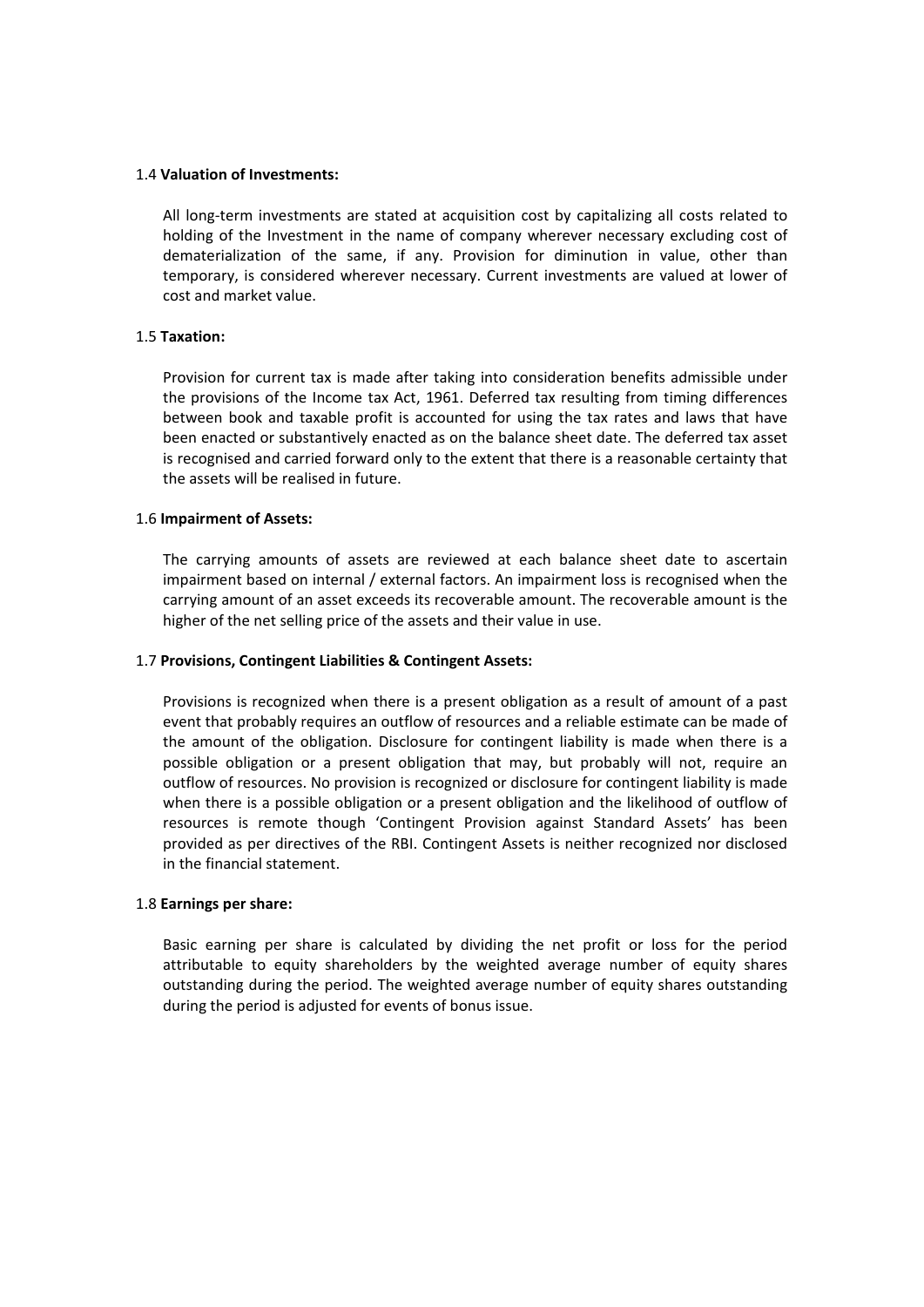1.4 **Valuation of Investments:**

All long-term investments are stated at acquisition cost by capitalizing all costs related to holding of the Investment in the name of company wherever necessary excluding cost of dematerialization of the same, if any. Provision for diminution in value, other than temporary, is considered wherever necessary. Current investments are valued at lower of cost and market value.

1.5 **Taxation:**

Provision for current tax is made after taking into consideration benefits admissible under the provisions of the Income tax Act, 1961. Deferred tax resulting from timing differences between book and taxable profit is accounted for using the tax rates and laws that have been enacted or substantively enacted as on the balance sheet date. The deferred tax asset is recognised and carried forward only to the extent that there is a reasonable certainty that the assets will be realised in future.

1.6 **Impairment of Assets:**

The carrying amounts of assets are reviewed at each balance sheet date to ascertain impairment based on internal / external factors. An impairment loss is recognised when the carrying amount of an asset exceeds its recoverable amount. The recoverable amount is the higher of the net selling price of the assets and their value in use.

1.7 **Provisions, Contingent Liabilities & Contingent Assets:**

Provisions is recognized when there is a present obligation as a result of amount of a past event that probably requires an outflow of resources and a reliable estimate can be made of the amount of the obligation. Disclosure for contingent liability is made when there is a possible obligation or a present obligation that may, but probably will not, require an outflow of resources. No provision is recognized or disclosure for contingent liability is made when there is a possible obligation or a present obligation and the likelihood of outflow of resources is remote though 'Contingent Provision against Standard Assets' has been provided as per directives of the RBI. Contingent Assets is neither recognized nor disclosed in the financial statement.

1.8 **Earnings per share:**

Basic earning per share is calculated by dividing the net profit or loss for the period attributable to equity shareholders by the weighted average number of equity shares outstanding during the period. The weighted average number of equity shares outstanding during the period is adjusted for events of bonus issue.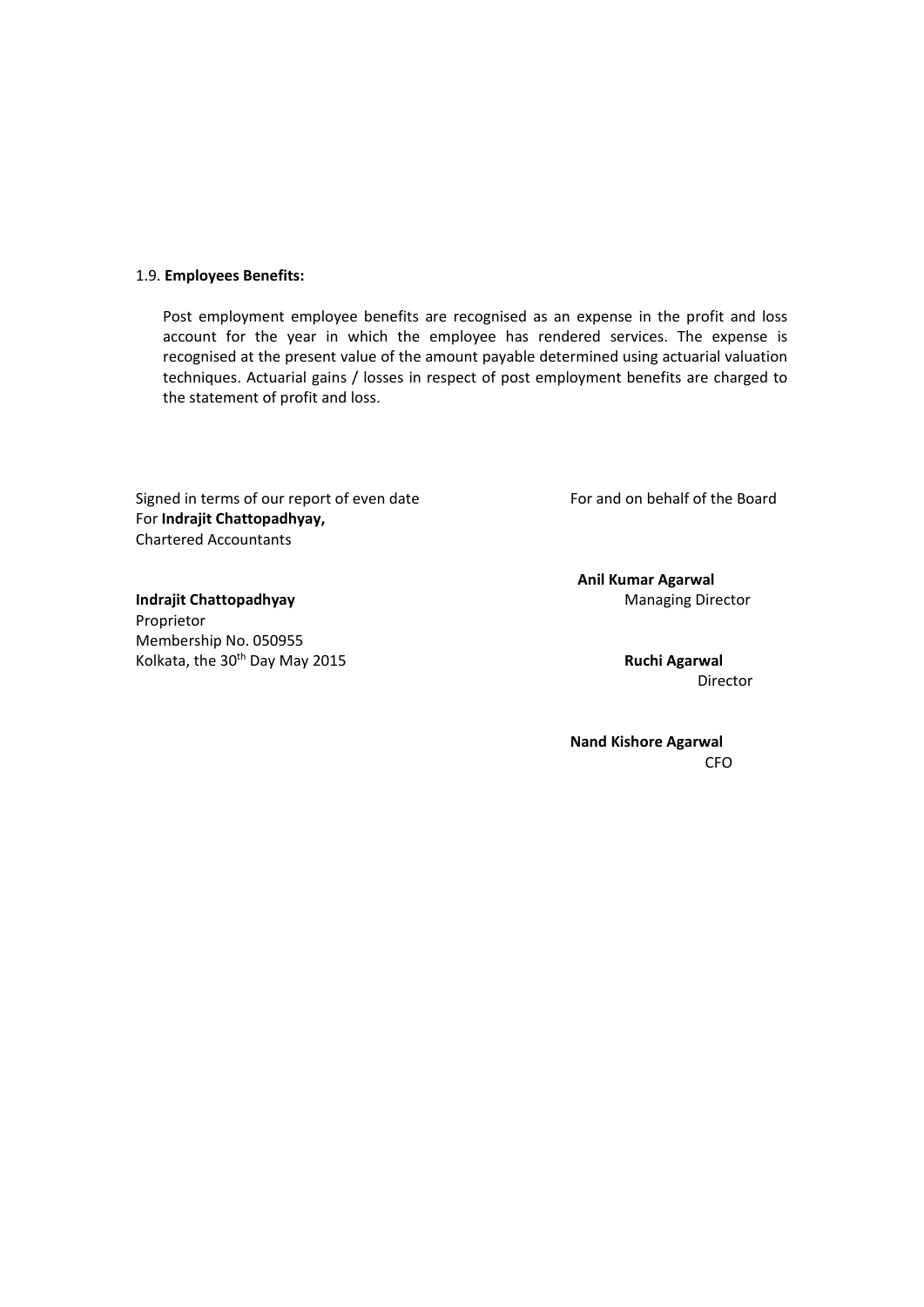1.9. **Employees Benefits:**

Post employment employee benefits are recognised as an expense in the profit and loss account for the year in which the employee has rendered services. The expense is recognised at the present value of the amount payable determined using actuarial valuation techniques. Actuarial gains / losses in respect of post employment benefits are charged to the statement of profit and loss.

Signed in terms of our report of even date
For **Indrajit Chattopadhyay,**
Chartered Accountants

**Indrajit Chattopadhyay**
Proprietor
Membership No. 050955
Kolkata, the 30th Day May 2015

For and on behalf of the Board

**Anil Kumar Agarwal**
Managing Director

**Ruchi Agarwal**
Director

**Nand Kishore Agarwal**
CFO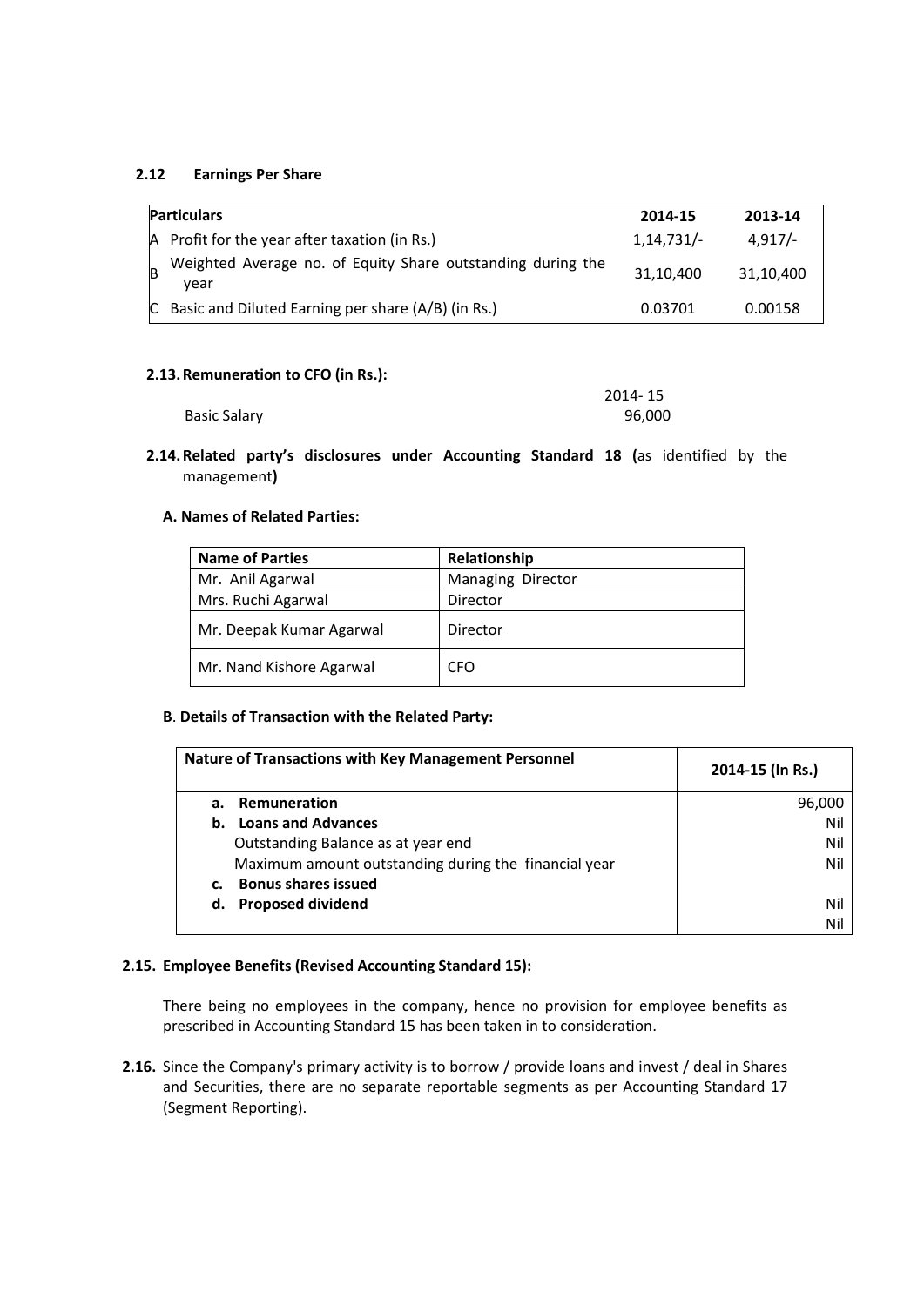### 2.12 Earnings Per Share

| | Particulars | 2014-15 | 2013-14 |
|---|---|---|---|
| A | Profit for the year after taxation (in Rs.) | 1,14,731/- | 4,917/- |
| B | Weighted Average no. of Equity Share outstanding during the year | 31,10,400 | 31,10,400 |
| C | Basic and Diluted Earning per share (A/B) (in Rs.) | 0.03701 | 0.00158 |

### 2.13. Remuneration to CFO (in Rs.):

| | 2014- 15 |
|---|---|
| Basic Salary | 96,000 |

### 2.14. Related party's disclosures under Accounting Standard 18 (as identified by the management)

**A. Names of Related Parties:**

| Name of Parties | Relationship |
|---|---|
| Mr. Anil Agarwal | Managing Director |
| Mrs. Ruchi Agarwal | Director |
| Mr. Deepak Kumar Agarwal | Director |
| Mr. Nand Kishore Agarwal | CFO |

**B. Details of Transaction with the Related Party:**

| Nature of Transactions with Key Management Personnel | 2014-15 (In Rs.) |
|---|---|
| a. **Remuneration** | 96,000 |
| b. **Loans and Advances** | Nil |
| Outstanding Balance as at year end | Nil |
| Maximum amount outstanding during the financial year | Nil |
| c. **Bonus shares issued** | |
| d. **Proposed dividend** | Nil |
| | Nil |

### 2.15. Employee Benefits (Revised Accounting Standard 15):

There being no employees in the company, hence no provision for employee benefits as prescribed in Accounting Standard 15 has been taken in to consideration.

**2.16.** Since the Company's primary activity is to borrow / provide loans and invest / deal in Shares and Securities, there are no separate reportable segments as per Accounting Standard 17 (Segment Reporting).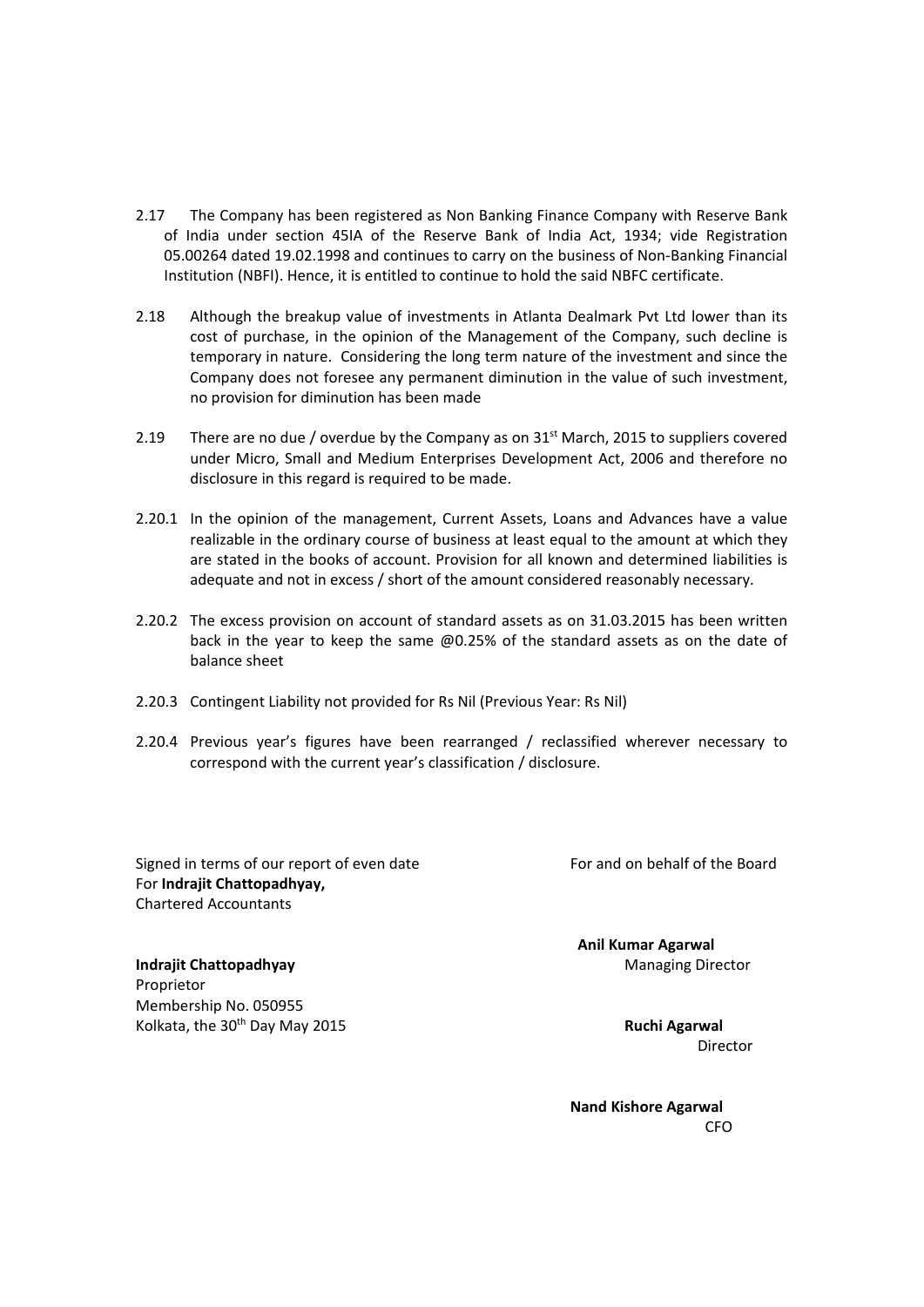2.17 The Company has been registered as Non Banking Finance Company with Reserve Bank of India under section 45IA of the Reserve Bank of India Act, 1934; vide Registration 05.00264 dated 19.02.1998 and continues to carry on the business of Non-Banking Financial Institution (NBFI). Hence, it is entitled to continue to hold the said NBFC certificate.

2.18 Although the breakup value of investments in Atlanta Dealmark Pvt Ltd lower than its cost of purchase, in the opinion of the Management of the Company, such decline is temporary in nature. Considering the long term nature of the investment and since the Company does not foresee any permanent diminution in the value of such investment, no provision for diminution has been made

2.19 There are no due / overdue by the Company as on 31st March, 2015 to suppliers covered under Micro, Small and Medium Enterprises Development Act, 2006 and therefore no disclosure in this regard is required to be made.

2.20.1 In the opinion of the management, Current Assets, Loans and Advances have a value realizable in the ordinary course of business at least equal to the amount at which they are stated in the books of account. Provision for all known and determined liabilities is adequate and not in excess / short of the amount considered reasonably necessary.

2.20.2 The excess provision on account of standard assets as on 31.03.2015 has been written back in the year to keep the same @0.25% of the standard assets as on the date of balance sheet

2.20.3 Contingent Liability not provided for Rs Nil (Previous Year: Rs Nil)

2.20.4 Previous year's figures have been rearranged / reclassified wherever necessary to correspond with the current year's classification / disclosure.

Signed in terms of our report of even date
For **Indrajit Chattopadhyay,**
Chartered Accountants

**Indrajit Chattopadhyay**
Proprietor
Membership No. 050955
Kolkata, the 30th Day May 2015

For and on behalf of the Board

**Anil Kumar Agarwal**
Managing Director

**Ruchi Agarwal**
Director

**Nand Kishore Agarwal**
CFO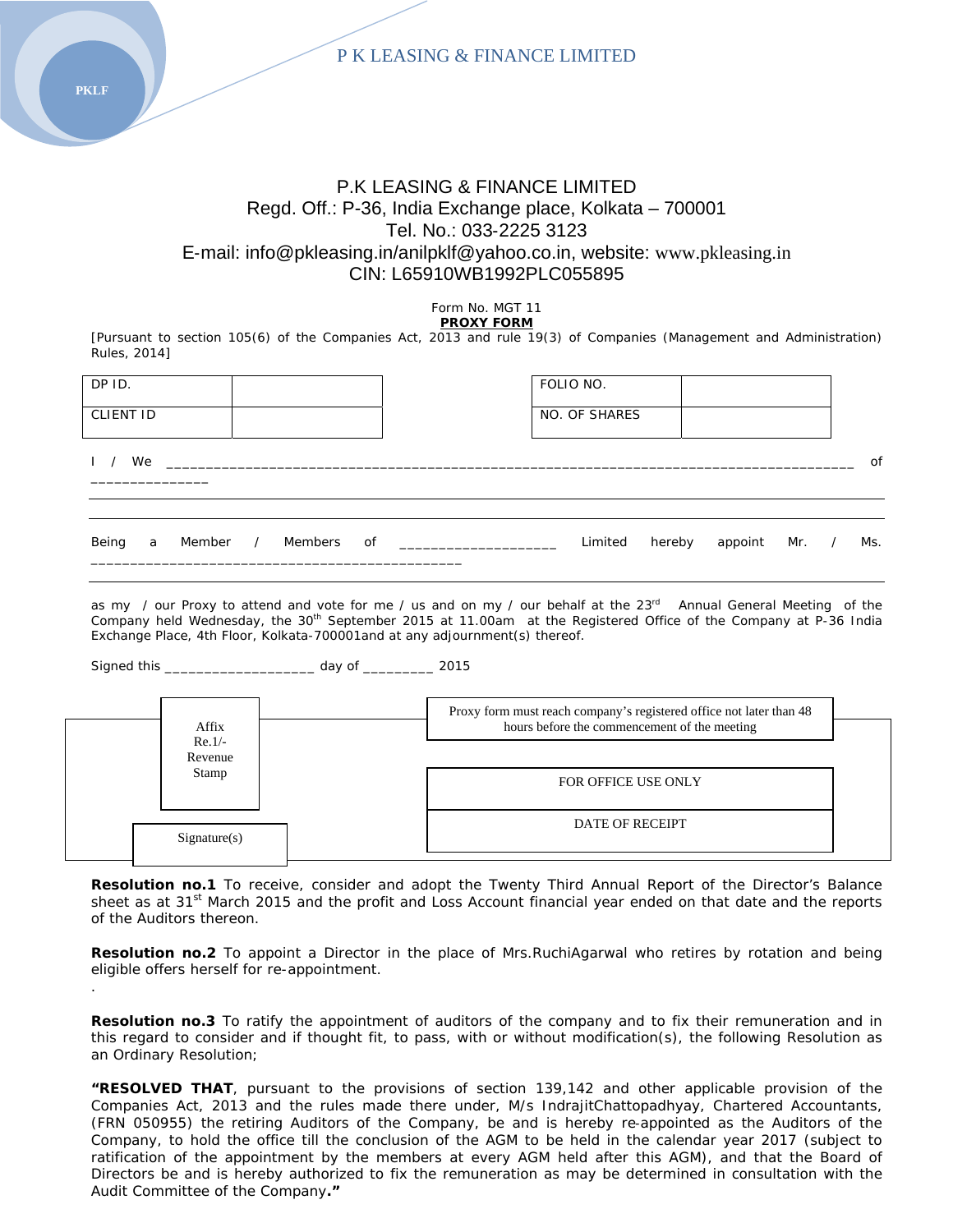P K LEASING & FINANCE LIMITED

PKLF

# P.K LEASING & FINANCE LIMITED

Regd. Off.: P-36, India Exchange place, Kolkata – 700001

Tel. No.: 033-2225 3123

E-mail: info@pkleasing.in/anilpklf@yahoo.co.in, website: www.pkleasing.in

CIN: L65910WB1992PLC055895

Form No. MGT 11

**PROXY FORM**

[Pursuant to section 105(6) of the Companies Act, 2013 and rule 19(3) of Companies (Management and Administration) Rules, 2014]

| DP ID. | | | FOLIO NO. | |
|---|---|---|---|---|
| CLIENT ID | | | NO. OF SHARES | |

I / We ______________________________________________________________________________________ of _______________

Being a Member / Members of ____________________ Limited hereby appoint Mr. / Ms. ______________________________________________

as my / our Proxy to attend and vote for me / us and on my / our behalf at the 23rd Annual General Meeting of the Company held Wednesday, the 30th September 2015 at 11.00am at the Registered Office of the Company at P-36 India Exchange Place, 4th Floor, Kolkata-700001and at any adjournment(s) thereof.

Signed this ___________________ day of _________ 2015

Affix Re.1/- Revenue Stamp

Signature(s)

Proxy form must reach company's registered office not later than 48 hours before the commencement of the meeting

FOR OFFICE USE ONLY

DATE OF RECEIPT

**Resolution no.1** To receive, consider and adopt the Twenty Third Annual Report of the Director's Balance sheet as at 31st March 2015 and the profit and Loss Account financial year ended on that date and the reports of the Auditors thereon.

**Resolution no.2** To appoint a Director in the place of Mrs.RuchiAgarwal who retires by rotation and being eligible offers herself for re-appointment.

.

**Resolution no.3** To ratify the appointment of auditors of the company and to fix their remuneration and in this regard to consider and if thought fit, to pass, with or without modification(s), the following Resolution as an Ordinary Resolution;

**"RESOLVED THAT**, pursuant to the provisions of section 139,142 and other applicable provision of the Companies Act, 2013 and the rules made there under, M/s IndrajitChattopadhyay, Chartered Accountants, (FRN 050955) the retiring Auditors of the Company, be and is hereby re-appointed as the Auditors of the Company, to hold the office till the conclusion of the AGM to be held in the calendar year 2017 (subject to ratification of the appointment by the members at every AGM held after this AGM), and that the Board of Directors be and is hereby authorized to fix the remuneration as may be determined in consultation with the Audit Committee of the Company**."**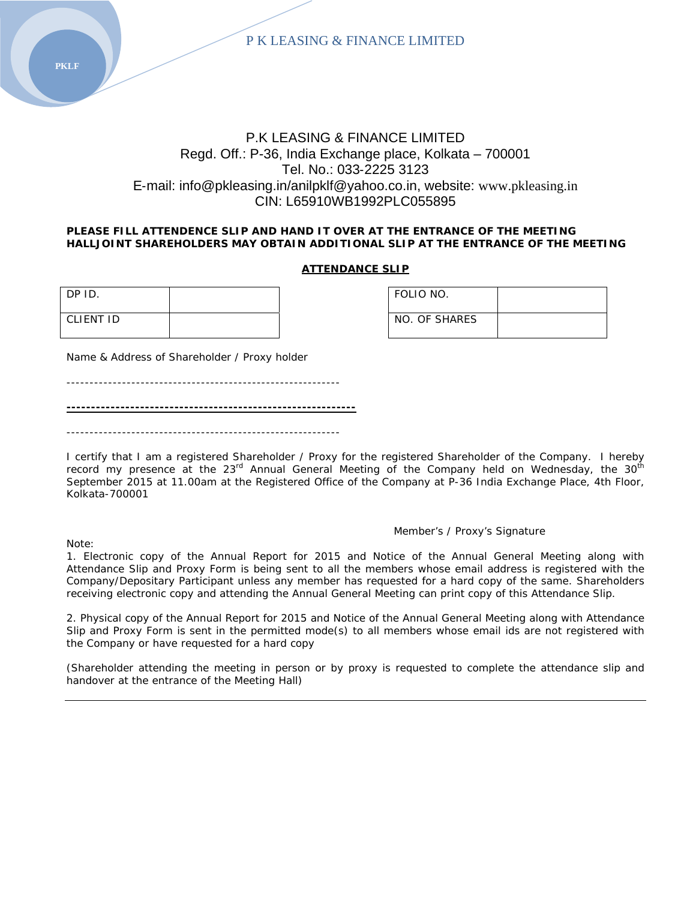P K LEASING & FINANCE LIMITED

P.K LEASING & FINANCE LIMITED
Regd. Off.: P-36, India Exchange place, Kolkata – 700001
Tel. No.: 033-2225 3123
E-mail: info@pkleasing.in/anilpklf@yahoo.co.in, website: www.pkleasing.in
CIN: L65910WB1992PLC055895

**PLEASE FILL ATTENDENCE SLIP AND HAND IT OVER AT THE ENTRANCE OF THE MEETING HALLJOINT SHAREHOLDERS MAY OBTAIN ADDITIONAL SLIP AT THE ENTRANCE OF THE MEETING**

## ATTENDANCE SLIP

| | |
|---|---|
| DP ID. | |
| CLIENT ID | |

| | |
|---|---|
| FOLIO NO. | |
| NO. OF SHARES | |

Name & Address of Shareholder / Proxy holder

-----------------------------------------------------------

-----------------------------------------------------------

-----------------------------------------------------------

I certify that I am a registered Shareholder / Proxy for the registered Shareholder of the Company. I hereby record my presence at the 23rd Annual General Meeting of the Company held on Wednesday, the 30th September 2015 at 11.00am at the Registered Office of the Company at P-36 India Exchange Place, 4th Floor, Kolkata-700001

Member's / Proxy's Signature

Note:

1. Electronic copy of the Annual Report for 2015 and Notice of the Annual General Meeting along with Attendance Slip and Proxy Form is being sent to all the members whose email address is registered with the Company/Depositary Participant unless any member has requested for a hard copy of the same. Shareholders receiving electronic copy and attending the Annual General Meeting can print copy of this Attendance Slip.

2. Physical copy of the Annual Report for 2015 and Notice of the Annual General Meeting along with Attendance Slip and Proxy Form is sent in the permitted mode(s) to all members whose email ids are not registered with the Company or have requested for a hard copy

(Shareholder attending the meeting in person or by proxy is requested to complete the attendance slip and handover at the entrance of the Meeting Hall)